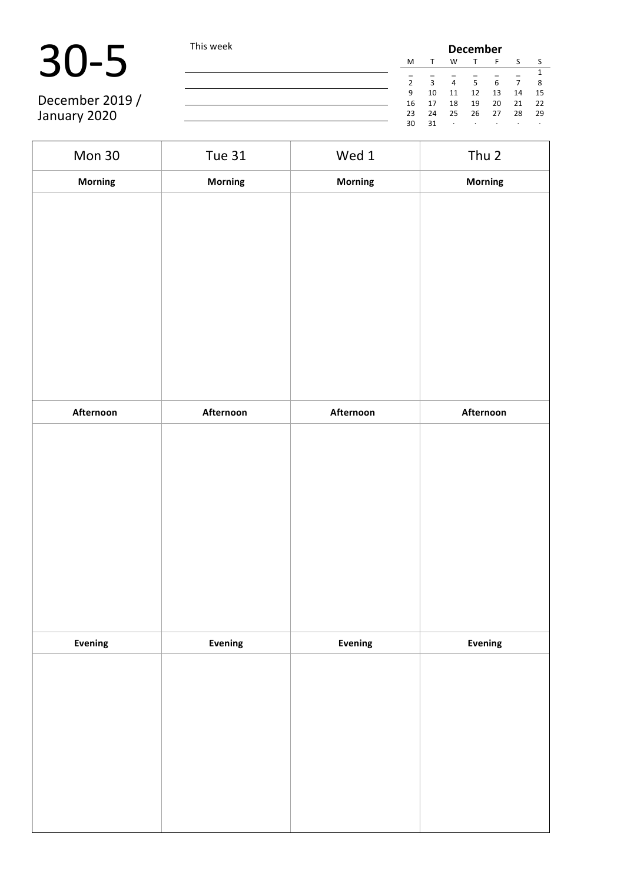# 30-5

December 2019 / January 2020

This week

| **December** | | | | | | |
|---|---|---|---|---|---|---|
| M | T | W | T | F | S | S |
| _ | _ | _ | _ | _ | _ | 1 |
| 2 | 3 | 4 | 5 | 6 | 7 | 8 |
| 9 | 10 | 11 | 12 | 13 | 14 | 15 |
| 16 | 17 | 18 | 19 | 20 | 21 | 22 |
| 23 | 24 | 25 | 26 | 27 | 28 | 29 |
| 30 | 31 | · | · | · | · | · |

| Mon 30 | Tue 31 | Wed 1 | Thu 2 |
|---|---|---|---|
| **Morning** | **Morning** | **Morning** | **Morning** |
| | | | |
| **Afternoon** | **Afternoon** | **Afternoon** | **Afternoon** |
| | | | |
| **Evening** | **Evening** | **Evening** | **Evening** |
| | | | |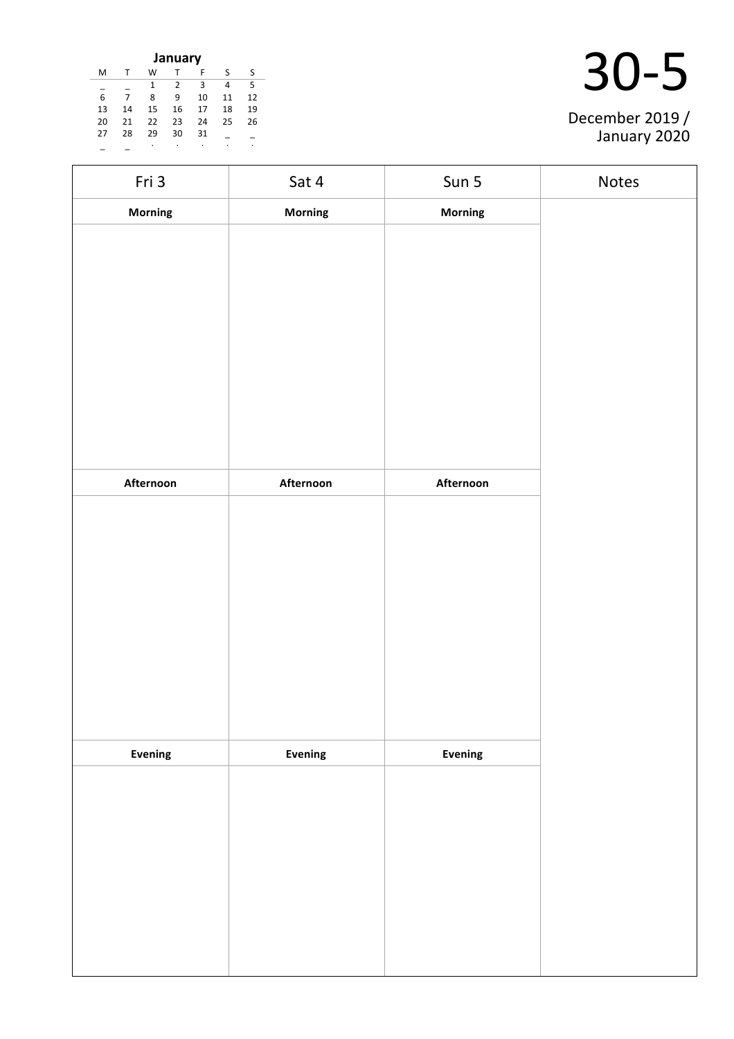**January**

| M | T | W | T | F | S | S |
|---|---|---|---|---|---|---|
| _ | _ | 1 | 2 | 3 | 4 | 5 |
| 6 | 7 | 8 | 9 | 10 | 11 | 12 |
| 13 | 14 | 15 | 16 | 17 | 18 | 19 |
| 20 | 21 | 22 | 23 | 24 | 25 | 26 |
| 27 | 28 | 29 | 30 | 31 | _ | _ |
| _ | _ | . | . | . | . | . |

# 30-5

December 2019 / January 2020

| Fri 3 | Sat 4 | Sun 5 | Notes |
|---|---|---|---|
| **Morning** | **Morning** | **Morning** | |
| | | | |
| **Afternoon** | **Afternoon** | **Afternoon** | |
| | | | |
| **Evening** | **Evening** | **Evening** | |
| | | | |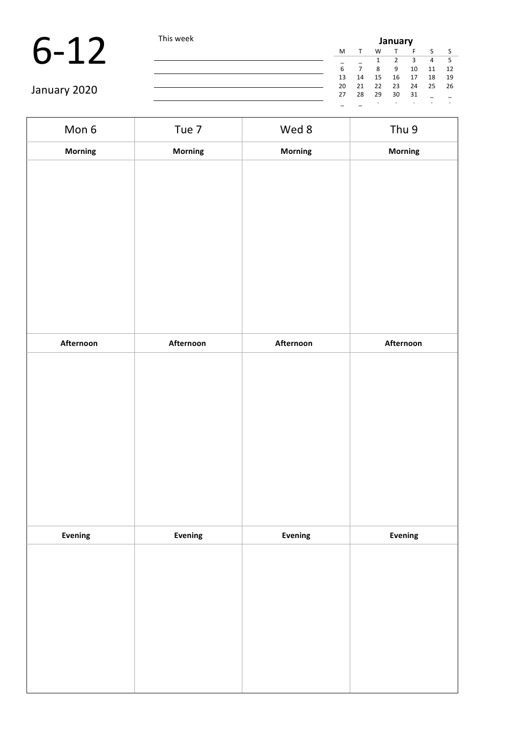# 6-12

January 2020

This week

| January | | | | | | |
|---|---|---|---|---|---|---|
| M | T | W | T | F | S | S |
| _ | _ | 1 | 2 | 3 | 4 | 5 |
| 6 | 7 | 8 | 9 | 10 | 11 | 12 |
| 13 | 14 | 15 | 16 | 17 | 18 | 19 |
| 20 | 21 | 22 | 23 | 24 | 25 | 26 |
| 27 | 28 | 29 | 30 | 31 | _ | _ |
| _ | _ | . | . | . | . | . |

| Mon 6 | Tue 7 | Wed 8 | Thu 9 |
|---|---|---|---|
| **Morning** | **Morning** | **Morning** | **Morning** |
| | | | |
| **Afternoon** | **Afternoon** | **Afternoon** | **Afternoon** |
| | | | |
| **Evening** | **Evening** | **Evening** | **Evening** |
| | | | |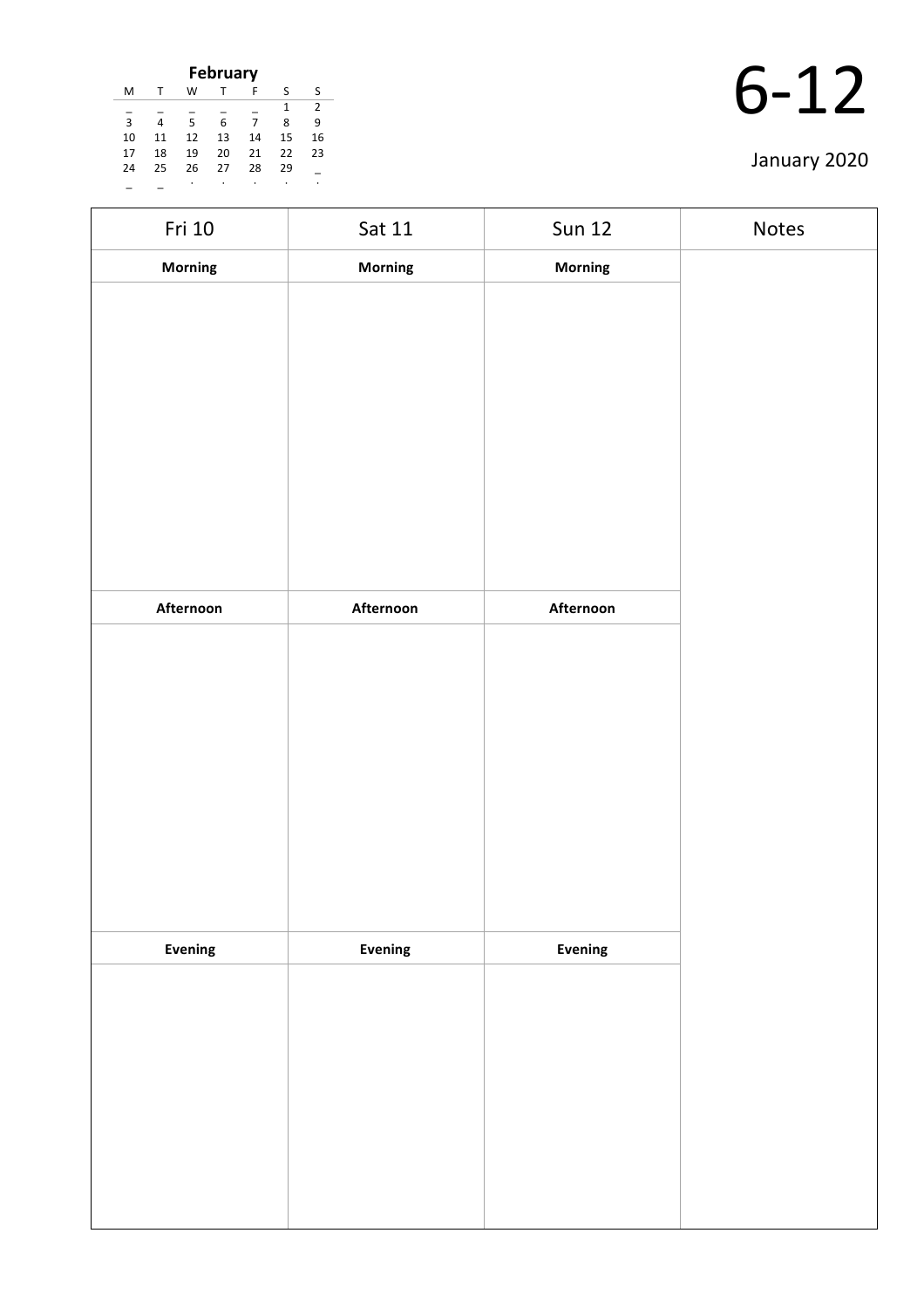**February**

| M | T | W | T | F | S | S |
|---|---|---|---|---|---|---|
| _ | _ | _ | _ | _ | 1 | 2 |
| 3 | 4 | 5 | 6 | 7 | 8 | 9 |
| 10 | 11 | 12 | 13 | 14 | 15 | 16 |
| 17 | 18 | 19 | 20 | 21 | 22 | 23 |
| 24 | 25 | 26 | 27 | 28 | 29 | _ |
| _ | _ | . | . | . | . | . |

# 6-12

January 2020

| Fri 10 | Sat 11 | Sun 12 | Notes |
|---|---|---|---|
| **Morning** | **Morning** | **Morning** | |
| | | | |
| **Afternoon** | **Afternoon** | **Afternoon** | |
| | | | |
| **Evening** | **Evening** | **Evening** | |
| | | | |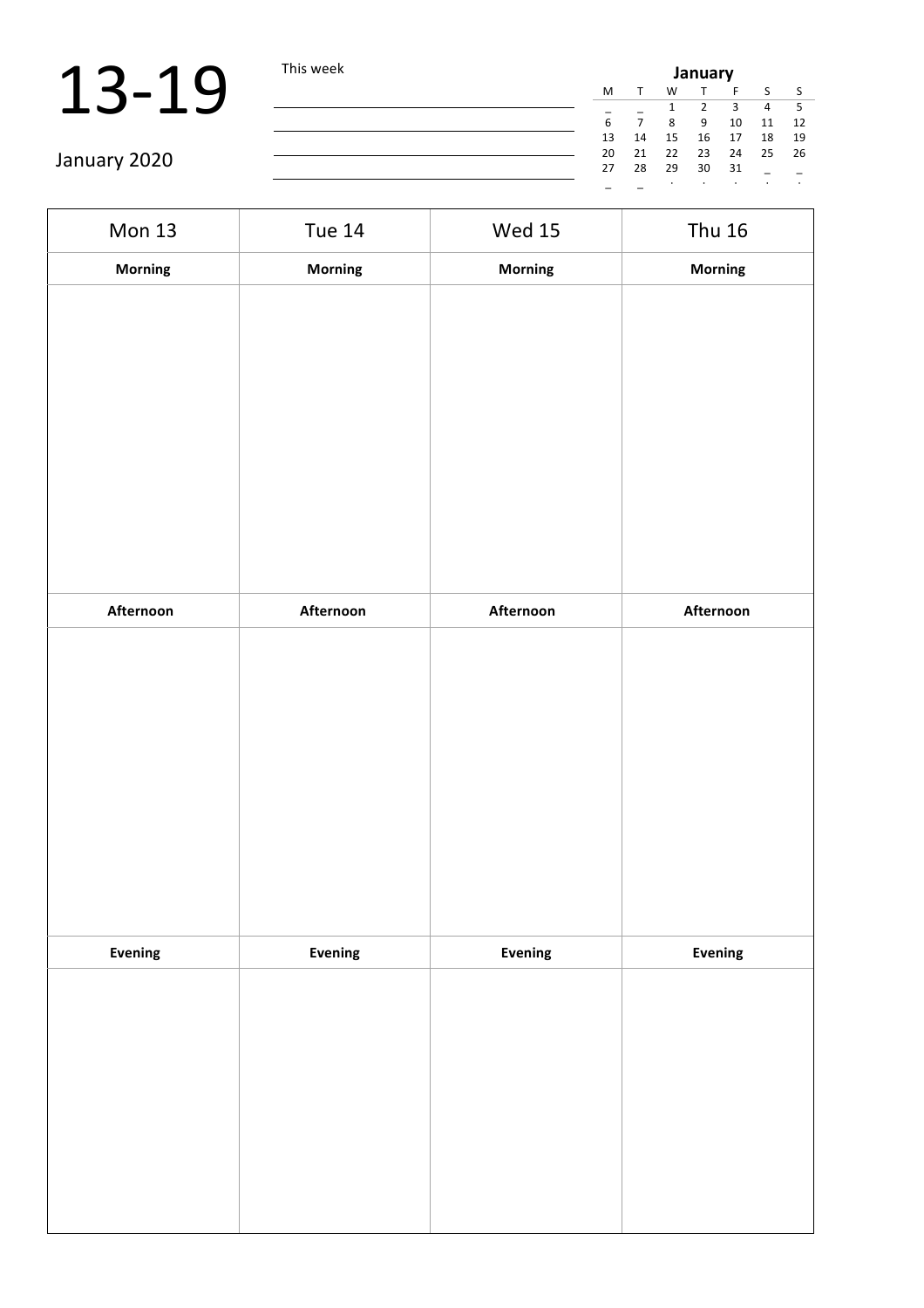# 13-19

January 2020

This week

| | | | | | | |
|---|---|---|---|---|---|---|
| **January** | | | | | | |
| M | T | W | T | F | S | S |
| _ | _ | 1 | 2 | 3 | 4 | 5 |
| 6 | 7 | 8 | 9 | 10 | 11 | 12 |
| 13 | 14 | 15 | 16 | 17 | 18 | 19 |
| 20 | 21 | 22 | 23 | 24 | 25 | 26 |
| 27 | 28 | 29 | 30 | 31 | _ | _ |
| _ | _ | . | . | . | . | . |

| Mon 13 | Tue 14 | Wed 15 | Thu 16 |
|---|---|---|---|
| **Morning** | **Morning** | **Morning** | **Morning** |
| | | | |
| **Afternoon** | **Afternoon** | **Afternoon** | **Afternoon** |
| | | | |
| **Evening** | **Evening** | **Evening** | **Evening** |
| | | | |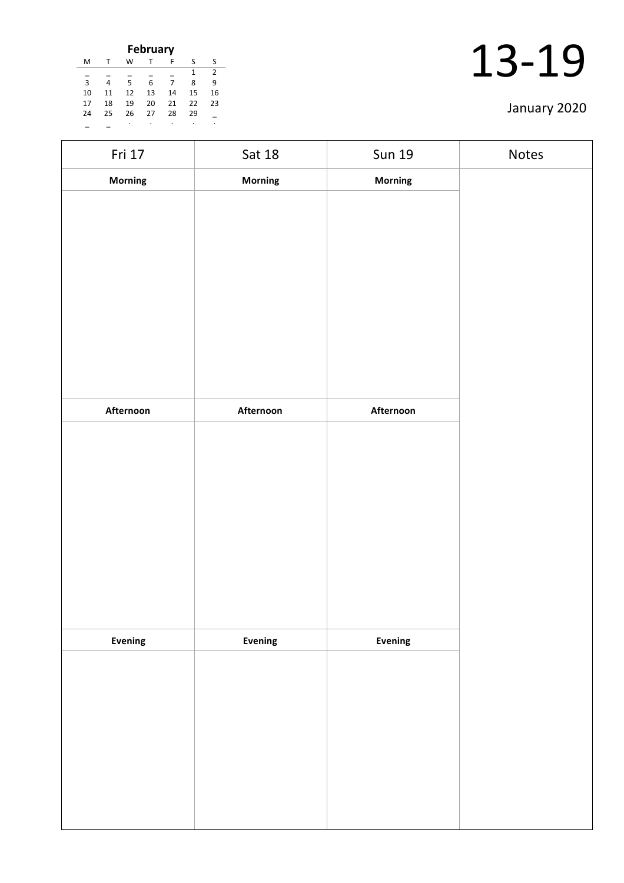**February**

| M | T | W | T | F | S | S |
|---|---|---|---|---|---|---|
| _ | _ | _ | _ | _ | 1 | 2 |
| 3 | 4 | 5 | 6 | 7 | 8 | 9 |
| 10 | 11 | 12 | 13 | 14 | 15 | 16 |
| 17 | 18 | 19 | 20 | 21 | 22 | 23 |
| 24 | 25 | 26 | 27 | 28 | 29 | _ |
| _ | _ | . | . | . | . | . |

# 13-19

January 2020

| Fri 17 | Sat 18 | Sun 19 | Notes |
|---|---|---|---|
| **Morning** | **Morning** | **Morning** | |
| | | | |
| **Afternoon** | **Afternoon** | **Afternoon** | |
| | | | |
| **Evening** | **Evening** | **Evening** | |
| | | | |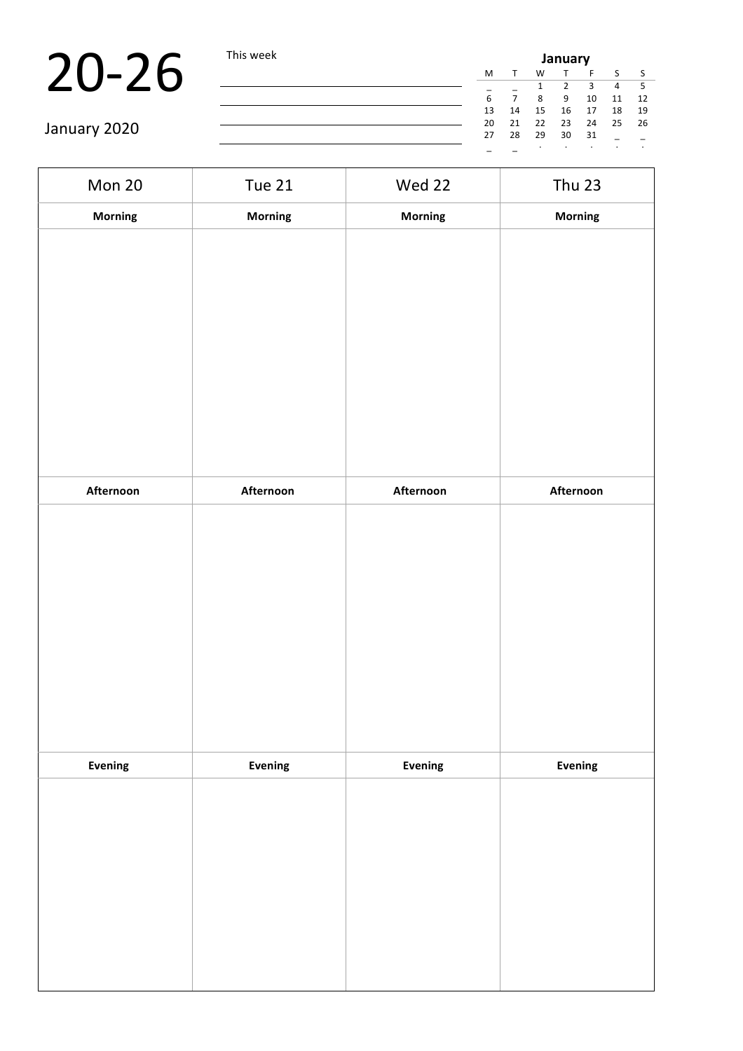# 20-26

January 2020

This week

| | | | | | | |
|---|---|---|---|---|---|---|
| **January** | | | | | | |
| M | T | W | T | F | S | S |
| _ | _ | 1 | 2 | 3 | 4 | 5 |
| 6 | 7 | 8 | 9 | 10 | 11 | 12 |
| 13 | 14 | 15 | 16 | 17 | 18 | 19 |
| 20 | 21 | 22 | 23 | 24 | 25 | 26 |
| 27 | 28 | 29 | 30 | 31 | _ | _ |
| _ | _ | . | . | . | . | . |

| Mon 20 | Tue 21 | Wed 22 | Thu 23 |
|---|---|---|---|
| **Morning** | **Morning** | **Morning** | **Morning** |
| | | | |
| **Afternoon** | **Afternoon** | **Afternoon** | **Afternoon** |
| | | | |
| **Evening** | **Evening** | **Evening** | **Evening** |
| | | | |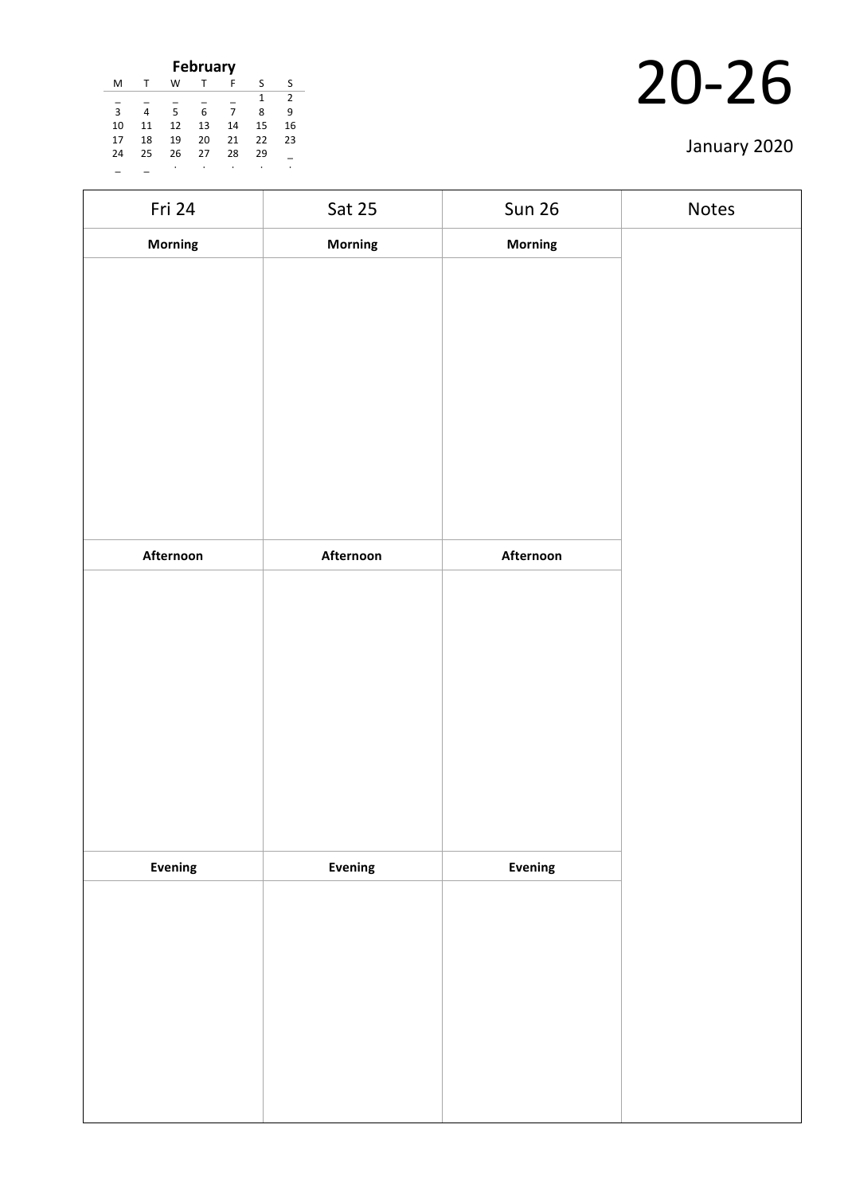**February**

| M | T | W | T | F | S | S |
|---|---|---|---|---|---|---|
| _ | _ | _ | _ | _ | 1 | 2 |
| 3 | 4 | 5 | 6 | 7 | 8 | 9 |
| 10 | 11 | 12 | 13 | 14 | 15 | 16 |
| 17 | 18 | 19 | 20 | 21 | 22 | 23 |
| 24 | 25 | 26 | 27 | 28 | 29 | _ |
| _ | _ | . | . | . | . | . |

# 20-26

January 2020

| Fri 24 | Sat 25 | Sun 26 | Notes |
|---|---|---|---|
| **Morning** | **Morning** | **Morning** | |
| | | | |
| **Afternoon** | **Afternoon** | **Afternoon** | |
| | | | |
| **Evening** | **Evening** | **Evening** | |
| | | | |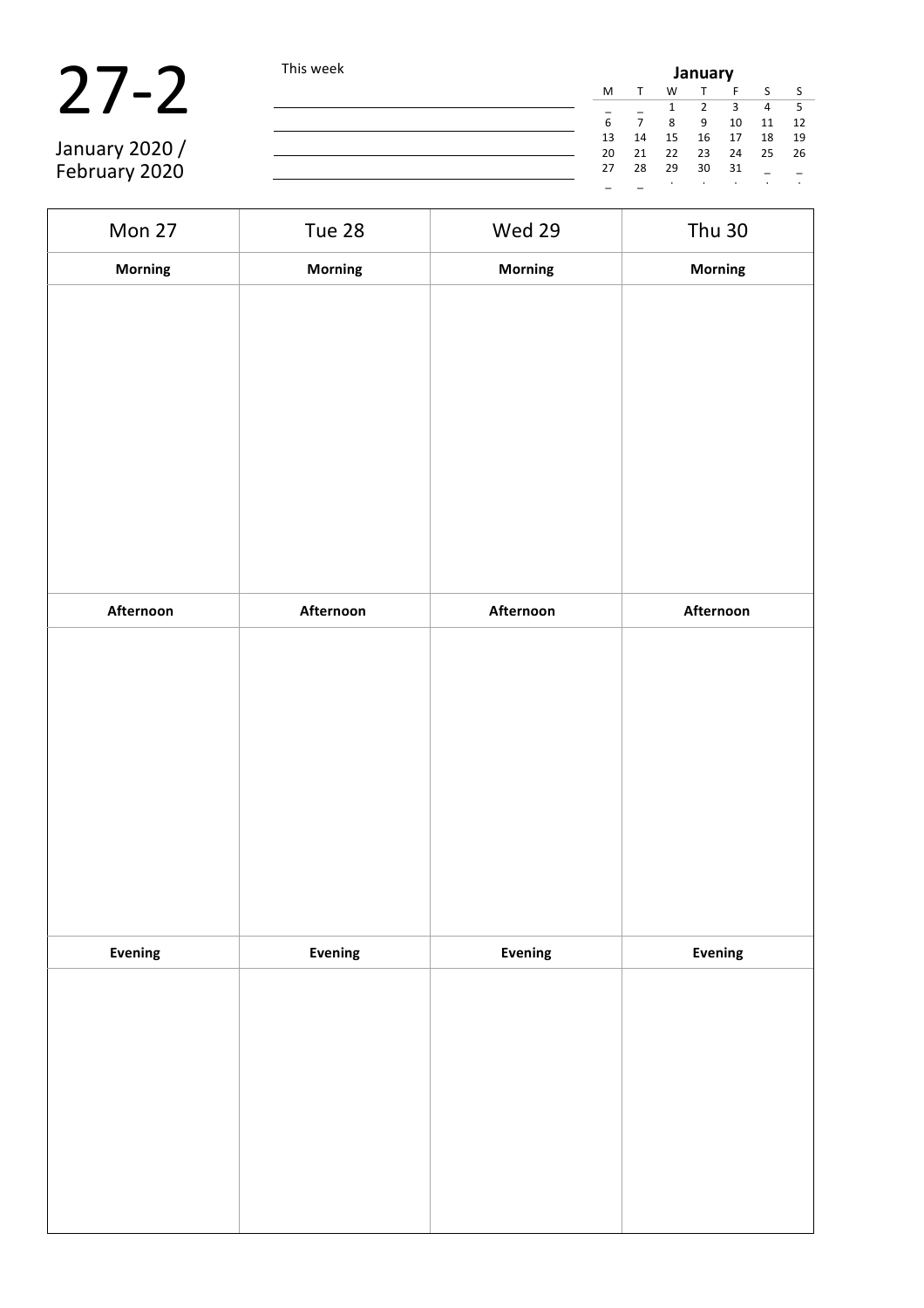# 27-2

January 2020 / February 2020

This week

| **January** | | | | | | |
|---|---|---|---|---|---|---|
| M | T | W | T | F | S | S |
| _ | _ | 1 | 2 | 3 | 4 | 5 |
| 6 | 7 | 8 | 9 | 10 | 11 | 12 |
| 13 | 14 | 15 | 16 | 17 | 18 | 19 |
| 20 | 21 | 22 | 23 | 24 | 25 | 26 |
| 27 | 28 | 29 | 30 | 31 | _ | _ |
| _ | _ | . | . | . | . | . |

| Mon 27 | Tue 28 | Wed 29 | Thu 30 |
|---|---|---|---|
| **Morning** | **Morning** | **Morning** | **Morning** |
| | | | |
| **Afternoon** | **Afternoon** | **Afternoon** | **Afternoon** |
| | | | |
| **Evening** | **Evening** | **Evening** | **Evening** |
| | | | |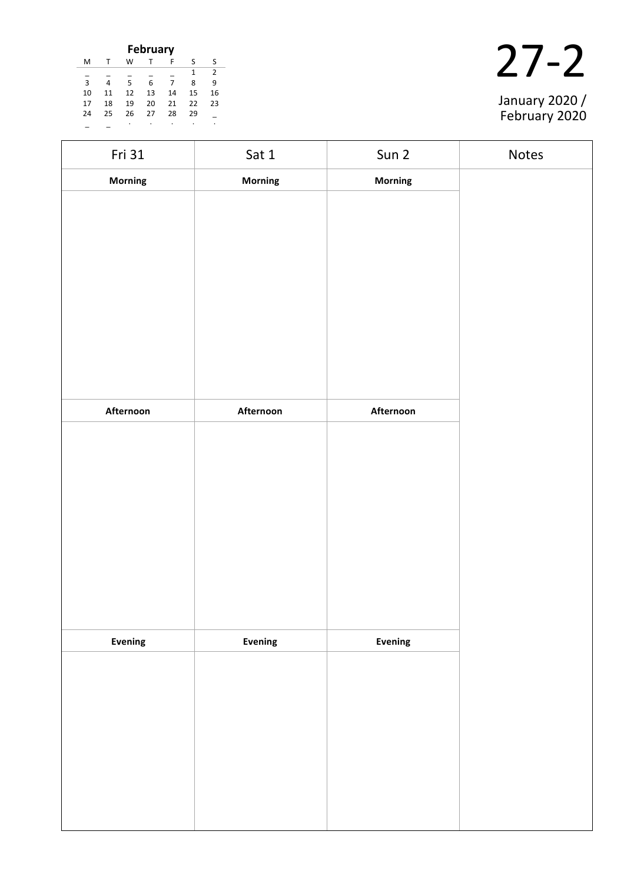**February**

| M | T | W | T | F | S | S |
|---|---|---|---|---|---|---|
| _ | _ | _ | _ | _ | 1 | 2 |
| 3 | 4 | 5 | 6 | 7 | 8 | 9 |
| 10 | 11 | 12 | 13 | 14 | 15 | 16 |
| 17 | 18 | 19 | 20 | 21 | 22 | 23 |
| 24 | 25 | 26 | 27 | 28 | 29 | _ |
| _ | _ | . | . | . | . | . |

# 27-2

January 2020 / February 2020

| Fri 31 | Sat 1 | Sun 2 | Notes |
|---|---|---|---|
| **Morning** | **Morning** | **Morning** | |
| | | | |
| **Afternoon** | **Afternoon** | **Afternoon** | |
| | | | |
| **Evening** | **Evening** | **Evening** | |
| | | | |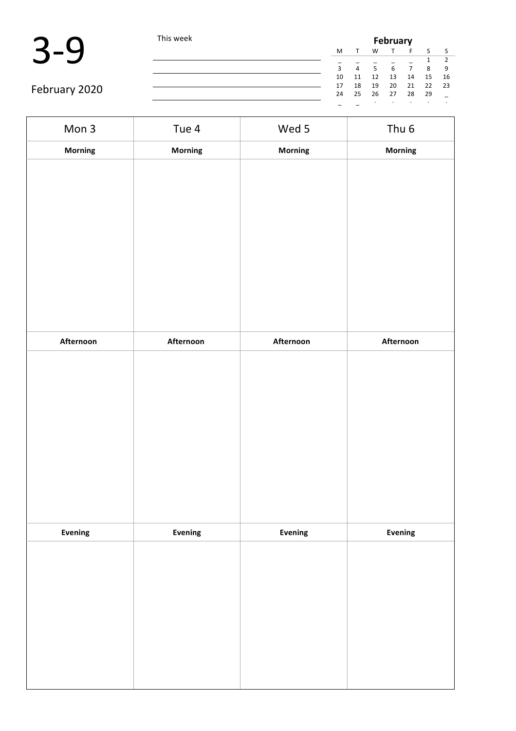# 3-9

February 2020

This week

| February | | | | | | |
|---|---|---|---|---|---|---|
| M | T | W | T | F | S | S |
| _ | _ | _ | _ | _ | 1 | 2 |
| 3 | 4 | 5 | 6 | 7 | 8 | 9 |
| 10 | 11 | 12 | 13 | 14 | 15 | 16 |
| 17 | 18 | 19 | 20 | 21 | 22 | 23 |
| 24 | 25 | 26 | 27 | 28 | 29 | _ |
| _ | _ | . | . | . | . | . |

| Mon 3 | Tue 4 | Wed 5 | Thu 6 |
|---|---|---|---|
| **Morning** | **Morning** | **Morning** | **Morning** |
| | | | |
| **Afternoon** | **Afternoon** | **Afternoon** | **Afternoon** |
| | | | |
| **Evening** | **Evening** | **Evening** | **Evening** |
| | | | |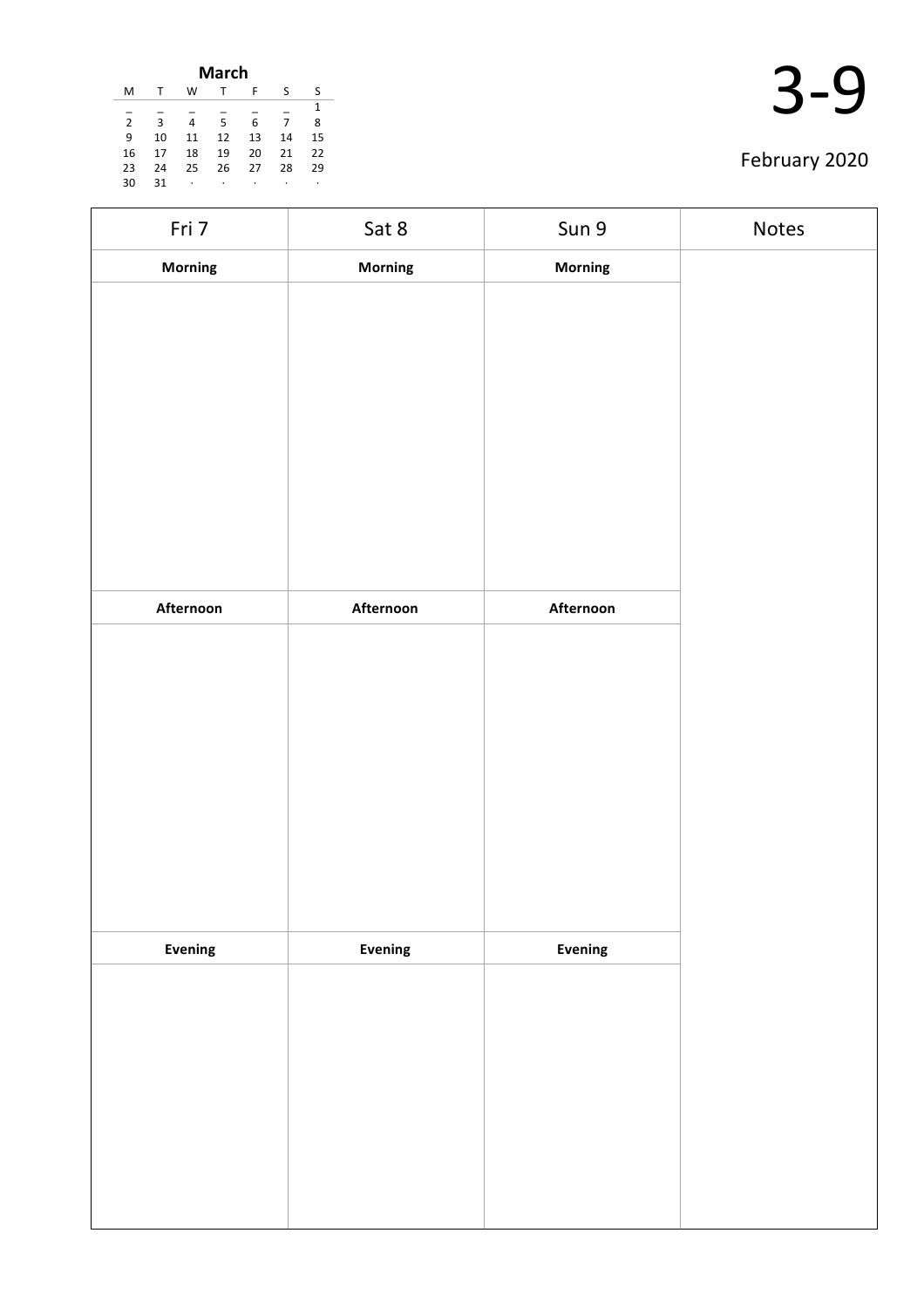| March | | | | | | |
|---|---|---|---|---|---|---|
| M | T | W | T | F | S | S |
| _ | _ | _ | _ | _ | _ | 1 |
| 2 | 3 | 4 | 5 | 6 | 7 | 8 |
| 9 | 10 | 11 | 12 | 13 | 14 | 15 |
| 16 | 17 | 18 | 19 | 20 | 21 | 22 |
| 23 | 24 | 25 | 26 | 27 | 28 | 29 |
| 30 | 31 | · | · | · | · | · |

# 3-9

February 2020

| Fri 7 | Sat 8 | Sun 9 | Notes |
|---|---|---|---|
| **Morning** | **Morning** | **Morning** | |
| | | | |
| **Afternoon** | **Afternoon** | **Afternoon** | |
| | | | |
| **Evening** | **Evening** | **Evening** | |
| | | | |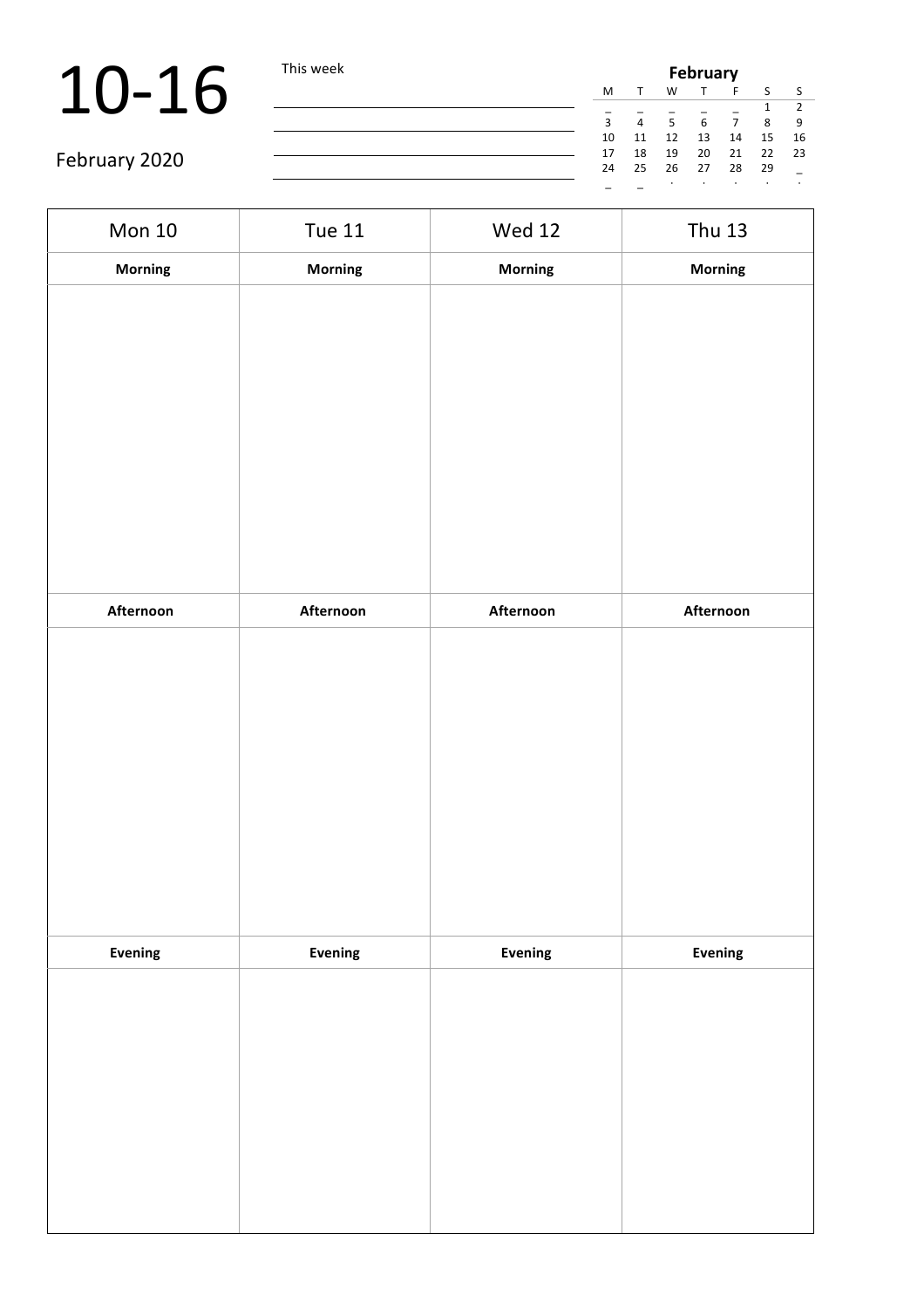# 10-16

February 2020

This week

| February | | | | | | |
|---|---|---|---|---|---|---|
| M | T | W | T | F | S | S |
| _ | _ | _ | _ | _ | 1 | 2 |
| 3 | 4 | 5 | 6 | 7 | 8 | 9 |
| 10 | 11 | 12 | 13 | 14 | 15 | 16 |
| 17 | 18 | 19 | 20 | 21 | 22 | 23 |
| 24 | 25 | 26 | 27 | 28 | 29 | _ |
| _ | _ | . | . | . | . | . |

| Mon 10 | Tue 11 | Wed 12 | Thu 13 |
|---|---|---|---|
| **Morning** | **Morning** | **Morning** | **Morning** |
| | | | |
| **Afternoon** | **Afternoon** | **Afternoon** | **Afternoon** |
| | | | |
| **Evening** | **Evening** | **Evening** | **Evening** |
| | | | |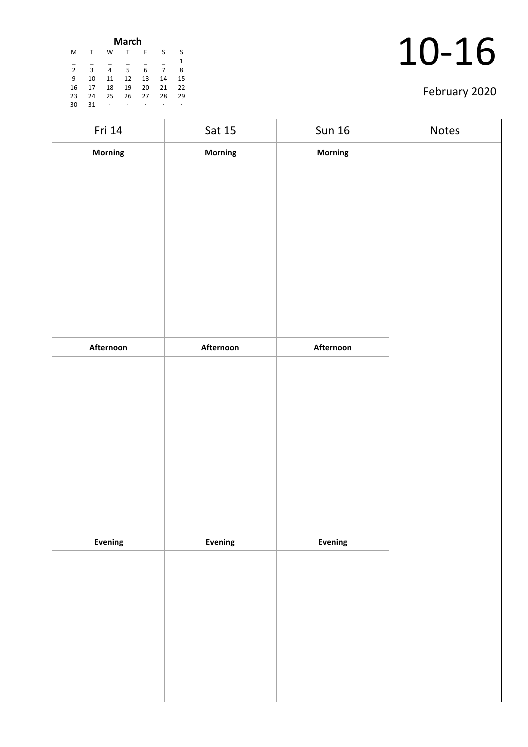**March**

| M | T | W | T | F | S | S |
|---|---|---|---|---|---|---|
| _ | _ | _ | _ | _ | _ | 1 |
| 2 | 3 | 4 | 5 | 6 | 7 | 8 |
| 9 | 10 | 11 | 12 | 13 | 14 | 15 |
| 16 | 17 | 18 | 19 | 20 | 21 | 22 |
| 23 | 24 | 25 | 26 | 27 | 28 | 29 |
| 30 | 31 | · | · | · | · | · |

# 10-16

February 2020

| Fri 14 | Sat 15 | Sun 16 | Notes |
|---|---|---|---|
| **Morning** | **Morning** | **Morning** | |
| | | | |
| **Afternoon** | **Afternoon** | **Afternoon** | |
| | | | |
| **Evening** | **Evening** | **Evening** | |
| | | | |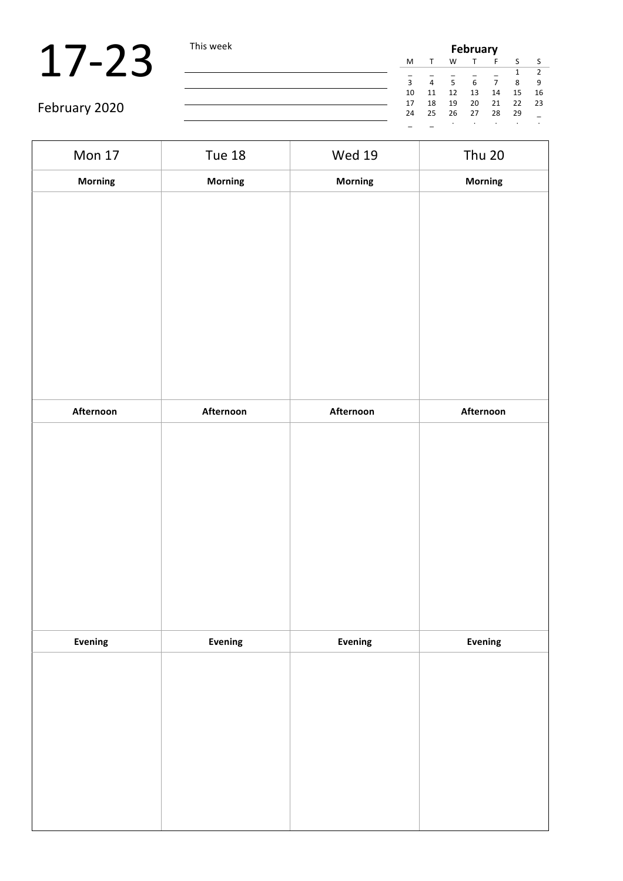# 17-23

February 2020

This week

| February | | | | | | |
|---|---|---|---|---|---|---|
| M | T | W | T | F | S | S |
| _ | _ | _ | _ | _ | 1 | 2 |
| 3 | 4 | 5 | 6 | 7 | 8 | 9 |
| 10 | 11 | 12 | 13 | 14 | 15 | 16 |
| 17 | 18 | 19 | 20 | 21 | 22 | 23 |
| 24 | 25 | 26 | 27 | 28 | 29 | _ |
| _ | _ | . | . | . | . | . |

| Mon 17 | Tue 18 | Wed 19 | Thu 20 |
|---|---|---|---|
| **Morning** | **Morning** | **Morning** | **Morning** |
| | | | |
| **Afternoon** | **Afternoon** | **Afternoon** | **Afternoon** |
| | | | |
| **Evening** | **Evening** | **Evening** | **Evening** |
| | | | |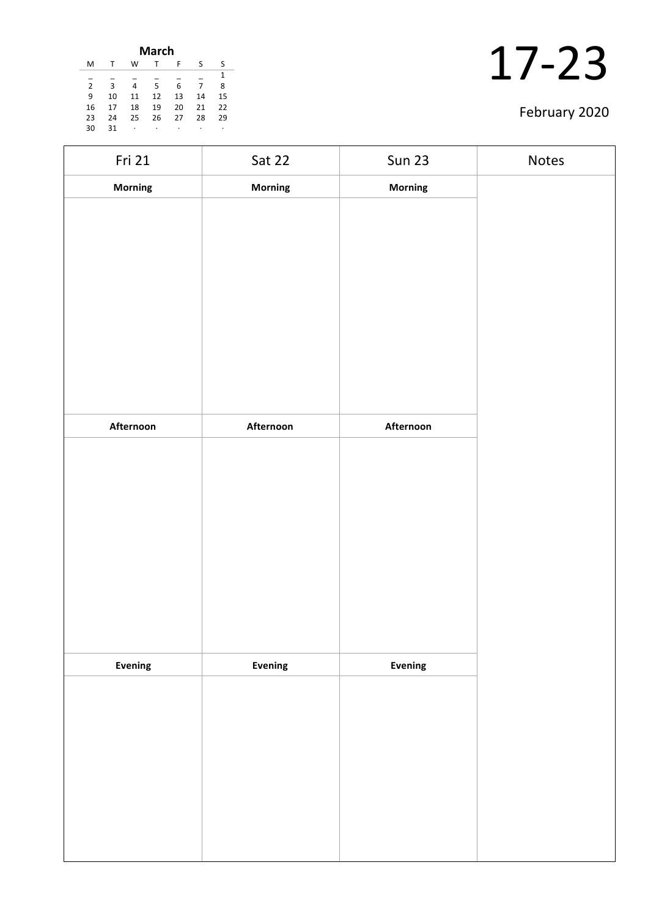**March**

| M | T | W | T | F | S | S |
|---|---|---|---|---|---|---|
| _ | _ | _ | _ | _ | _ | 1 |
| 2 | 3 | 4 | 5 | 6 | 7 | 8 |
| 9 | 10 | 11 | 12 | 13 | 14 | 15 |
| 16 | 17 | 18 | 19 | 20 | 21 | 22 |
| 23 | 24 | 25 | 26 | 27 | 28 | 29 |
| 30 | 31 | · | · | · | · | · |

# 17-23

February 2020

| Fri 21 | Sat 22 | Sun 23 | Notes |
|---|---|---|---|
| **Morning** | **Morning** | **Morning** | |
| | | | |
| **Afternoon** | **Afternoon** | **Afternoon** | |
| | | | |
| **Evening** | **Evening** | **Evening** | |
| | | | |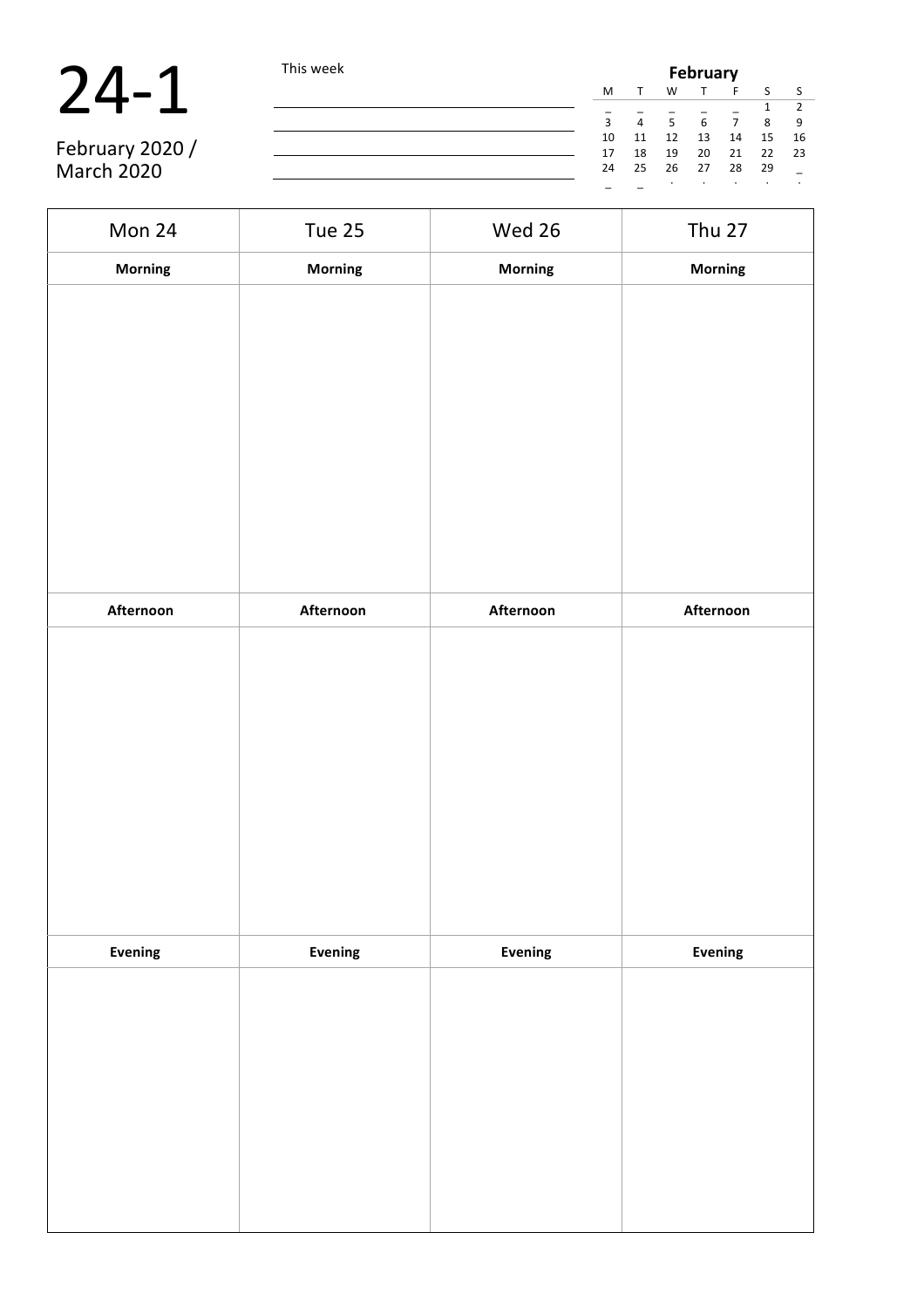# 24-1

February 2020 /
March 2020

This week

| **February** | | | | | | |
|---|---|---|---|---|---|---|
| M | T | W | T | F | S | S |
| _ | _ | _ | _ | _ | 1 | 2 |
| 3 | 4 | 5 | 6 | 7 | 8 | 9 |
| 10 | 11 | 12 | 13 | 14 | 15 | 16 |
| 17 | 18 | 19 | 20 | 21 | 22 | 23 |
| 24 | 25 | 26 | 27 | 28 | 29 | _ |
| _ | _ | . | . | . | . | . |

| Mon 24 | Tue 25 | Wed 26 | Thu 27 |
|---|---|---|---|
| **Morning** | **Morning** | **Morning** | **Morning** |
| | | | |
| **Afternoon** | **Afternoon** | **Afternoon** | **Afternoon** |
| | | | |
| **Evening** | **Evening** | **Evening** | **Evening** |
| | | | |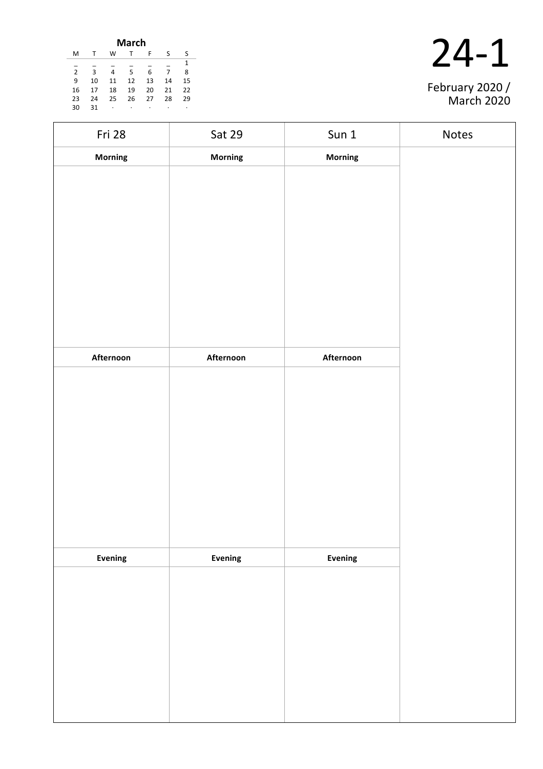**March**

| M | T | W | T | F | S | S |
|---|---|---|---|---|---|---|
| _ | _ | _ | _ | _ | _ | 1 |
| 2 | 3 | 4 | 5 | 6 | 7 | 8 |
| 9 | 10 | 11 | 12 | 13 | 14 | 15 |
| 16 | 17 | 18 | 19 | 20 | 21 | 22 |
| 23 | 24 | 25 | 26 | 27 | 28 | 29 |
| 30 | 31 | · | · | · | · | · |

# 24-1

February 2020 / March 2020

| Fri 28 | Sat 29 | Sun 1 | Notes |
|---|---|---|---|
| **Morning** | **Morning** | **Morning** | |
| | | | |
| **Afternoon** | **Afternoon** | **Afternoon** | |
| | | | |
| **Evening** | **Evening** | **Evening** | |
| | | | |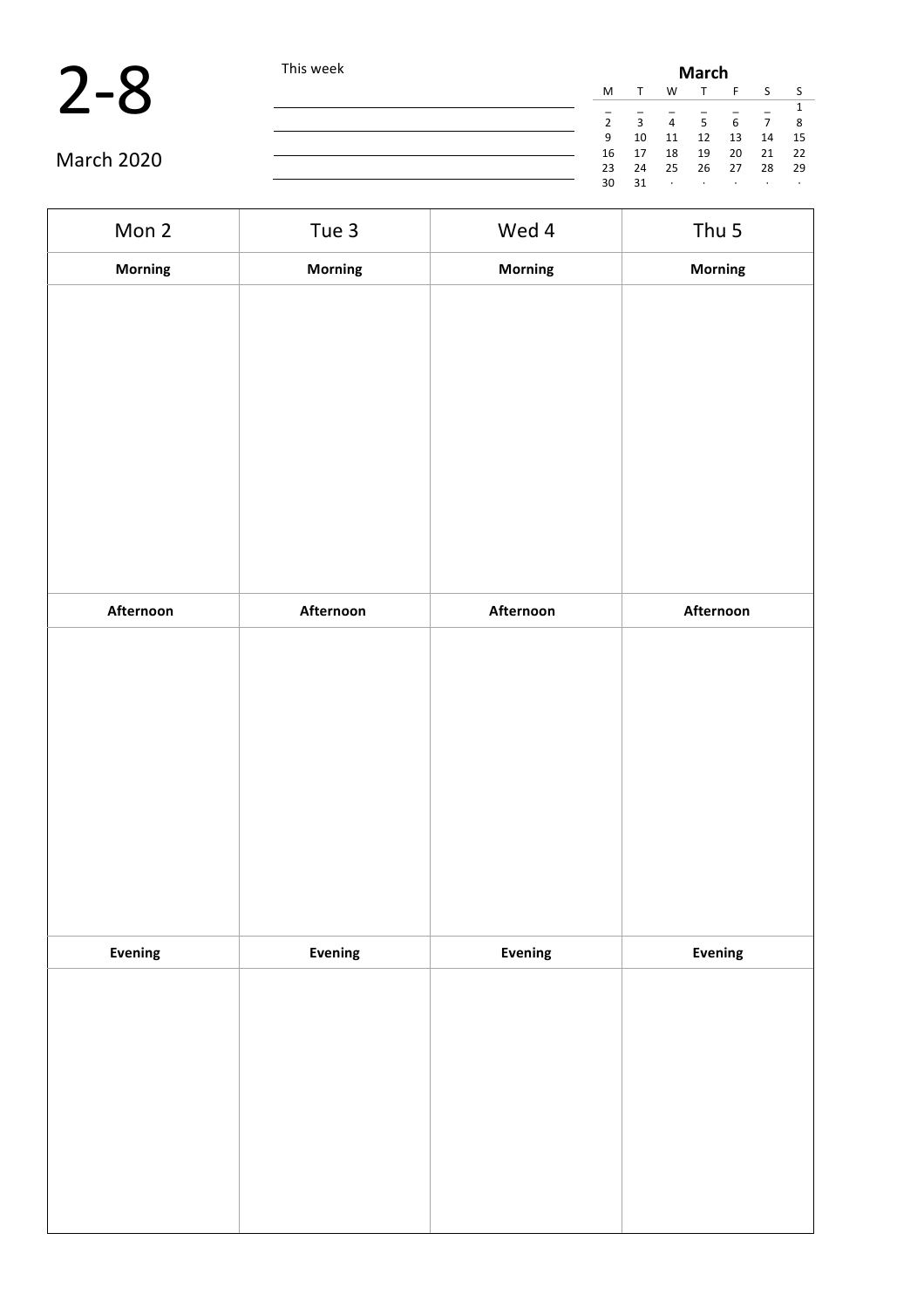# 2-8

March 2020

This week

| March | | | | | | |
|---|---|---|---|---|---|---|
| M | T | W | T | F | S | S |
| _ | _ | _ | _ | _ | _ | 1 |
| 2 | 3 | 4 | 5 | 6 | 7 | 8 |
| 9 | 10 | 11 | 12 | 13 | 14 | 15 |
| 16 | 17 | 18 | 19 | 20 | 21 | 22 |
| 23 | 24 | 25 | 26 | 27 | 28 | 29 |
| 30 | 31 | · | · | · | · | · |

| Mon 2 | Tue 3 | Wed 4 | Thu 5 |
|---|---|---|---|
| **Morning** | **Morning** | **Morning** | **Morning** |
| | | | |
| **Afternoon** | **Afternoon** | **Afternoon** | **Afternoon** |
| | | | |
| **Evening** | **Evening** | **Evening** | **Evening** |
| | | | |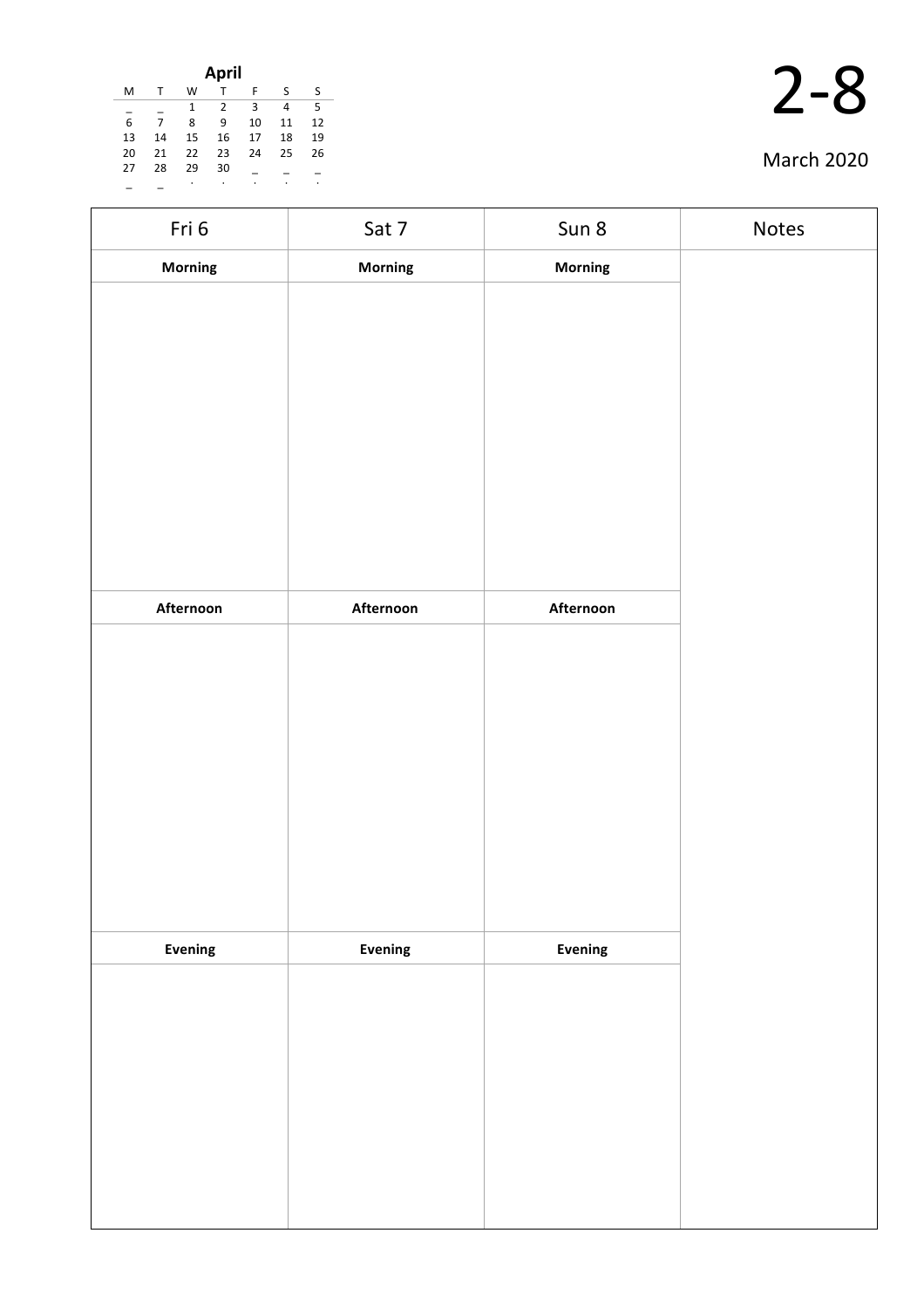**April**

| M | T | W | T | F | S | S |
|---|---|---|---|---|---|---|
| _ | _ | 1 | 2 | 3 | 4 | 5 |
| 6 | 7 | 8 | 9 | 10 | 11 | 12 |
| 13 | 14 | 15 | 16 | 17 | 18 | 19 |
| 20 | 21 | 22 | 23 | 24 | 25 | 26 |
| 27 | 28 | 29 | 30 | _ | _ | _ |
| _ | _ | . | . | . | . | . |

# 2-8

March 2020

| Fri 6 | Sat 7 | Sun 8 | Notes |
|---|---|---|---|
| **Morning** | **Morning** | **Morning** | |
| | | | |
| **Afternoon** | **Afternoon** | **Afternoon** | |
| | | | |
| **Evening** | **Evening** | **Evening** | |
| | | | |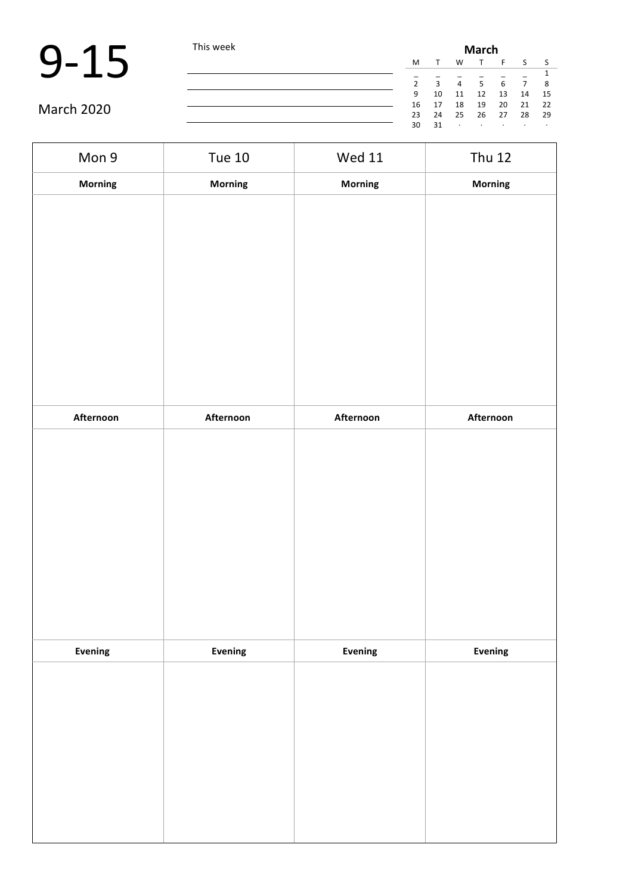# 9-15

March 2020

This week

| **March** | | | | | | |
|---|---|---|---|---|---|---|
| M | T | W | T | F | S | S |
| _ | _ | _ | _ | _ | _ | 1 |
| 2 | 3 | 4 | 5 | 6 | 7 | 8 |
| 9 | 10 | 11 | 12 | 13 | 14 | 15 |
| 16 | 17 | 18 | 19 | 20 | 21 | 22 |
| 23 | 24 | 25 | 26 | 27 | 28 | 29 |
| 30 | 31 | · | · | · | · | · |

| Mon 9 | Tue 10 | Wed 11 | Thu 12 |
|---|---|---|---|
| **Morning** | **Morning** | **Morning** | **Morning** |
| | | | |
| **Afternoon** | **Afternoon** | **Afternoon** | **Afternoon** |
| | | | |
| **Evening** | **Evening** | **Evening** | **Evening** |
| | | | |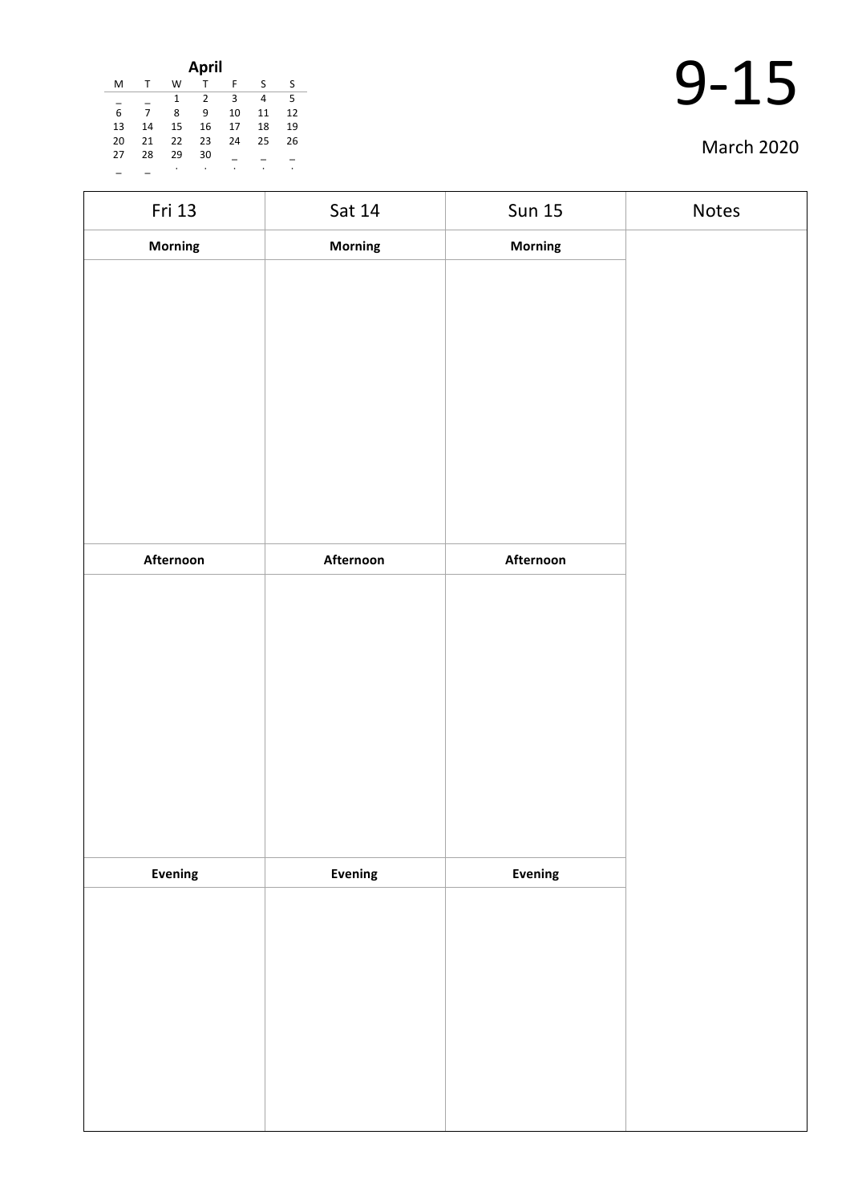**April**

| M | T | W | T | F | S | S |
|---|---|---|---|---|---|---|
| _ | _ | 1 | 2 | 3 | 4 | 5 |
| 6 | 7 | 8 | 9 | 10 | 11 | 12 |
| 13 | 14 | 15 | 16 | 17 | 18 | 19 |
| 20 | 21 | 22 | 23 | 24 | 25 | 26 |
| 27 | 28 | 29 | 30 | _ | _ | _ |
| _ | _ | . | . | . | . | . |

# 9-15

March 2020

| Fri 13 | Sat 14 | Sun 15 | Notes |
|---|---|---|---|
| **Morning** | **Morning** | **Morning** | |
| | | | |
| **Afternoon** | **Afternoon** | **Afternoon** | |
| | | | |
| **Evening** | **Evening** | **Evening** | |
| | | | |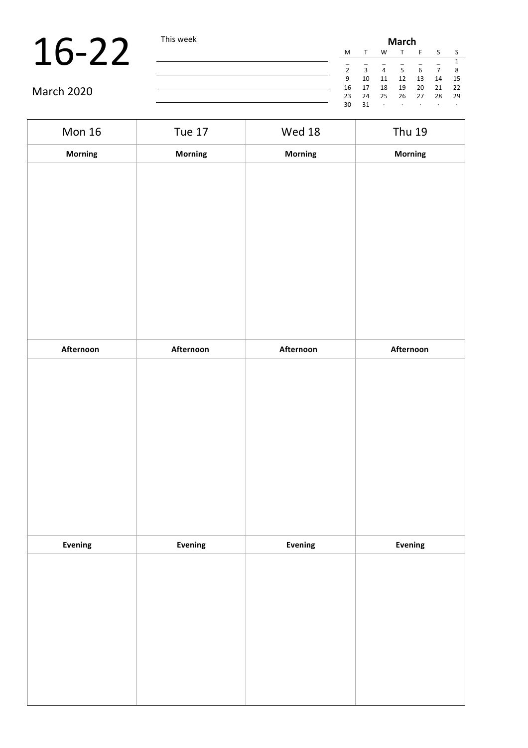# 16-22

March 2020

This week

| | | | | | | |
|---|---|---|---|---|---|---|
| **March** | | | | | | |
| M | T | W | T | F | S | S |
| _ | _ | _ | _ | _ | _ | 1 |
| 2 | 3 | 4 | 5 | 6 | 7 | 8 |
| 9 | 10 | 11 | 12 | 13 | 14 | 15 |
| 16 | 17 | 18 | 19 | 20 | 21 | 22 |
| 23 | 24 | 25 | 26 | 27 | 28 | 29 |
| 30 | 31 | · | · | · | · | · |

| Mon 16 | Tue 17 | Wed 18 | Thu 19 |
|---|---|---|---|
| **Morning** | **Morning** | **Morning** | **Morning** |
| | | | |
| **Afternoon** | **Afternoon** | **Afternoon** | **Afternoon** |
| | | | |
| **Evening** | **Evening** | **Evening** | **Evening** |
| | | | |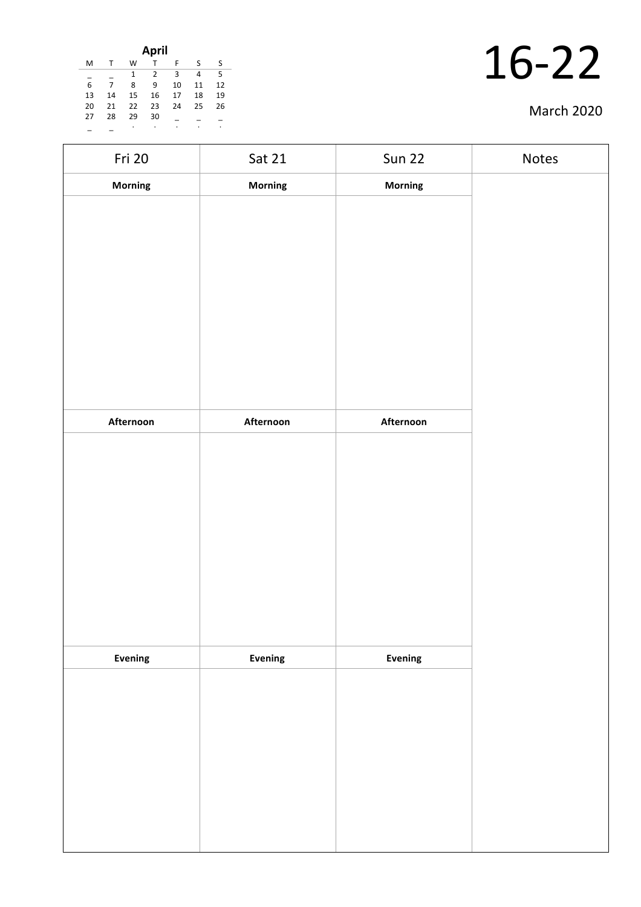**April**

| M | T | W | T | F | S | S |
|---|---|---|---|---|---|---|
| _ | _ | 1 | 2 | 3 | 4 | 5 |
| 6 | 7 | 8 | 9 | 10 | 11 | 12 |
| 13 | 14 | 15 | 16 | 17 | 18 | 19 |
| 20 | 21 | 22 | 23 | 24 | 25 | 26 |
| 27 | 28 | 29 | 30 | _ | _ | _ |
| _ | _ | . | . | . | . | . |

# 16-22

March 2020

| Fri 20 | Sat 21 | Sun 22 | Notes |
|---|---|---|---|
| **Morning** | **Morning** | **Morning** | |
| | | | |
| **Afternoon** | **Afternoon** | **Afternoon** | |
| | | | |
| **Evening** | **Evening** | **Evening** | |
| | | | |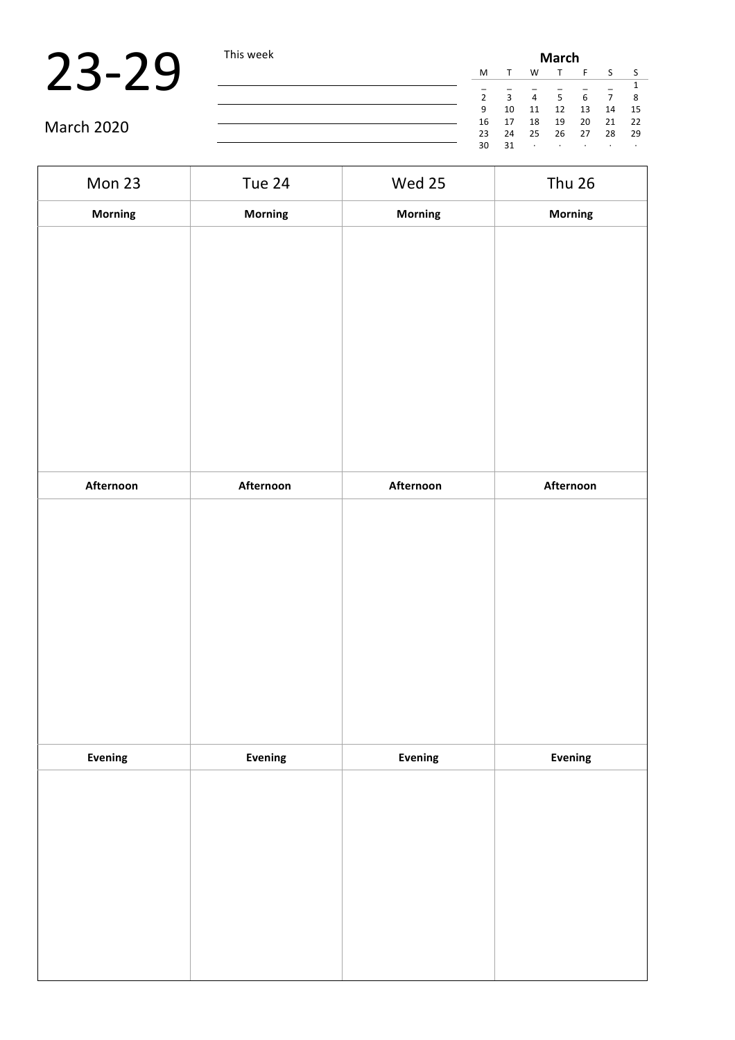# 23-29

March 2020

This week

| March | | | | | | |
|---|---|---|---|---|---|---|
| M | T | W | T | F | S | S |
| _ | _ | _ | _ | _ | _ | 1 |
| 2 | 3 | 4 | 5 | 6 | 7 | 8 |
| 9 | 10 | 11 | 12 | 13 | 14 | 15 |
| 16 | 17 | 18 | 19 | 20 | 21 | 22 |
| 23 | 24 | 25 | 26 | 27 | 28 | 29 |
| 30 | 31 | · | · | · | · | · |

| Mon 23 | Tue 24 | Wed 25 | Thu 26 |
|---|---|---|---|
| **Morning** | **Morning** | **Morning** | **Morning** |
| | | | |
| **Afternoon** | **Afternoon** | **Afternoon** | **Afternoon** |
| | | | |
| **Evening** | **Evening** | **Evening** | **Evening** |
| | | | |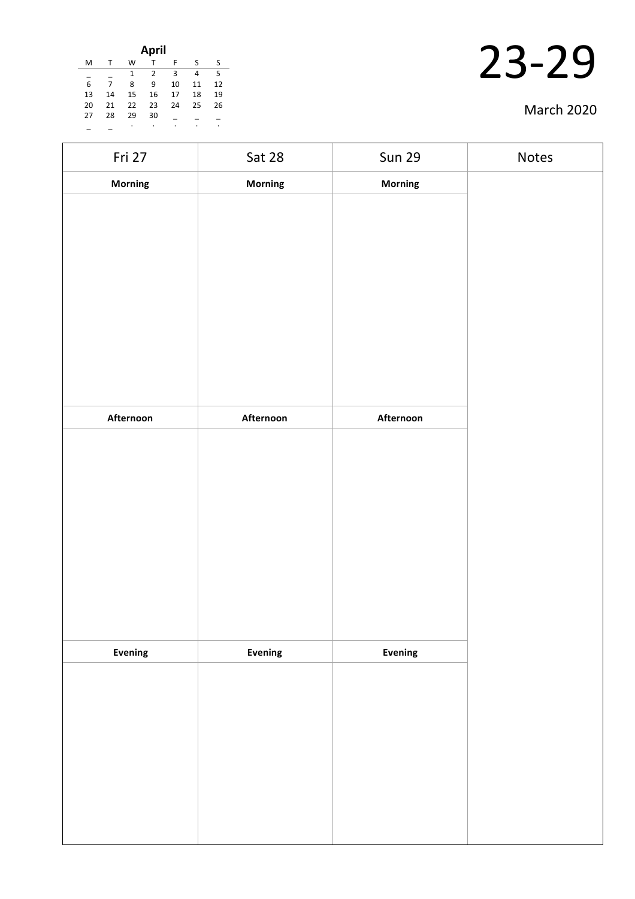**April**

| M | T | W | T | F | S | S |
|---|---|---|---|---|---|---|
| _ | _ | 1 | 2 | 3 | 4 | 5 |
| 6 | 7 | 8 | 9 | 10 | 11 | 12 |
| 13 | 14 | 15 | 16 | 17 | 18 | 19 |
| 20 | 21 | 22 | 23 | 24 | 25 | 26 |
| 27 | 28 | 29 | 30 | _ | _ | _ |
| _ | _ | . | . | . | . | . |

# 23-29

March 2020

| Fri 27 | Sat 28 | Sun 29 | Notes |
|---|---|---|---|
| **Morning** | **Morning** | **Morning** | |
| | | | |
| **Afternoon** | **Afternoon** | **Afternoon** | |
| | | | |
| **Evening** | **Evening** | **Evening** | |
| | | | |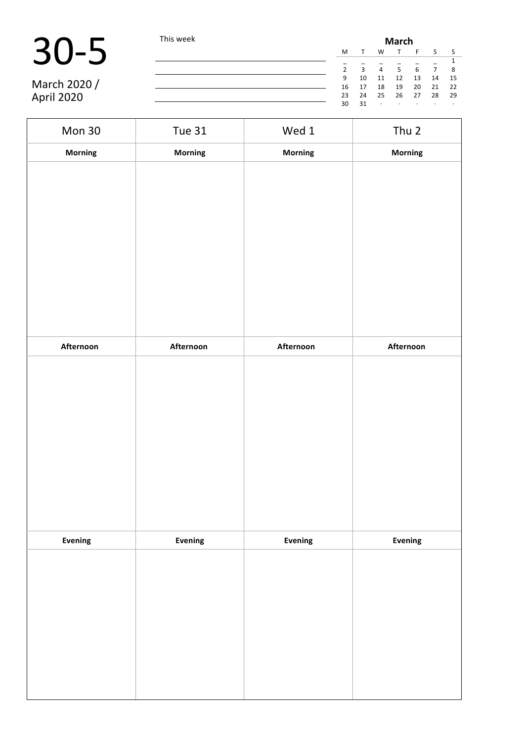# 30-5

March 2020 / April 2020

This week

______________________________

______________________________

______________________________

______________________________

**March**

| M | T | W | T | F | S | S |
|---|---|---|---|---|---|---|
| _ | _ | _ | _ | _ | _ | 1 |
| 2 | 3 | 4 | 5 | 6 | 7 | 8 |
| 9 | 10 | 11 | 12 | 13 | 14 | 15 |
| 16 | 17 | 18 | 19 | 20 | 21 | 22 |
| 23 | 24 | 25 | 26 | 27 | 28 | 29 |
| 30 | 31 | · | · | · | · | · |

| Mon 30 | Tue 31 | Wed 1 | Thu 2 |
|---|---|---|---|
| **Morning** | **Morning** | **Morning** | **Morning** |
| | | | |
| **Afternoon** | **Afternoon** | **Afternoon** | **Afternoon** |
| | | | |
| **Evening** | **Evening** | **Evening** | **Evening** |
| | | | |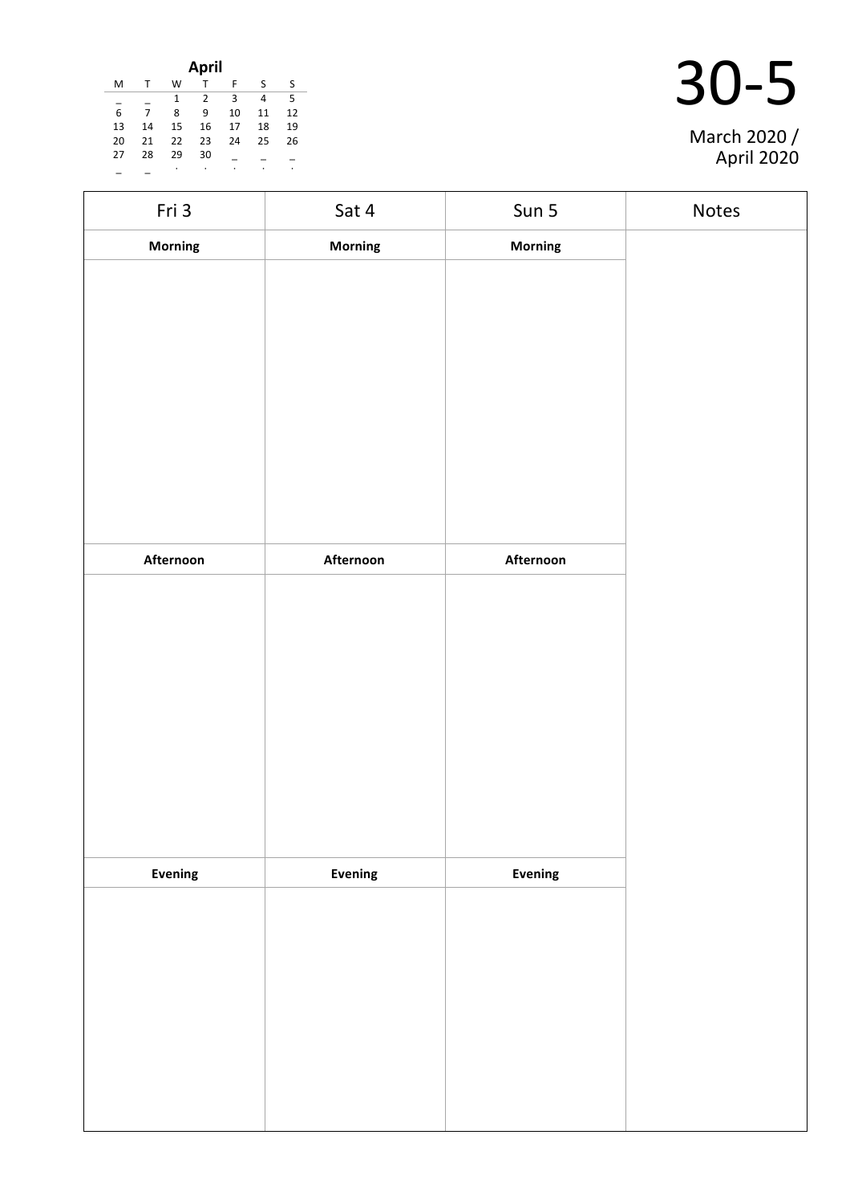**April**

| M | T | W | T | F | S | S |
|---|---|---|---|---|---|---|
| _ | _ | 1 | 2 | 3 | 4 | 5 |
| 6 | 7 | 8 | 9 | 10 | 11 | 12 |
| 13 | 14 | 15 | 16 | 17 | 18 | 19 |
| 20 | 21 | 22 | 23 | 24 | 25 | 26 |
| 27 | 28 | 29 | 30 | _ | _ | _ |
| _ | _ | . | . | . | . | . |

# 30-5

March 2020 / April 2020

| Fri 3 | Sat 4 | Sun 5 | Notes |
|---|---|---|---|
| **Morning** | **Morning** | **Morning** | |
| | | | |
| **Afternoon** | **Afternoon** | **Afternoon** | |
| | | | |
| **Evening** | **Evening** | **Evening** | |
| | | | |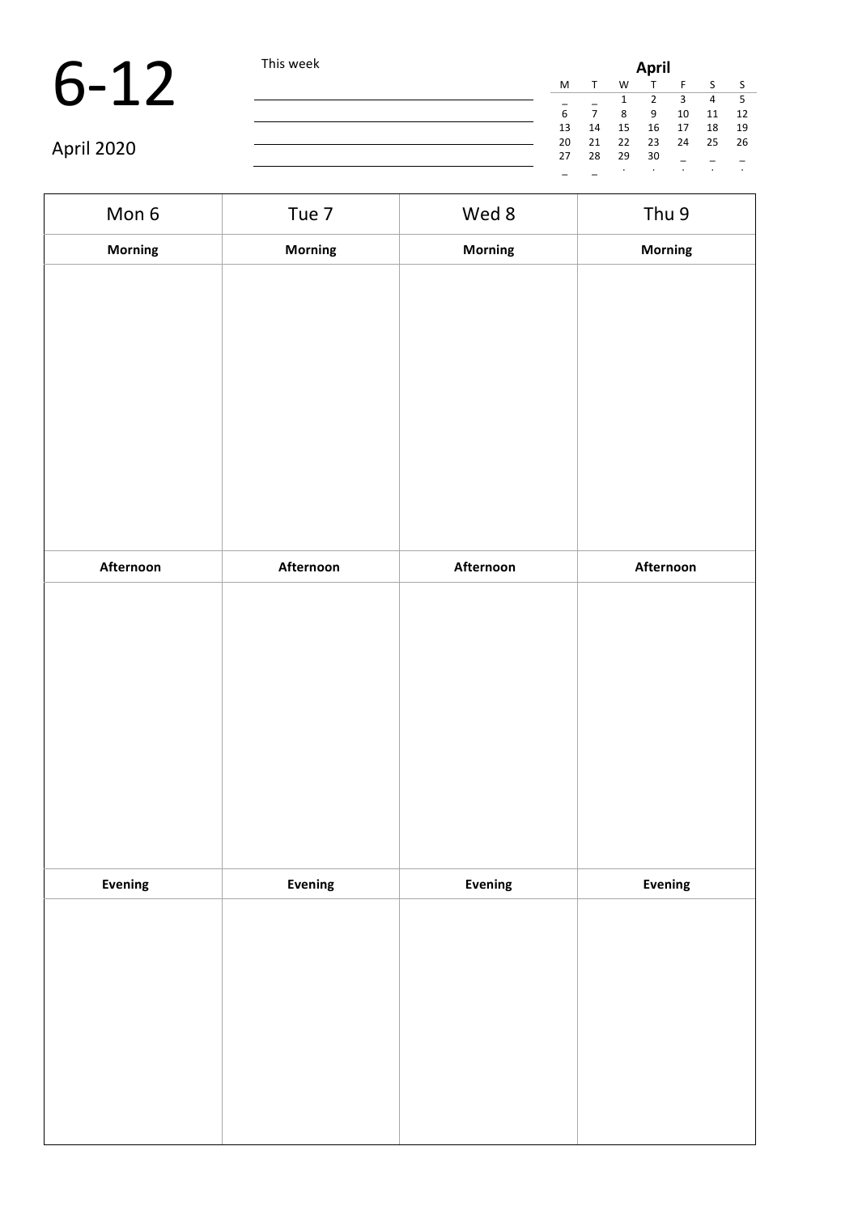# 6-12

April 2020

This week

**April**

| M | T | W | T | F | S | S |
|---|---|---|---|---|---|---|
| _ | _ | 1 | 2 | 3 | 4 | 5 |
| 6 | 7 | 8 | 9 | 10 | 11 | 12 |
| 13 | 14 | 15 | 16 | 17 | 18 | 19 |
| 20 | 21 | 22 | 23 | 24 | 25 | 26 |
| 27 | 28 | 29 | 30 | _ | _ | _ |
| _ | _ | . | . | . | . | . |

| Mon 6 | Tue 7 | Wed 8 | Thu 9 |
|---|---|---|---|
| **Morning** | **Morning** | **Morning** | **Morning** |
| | | | |
| **Afternoon** | **Afternoon** | **Afternoon** | **Afternoon** |
| | | | |
| **Evening** | **Evening** | **Evening** | **Evening** |
| | | | |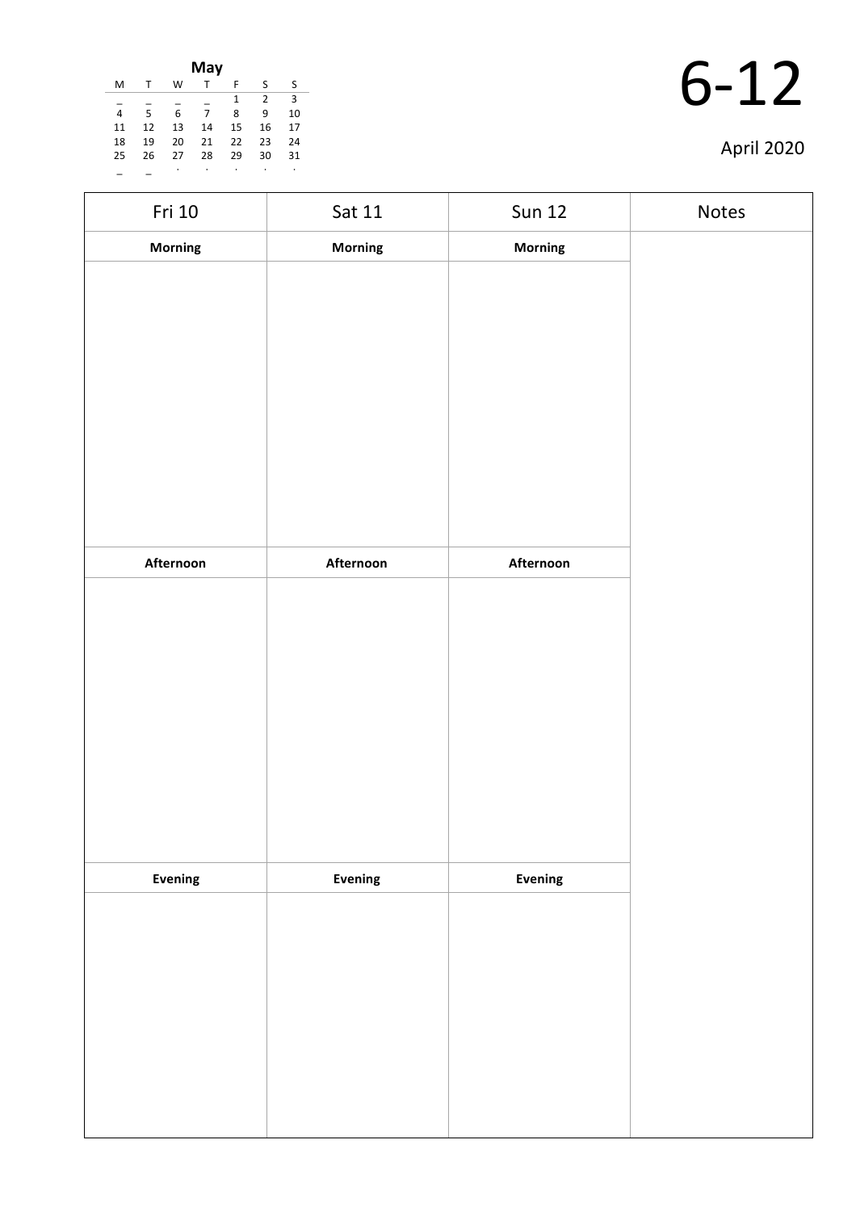**May**

| M | T | W | T | F | S | S |
|---|---|---|---|---|---|---|
| _ | _ | _ | _ | 1 | 2 | 3 |
| 4 | 5 | 6 | 7 | 8 | 9 | 10 |
| 11 | 12 | 13 | 14 | 15 | 16 | 17 |
| 18 | 19 | 20 | 21 | 22 | 23 | 24 |
| 25 | 26 | 27 | 28 | 29 | 30 | 31 |
| _ | _ | . | . | . | . | . |

# 6-12

April 2020

| Fri 10 | Sat 11 | Sun 12 | Notes |
|---|---|---|---|
| **Morning** | **Morning** | **Morning** | |
| | | | |
| **Afternoon** | **Afternoon** | **Afternoon** | |
| | | | |
| **Evening** | **Evening** | **Evening** | |
| | | | |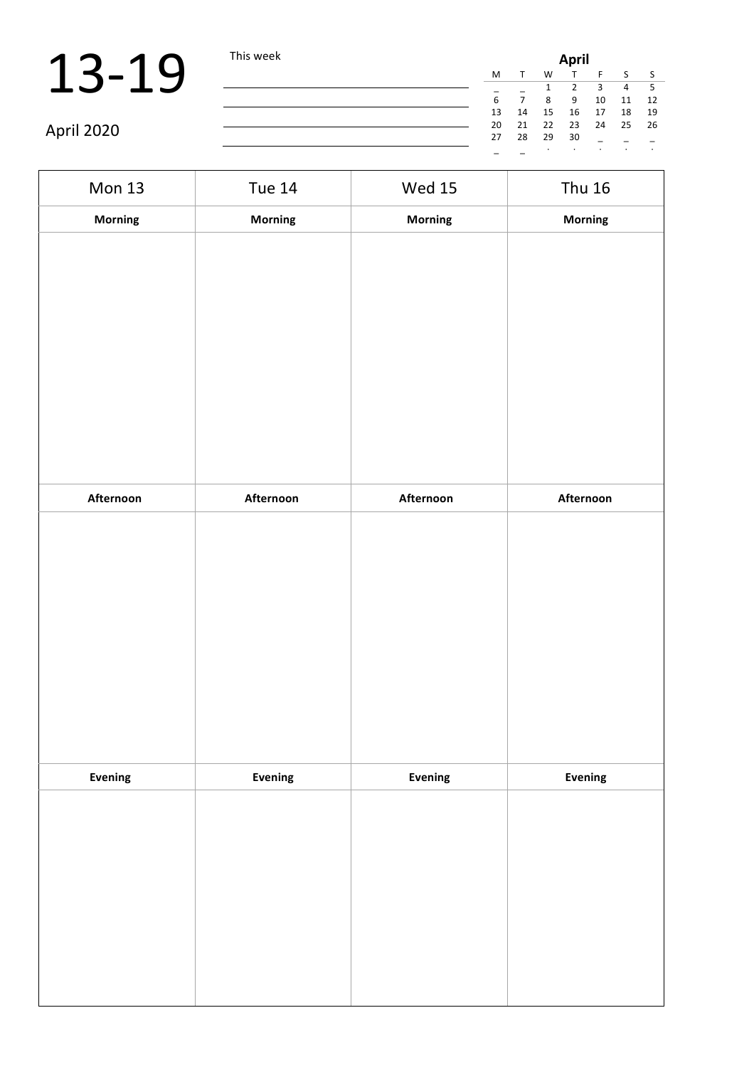# 13-19

April 2020

This week

| April | | | | | | |
|---|---|---|---|---|---|---|
| M | T | W | T | F | S | S |
| _ | _ | 1 | 2 | 3 | 4 | 5 |
| 6 | 7 | 8 | 9 | 10 | 11 | 12 |
| 13 | 14 | 15 | 16 | 17 | 18 | 19 |
| 20 | 21 | 22 | 23 | 24 | 25 | 26 |
| 27 | 28 | 29 | 30 | _ | _ | _ |
| _ | _ | . | . | . | . | . |

| Mon 13 | Tue 14 | Wed 15 | Thu 16 |
|---|---|---|---|
| **Morning** | **Morning** | **Morning** | **Morning** |
| | | | |
| **Afternoon** | **Afternoon** | **Afternoon** | **Afternoon** |
| | | | |
| **Evening** | **Evening** | **Evening** | **Evening** |
| | | | |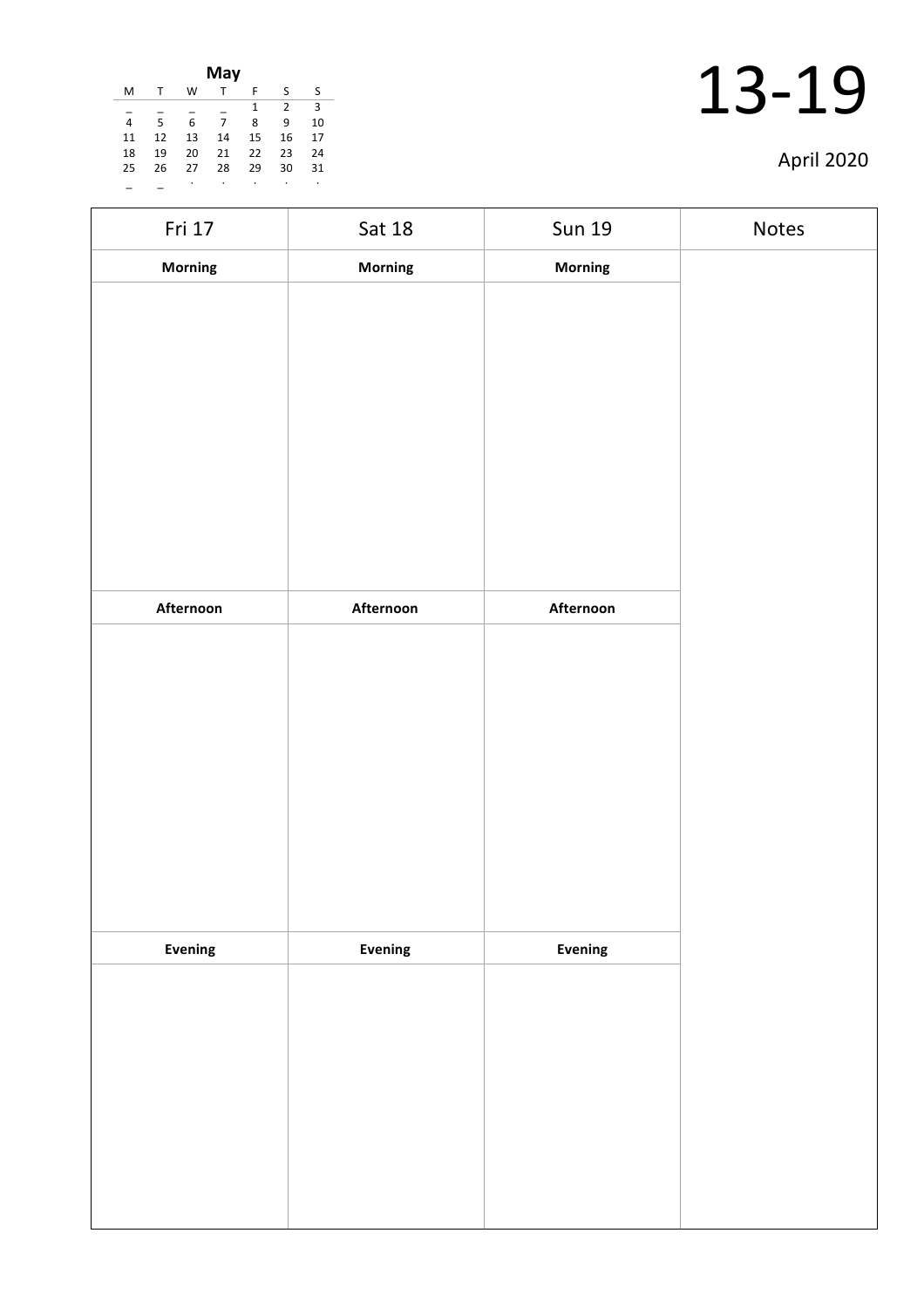**May**

| M | T | W | T | F | S | S |
|---|---|---|---|---|---|---|
| _ | _ | _ | _ | 1 | 2 | 3 |
| 4 | 5 | 6 | 7 | 8 | 9 | 10 |
| 11 | 12 | 13 | 14 | 15 | 16 | 17 |
| 18 | 19 | 20 | 21 | 22 | 23 | 24 |
| 25 | 26 | 27 | 28 | 29 | 30 | 31 |
| _ | _ | . | . | . | . | . |

# 13-19

April 2020

| Fri 17 | Sat 18 | Sun 19 | Notes |
|---|---|---|---|
| **Morning** | **Morning** | **Morning** | |
| | | | |
| **Afternoon** | **Afternoon** | **Afternoon** | |
| | | | |
| **Evening** | **Evening** | **Evening** | |
| | | | |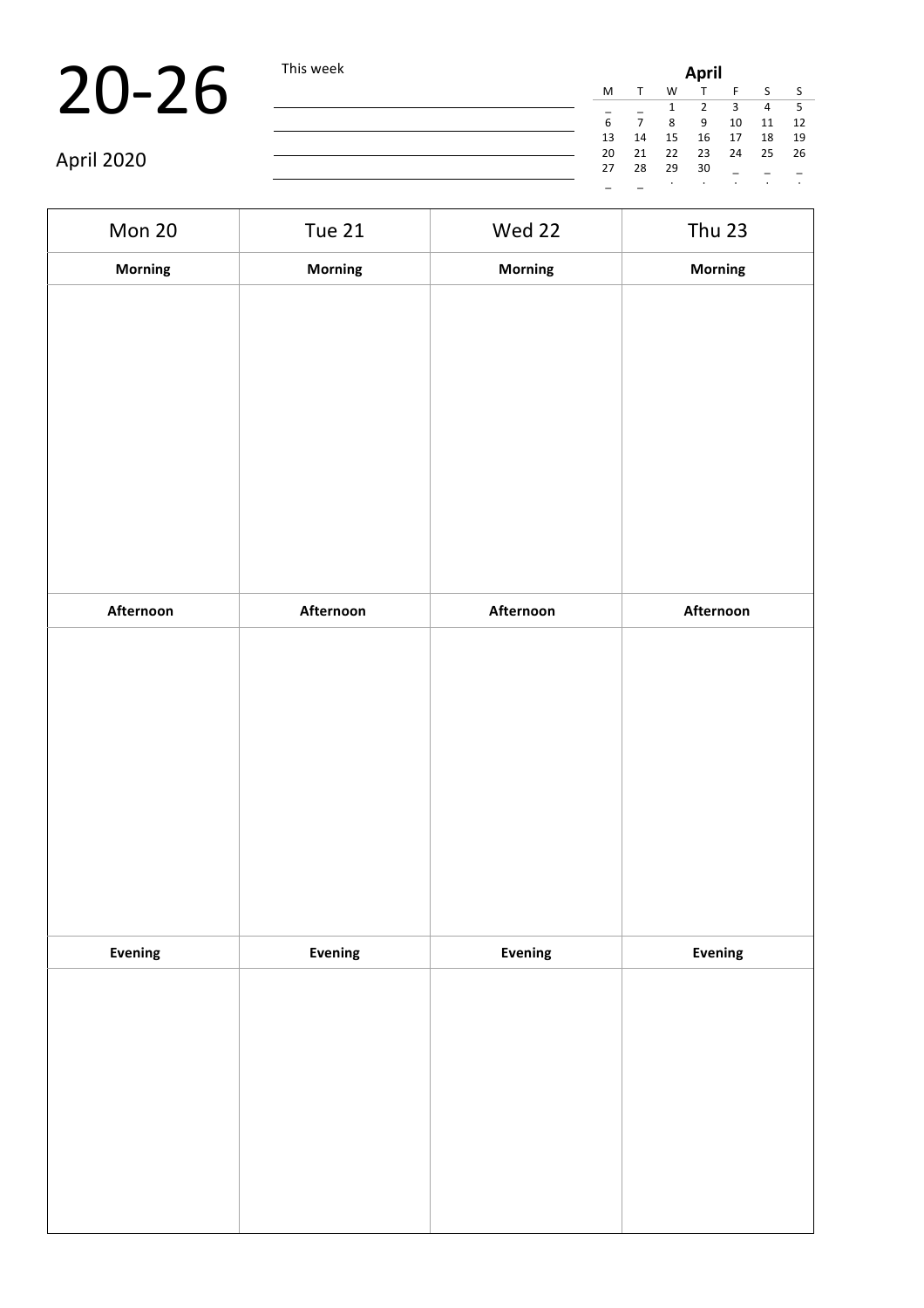# 20-26

April 2020

This week

| April | | | | | | |
|---|---|---|---|---|---|---|
| M | T | W | T | F | S | S |
| _ | _ | 1 | 2 | 3 | 4 | 5 |
| 6 | 7 | 8 | 9 | 10 | 11 | 12 |
| 13 | 14 | 15 | 16 | 17 | 18 | 19 |
| 20 | 21 | 22 | 23 | 24 | 25 | 26 |
| 27 | 28 | 29 | 30 | _ | _ | _ |
| _ | _ | . | . | . | . | . |

| Mon 20 | Tue 21 | Wed 22 | Thu 23 |
|---|---|---|---|
| **Morning** | **Morning** | **Morning** | **Morning** |
| | | | |
| **Afternoon** | **Afternoon** | **Afternoon** | **Afternoon** |
| | | | |
| **Evening** | **Evening** | **Evening** | **Evening** |
| | | | |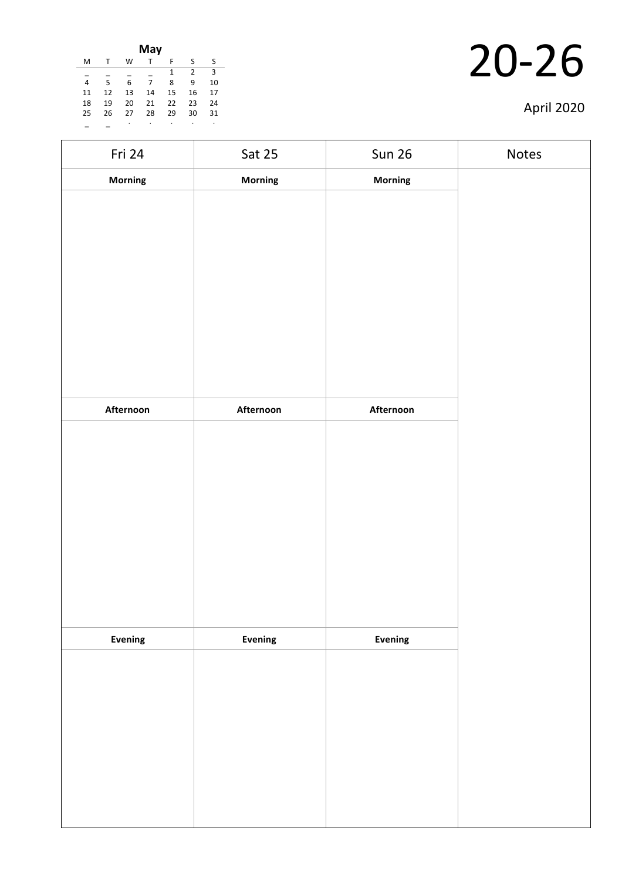**May**

| M | T | W | T | F | S | S |
|---|---|---|---|---|---|---|
| _ | _ | _ | _ | 1 | 2 | 3 |
| 4 | 5 | 6 | 7 | 8 | 9 | 10 |
| 11 | 12 | 13 | 14 | 15 | 16 | 17 |
| 18 | 19 | 20 | 21 | 22 | 23 | 24 |
| 25 | 26 | 27 | 28 | 29 | 30 | 31 |
| _ | _ | . | . | . | . | . |

# 20-26

April 2020

| Fri 24 | Sat 25 | Sun 26 | Notes |
|---|---|---|---|
| **Morning** | **Morning** | **Morning** | |
| | | | |
| **Afternoon** | **Afternoon** | **Afternoon** | |
| | | | |
| **Evening** | **Evening** | **Evening** | |
| | | | |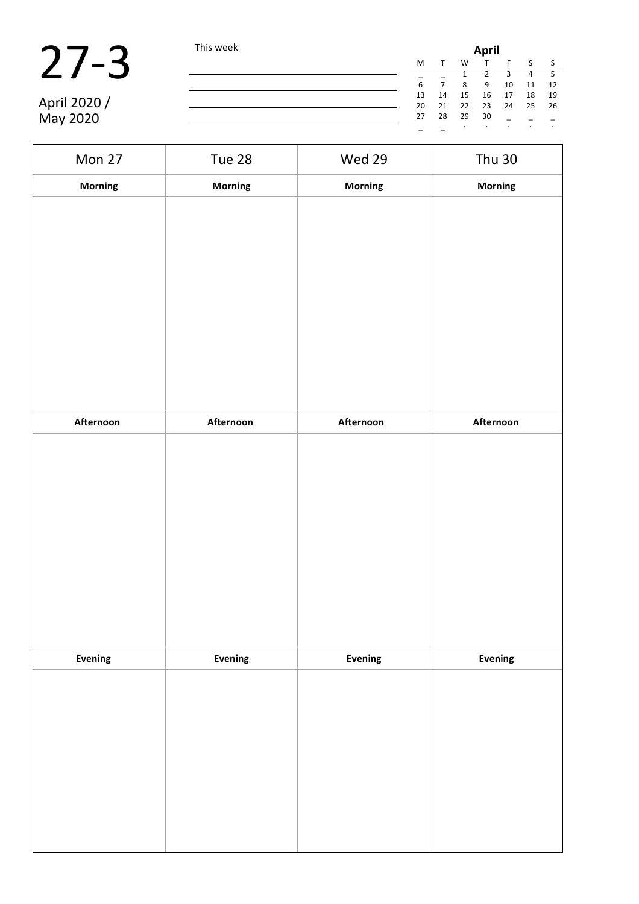# 27-3

April 2020 / May 2020

This week

| April | | | | | | |
|---|---|---|---|---|---|---|
| M | T | W | T | F | S | S |
| _ | _ | 1 | 2 | 3 | 4 | 5 |
| 6 | 7 | 8 | 9 | 10 | 11 | 12 |
| 13 | 14 | 15 | 16 | 17 | 18 | 19 |
| 20 | 21 | 22 | 23 | 24 | 25 | 26 |
| 27 | 28 | 29 | 30 | _ | _ | _ |
| _ | _ | . | . | . | . | . |

| Mon 27 | Tue 28 | Wed 29 | Thu 30 |
|---|---|---|---|
| **Morning** | **Morning** | **Morning** | **Morning** |
| | | | |
| **Afternoon** | **Afternoon** | **Afternoon** | **Afternoon** |
| | | | |
| **Evening** | **Evening** | **Evening** | **Evening** |
| | | | |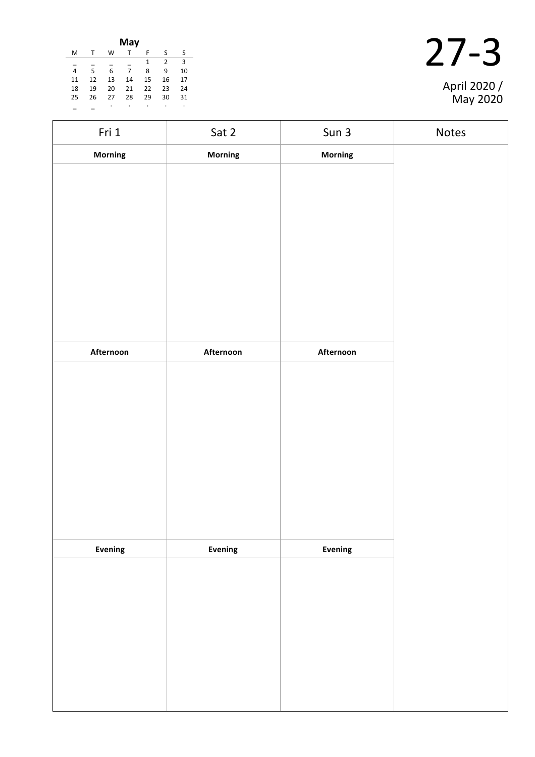**May**

| M | T | W | T | F | S | S |
|---|---|---|---|---|---|---|
| _ | _ | _ | _ | 1 | 2 | 3 |
| 4 | 5 | 6 | 7 | 8 | 9 | 10 |
| 11 | 12 | 13 | 14 | 15 | 16 | 17 |
| 18 | 19 | 20 | 21 | 22 | 23 | 24 |
| 25 | 26 | 27 | 28 | 29 | 30 | 31 |
| _ | _ | . | . | . | . | . |

# 27-3

April 2020 / May 2020

| Fri 1 | Sat 2 | Sun 3 | Notes |
|---|---|---|---|
| **Morning** | **Morning** | **Morning** | |
| | | | |
| **Afternoon** | **Afternoon** | **Afternoon** | |
| | | | |
| **Evening** | **Evening** | **Evening** | |
| | | | |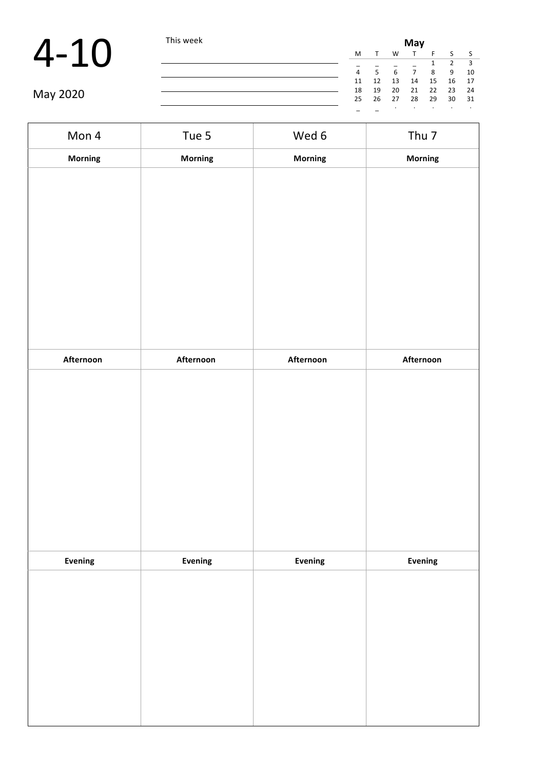# 4-10

May 2020

This week

| May | | | | | | |
|---|---|---|---|---|---|---|
| M | T | W | T | F | S | S |
| _ | _ | _ | _ | 1 | 2 | 3 |
| 4 | 5 | 6 | 7 | 8 | 9 | 10 |
| 11 | 12 | 13 | 14 | 15 | 16 | 17 |
| 18 | 19 | 20 | 21 | 22 | 23 | 24 |
| 25 | 26 | 27 | 28 | 29 | 30 | 31 |
| _ | _ | . | . | . | . | . |

| Mon 4 | Tue 5 | Wed 6 | Thu 7 |
|---|---|---|---|
| **Morning** | **Morning** | **Morning** | **Morning** |
| | | | |
| **Afternoon** | **Afternoon** | **Afternoon** | **Afternoon** |
| | | | |
| **Evening** | **Evening** | **Evening** | **Evening** |
| | | | |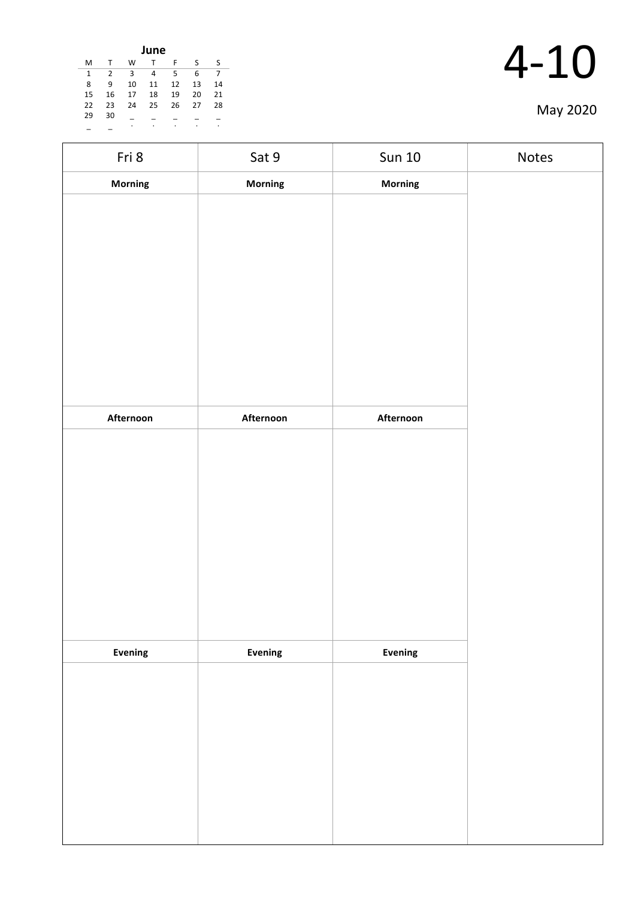**June**

| M | T | W | T | F | S | S |
|---|---|---|---|---|---|---|
| 1 | 2 | 3 | 4 | 5 | 6 | 7 |
| 8 | 9 | 10 | 11 | 12 | 13 | 14 |
| 15 | 16 | 17 | 18 | 19 | 20 | 21 |
| 22 | 23 | 24 | 25 | 26 | 27 | 28 |
| 29 | 30 | _ | _ | _ | _ | _ |
| _ | _ | | | | | |

# 4-10

May 2020

| Fri 8 | Sat 9 | Sun 10 | Notes |
|---|---|---|---|
| **Morning** | **Morning** | **Morning** | |
| | | | |
| **Afternoon** | **Afternoon** | **Afternoon** | |
| | | | |
| **Evening** | **Evening** | **Evening** | |
| | | | |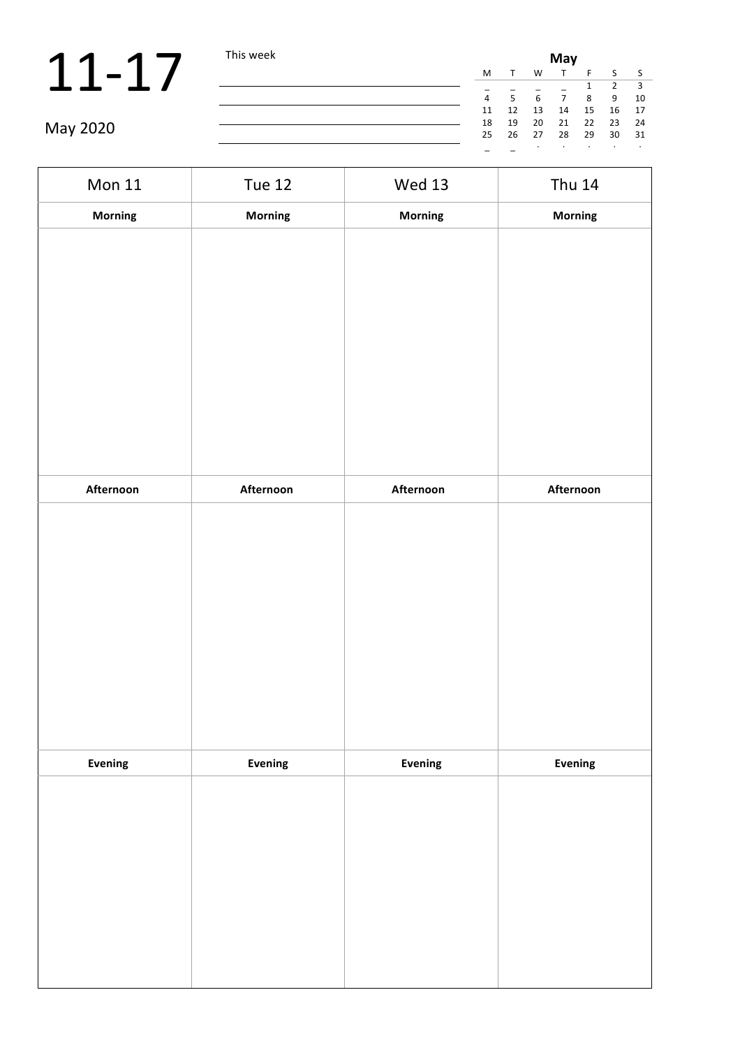# 11-17

May 2020

This week

| May | | | | | | |
|---|---|---|---|---|---|---|
| M | T | W | T | F | S | S |
| _ | _ | _ | _ | 1 | 2 | 3 |
| 4 | 5 | 6 | 7 | 8 | 9 | 10 |
| 11 | 12 | 13 | 14 | 15 | 16 | 17 |
| 18 | 19 | 20 | 21 | 22 | 23 | 24 |
| 25 | 26 | 27 | 28 | 29 | 30 | 31 |
| _ | _ | . | . | . | . | . |

| Mon 11 | Tue 12 | Wed 13 | Thu 14 |
|---|---|---|---|
| **Morning** | **Morning** | **Morning** | **Morning** |
| | | | |
| **Afternoon** | **Afternoon** | **Afternoon** | **Afternoon** |
| | | | |
| **Evening** | **Evening** | **Evening** | **Evening** |
| | | | |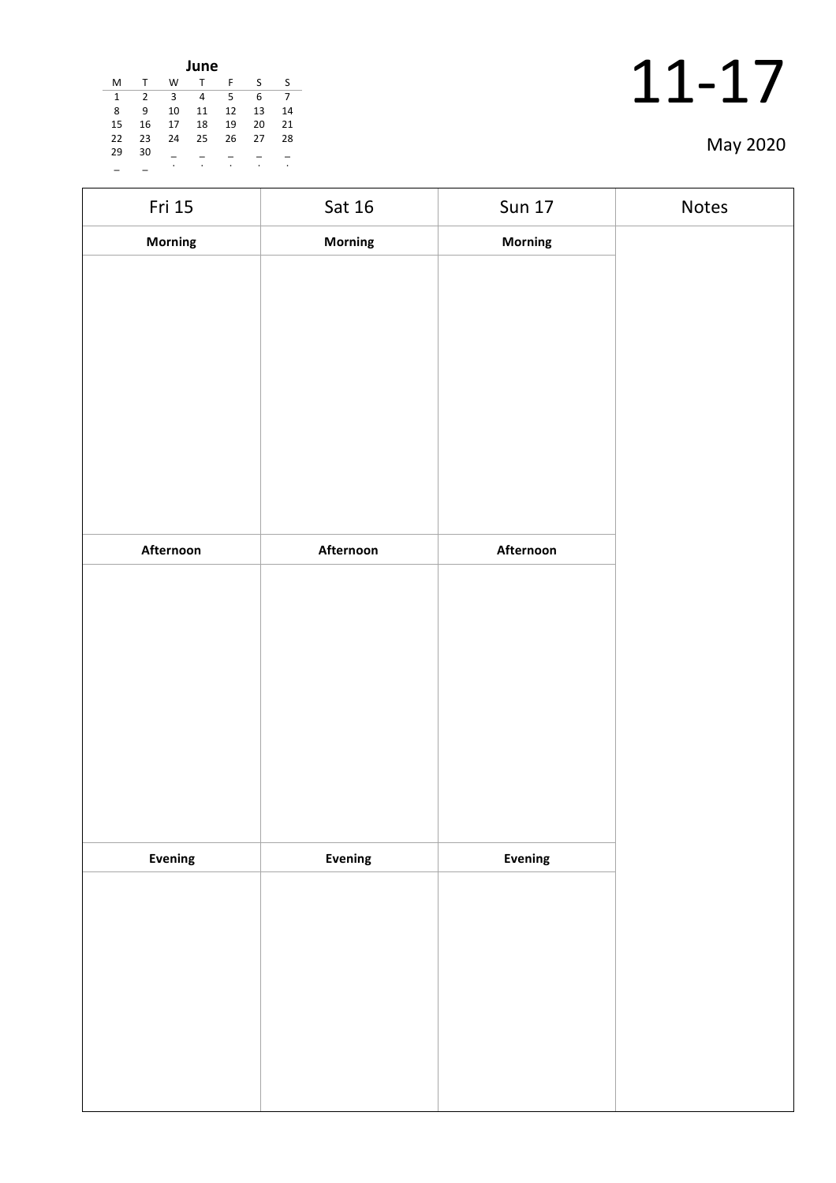**June**

| M | T | W | T | F | S | S |
|---|---|---|---|---|---|---|
| 1 | 2 | 3 | 4 | 5 | 6 | 7 |
| 8 | 9 | 10 | 11 | 12 | 13 | 14 |
| 15 | 16 | 17 | 18 | 19 | 20 | 21 |
| 22 | 23 | 24 | 25 | 26 | 27 | 28 |
| 29 | 30 | | | | | |

# 11-17

May 2020

| Fri 15 | Sat 16 | Sun 17 | Notes |
|---|---|---|---|
| **Morning** | **Morning** | **Morning** | |
| | | | |
| **Afternoon** | **Afternoon** | **Afternoon** | |
| | | | |
| **Evening** | **Evening** | **Evening** | |
| | | | |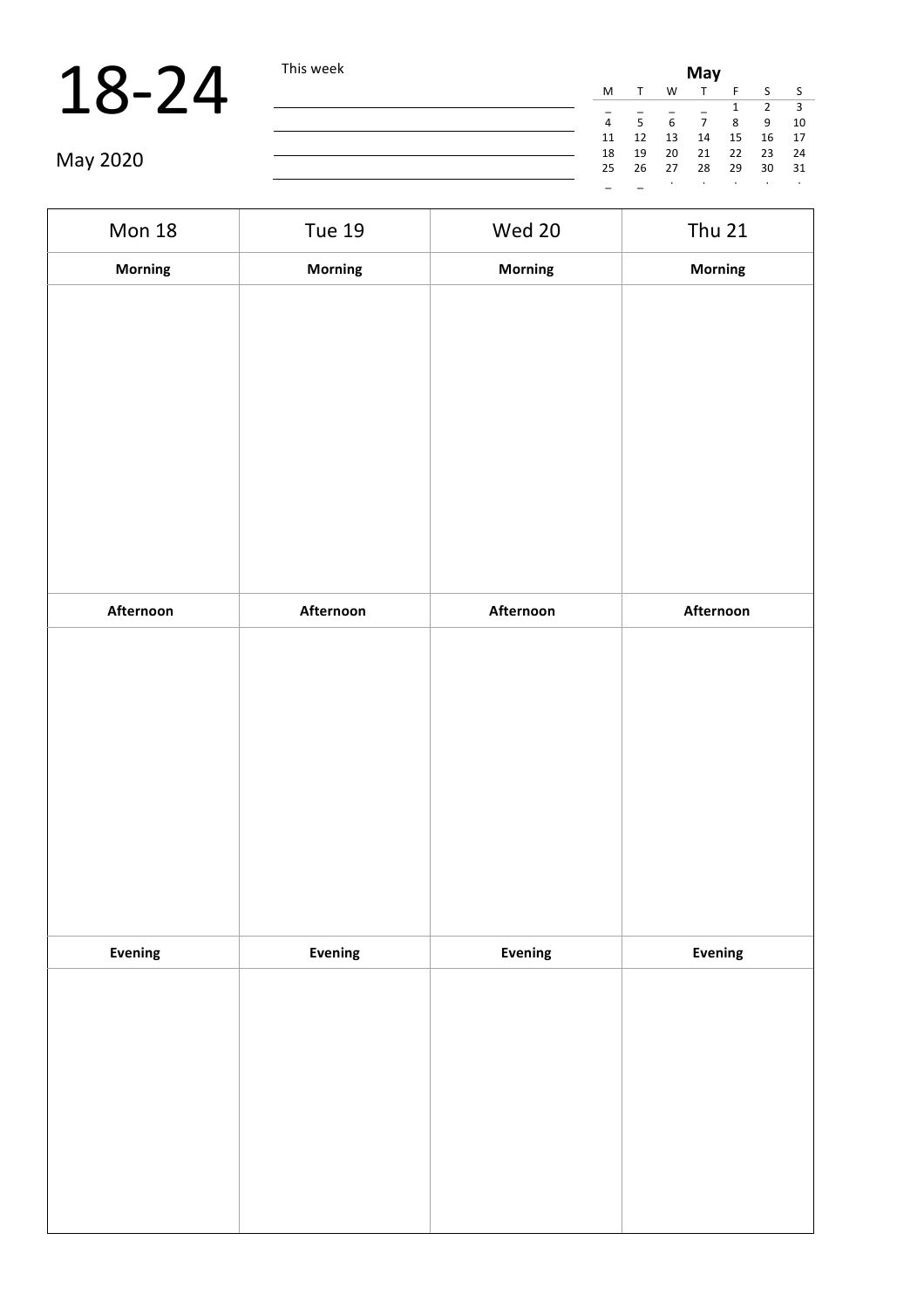# 18-24

May 2020

This week

| May | | | | | | |
|---|---|---|---|---|---|---|
| M | T | W | T | F | S | S |
| _ | _ | _ | _ | 1 | 2 | 3 |
| 4 | 5 | 6 | 7 | 8 | 9 | 10 |
| 11 | 12 | 13 | 14 | 15 | 16 | 17 |
| 18 | 19 | 20 | 21 | 22 | 23 | 24 |
| 25 | 26 | 27 | 28 | 29 | 30 | 31 |
| _ | _ | . | . | . | . | . |

| Mon 18 | Tue 19 | Wed 20 | Thu 21 |
|---|---|---|---|
| **Morning** | **Morning** | **Morning** | **Morning** |
| | | | |
| **Afternoon** | **Afternoon** | **Afternoon** | **Afternoon** |
| | | | |
| **Evening** | **Evening** | **Evening** | **Evening** |
| | | | |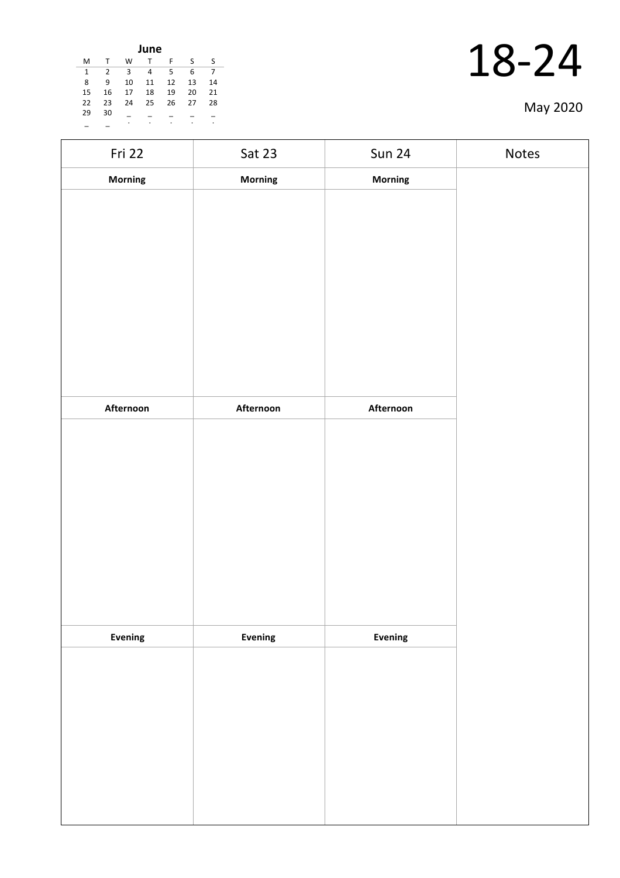**June**

| M | T | W | T | F | S | S |
|---|---|---|---|---|---|---|
| 1 | 2 | 3 | 4 | 5 | 6 | 7 |
| 8 | 9 | 10 | 11 | 12 | 13 | 14 |
| 15 | 16 | 17 | 18 | 19 | 20 | 21 |
| 22 | 23 | 24 | 25 | 26 | 27 | 28 |
| 29 | 30 | | | | | |

# 18-24

May 2020

| Fri 22 | Sat 23 | Sun 24 | Notes |
|---|---|---|---|
| **Morning** | **Morning** | **Morning** | |
| | | | |
| **Afternoon** | **Afternoon** | **Afternoon** | |
| | | | |
| **Evening** | **Evening** | **Evening** | |
| | | | |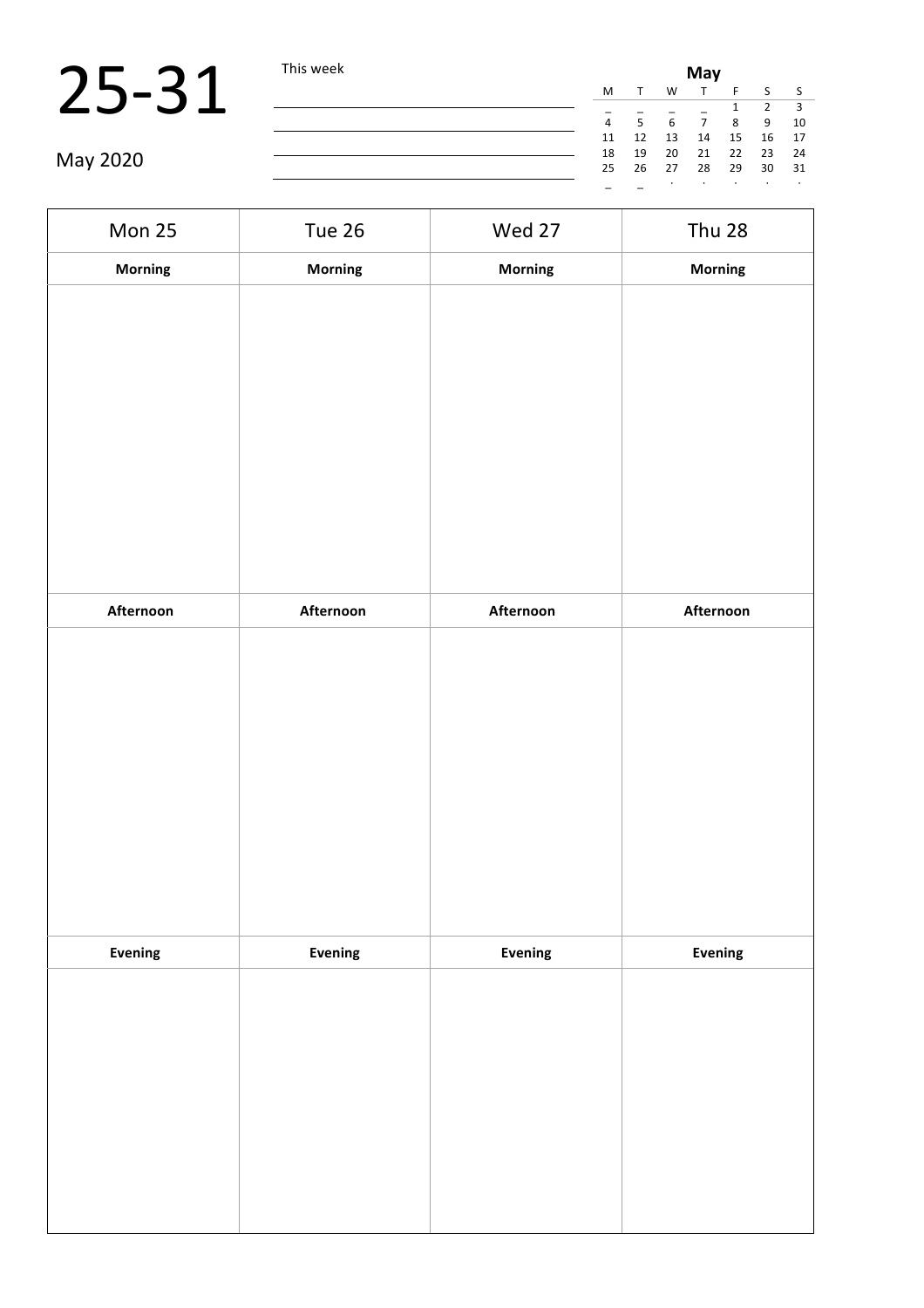# 25-31

May 2020

This week

| May | | | | | | |
|---|---|---|---|---|---|---|
| M | T | W | T | F | S | S |
| _ | _ | _ | _ | 1 | 2 | 3 |
| 4 | 5 | 6 | 7 | 8 | 9 | 10 |
| 11 | 12 | 13 | 14 | 15 | 16 | 17 |
| 18 | 19 | 20 | 21 | 22 | 23 | 24 |
| 25 | 26 | 27 | 28 | 29 | 30 | 31 |
| _ | _ | . | . | . | . | . |

| Mon 25 | Tue 26 | Wed 27 | Thu 28 |
|---|---|---|---|
| **Morning** | **Morning** | **Morning** | **Morning** |
| | | | |
| **Afternoon** | **Afternoon** | **Afternoon** | **Afternoon** |
| | | | |
| **Evening** | **Evening** | **Evening** | **Evening** |
| | | | |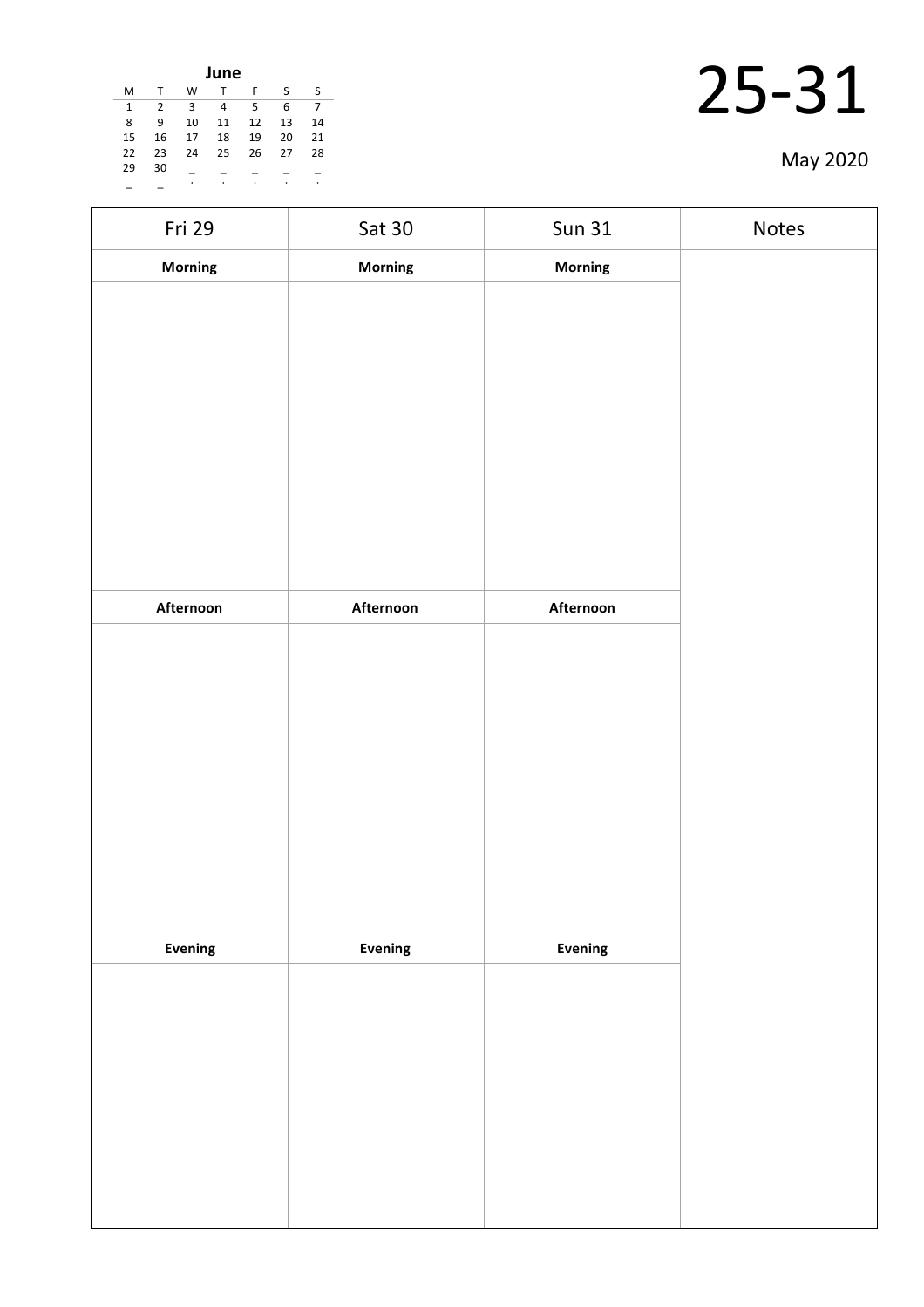**June**

| M | T | W | T | F | S | S |
|---|---|---|---|---|---|---|
| 1 | 2 | 3 | 4 | 5 | 6 | 7 |
| 8 | 9 | 10 | 11 | 12 | 13 | 14 |
| 15 | 16 | 17 | 18 | 19 | 20 | 21 |
| 22 | 23 | 24 | 25 | 26 | 27 | 28 |
| 29 | 30 | _ | _ | _ | _ | _ |
| _ | _ | . | . | . | . | . |

# 25-31

May 2020

| Fri 29 | Sat 30 | Sun 31 | Notes |
|---|---|---|---|
| **Morning** | **Morning** | **Morning** | |
| | | | |
| **Afternoon** | **Afternoon** | **Afternoon** | |
| | | | |
| **Evening** | **Evening** | **Evening** | |
| | | | |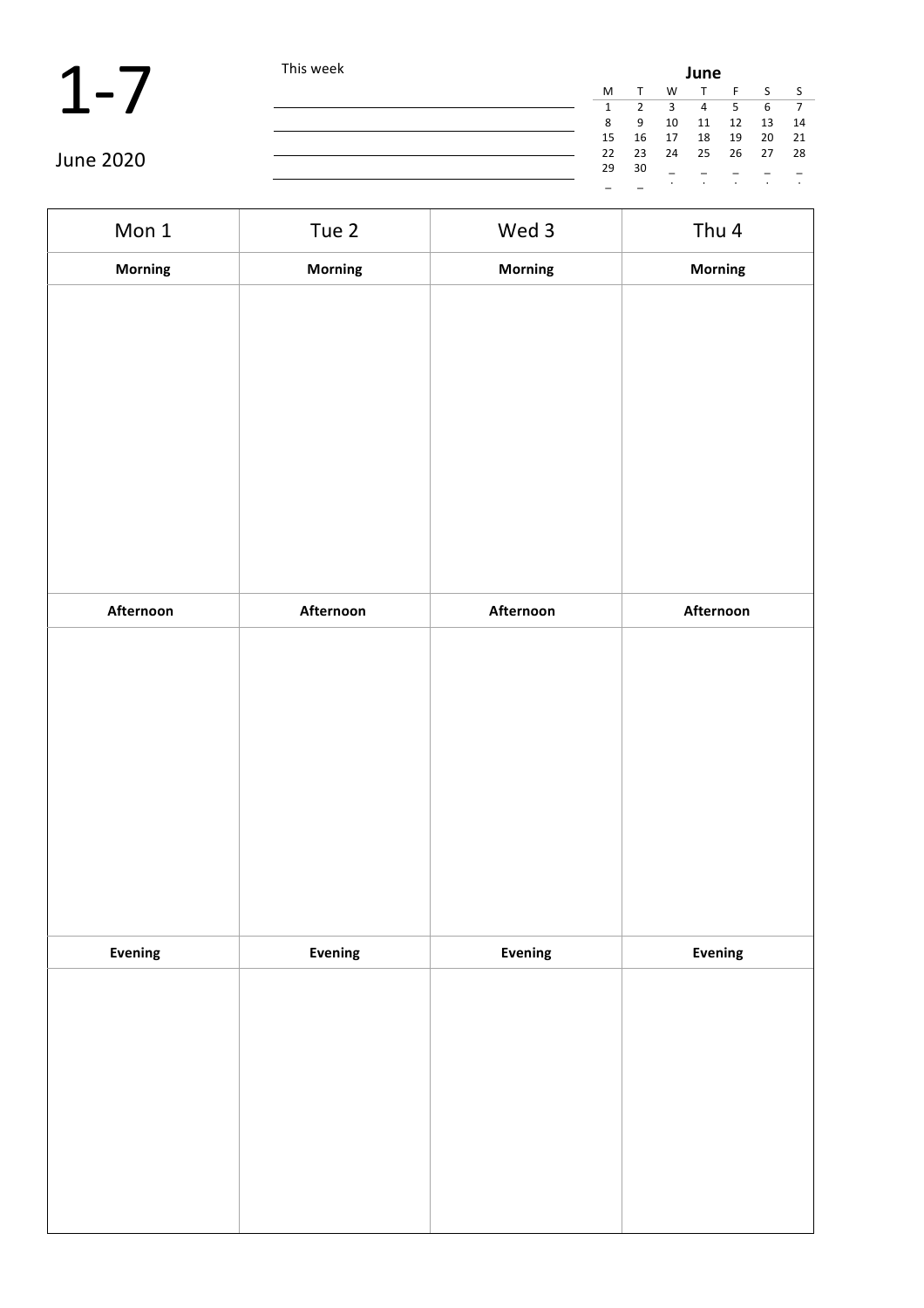# 1-7

June 2020

This week

| June | | | | | | |
|---|---|---|---|---|---|---|
| M | T | W | T | F | S | S |
| 1 | 2 | 3 | 4 | 5 | 6 | 7 |
| 8 | 9 | 10 | 11 | 12 | 13 | 14 |
| 15 | 16 | 17 | 18 | 19 | 20 | 21 |
| 22 | 23 | 24 | 25 | 26 | 27 | 28 |
| 29 | 30 | | | | | |

| Mon 1 | Tue 2 | Wed 3 | Thu 4 |
|---|---|---|---|
| **Morning** | **Morning** | **Morning** | **Morning** |
| | | | |
| **Afternoon** | **Afternoon** | **Afternoon** | **Afternoon** |
| | | | |
| **Evening** | **Evening** | **Evening** | **Evening** |
| | | | |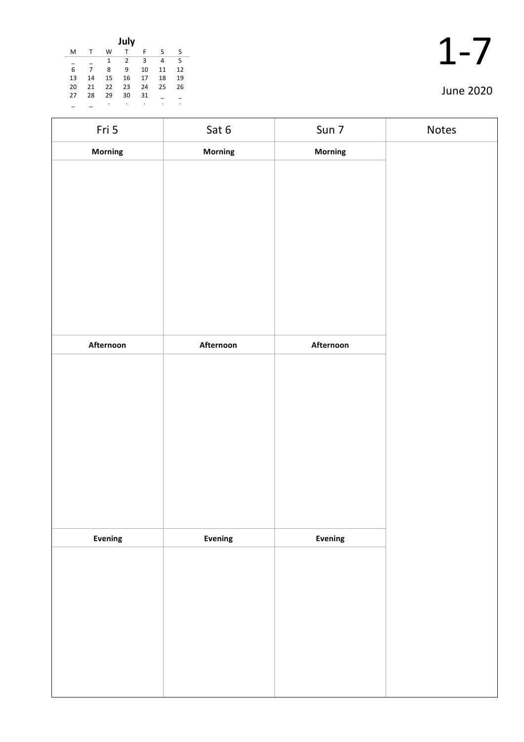**July**

| M | T | W | T | F | S | S |
|---|---|---|---|---|---|---|
| _ | _ | 1 | 2 | 3 | 4 | 5 |
| 6 | 7 | 8 | 9 | 10 | 11 | 12 |
| 13 | 14 | 15 | 16 | 17 | 18 | 19 |
| 20 | 21 | 22 | 23 | 24 | 25 | 26 |
| 27 | 28 | 29 | 30 | 31 | _ | _ |
| _ | _ | . | . | . | . | . |

# 1-7

June 2020

| Fri 5 | Sat 6 | Sun 7 | Notes |
|---|---|---|---|
| **Morning** | **Morning** | **Morning** | |
| | | | |
| **Afternoon** | **Afternoon** | **Afternoon** | |
| | | | |
| **Evening** | **Evening** | **Evening** | |
| | | | |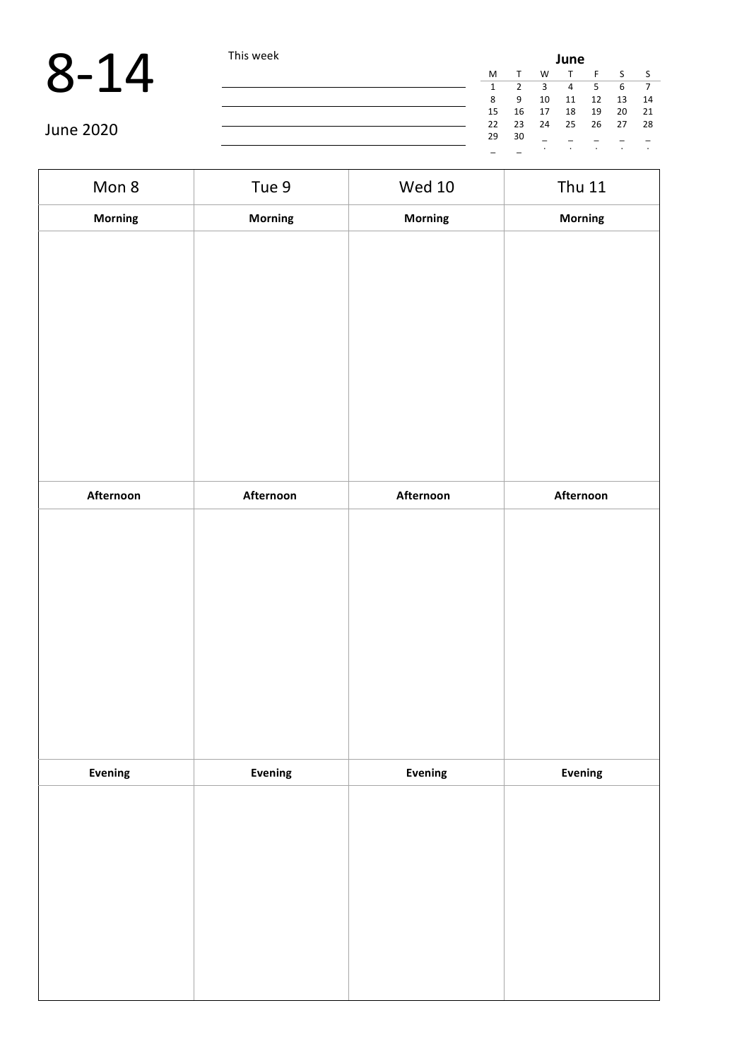# 8-14

June 2020

This week

______________________________

______________________________

______________________________

______________________________

**June**

| M | T | W | T | F | S | S |
|---|---|---|---|---|---|---|
| 1 | 2 | 3 | 4 | 5 | 6 | 7 |
| 8 | 9 | 10 | 11 | 12 | 13 | 14 |
| 15 | 16 | 17 | 18 | 19 | 20 | 21 |
| 22 | 23 | 24 | 25 | 26 | 27 | 28 |
| 29 | 30 | | | | | |

| Mon 8 | Tue 9 | Wed 10 | Thu 11 |
|---|---|---|---|
| **Morning** | **Morning** | **Morning** | **Morning** |
| | | | |
| **Afternoon** | **Afternoon** | **Afternoon** | **Afternoon** |
| | | | |
| **Evening** | **Evening** | **Evening** | **Evening** |
| | | | |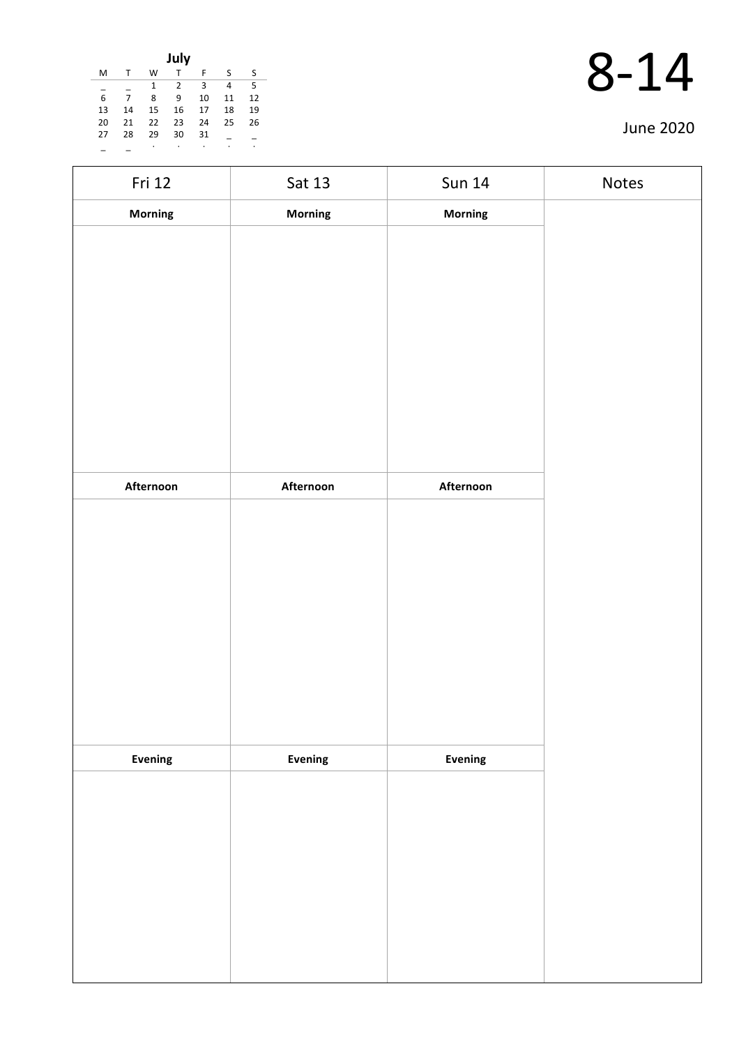| July | | | | | | |
|---|---|---|---|---|---|---|
| M | T | W | T | F | S | S |
| _ | _ | 1 | 2 | 3 | 4 | 5 |
| 6 | 7 | 8 | 9 | 10 | 11 | 12 |
| 13 | 14 | 15 | 16 | 17 | 18 | 19 |
| 20 | 21 | 22 | 23 | 24 | 25 | 26 |
| 27 | 28 | 29 | 30 | 31 | _ | _ |
| _ | _ | . | . | . | . | . |

# 8-14

June 2020

| Fri 12 | Sat 13 | Sun 14 | Notes |
|---|---|---|---|
| **Morning** | **Morning** | **Morning** | |
| | | | |
| **Afternoon** | **Afternoon** | **Afternoon** | |
| | | | |
| **Evening** | **Evening** | **Evening** | |
| | | | |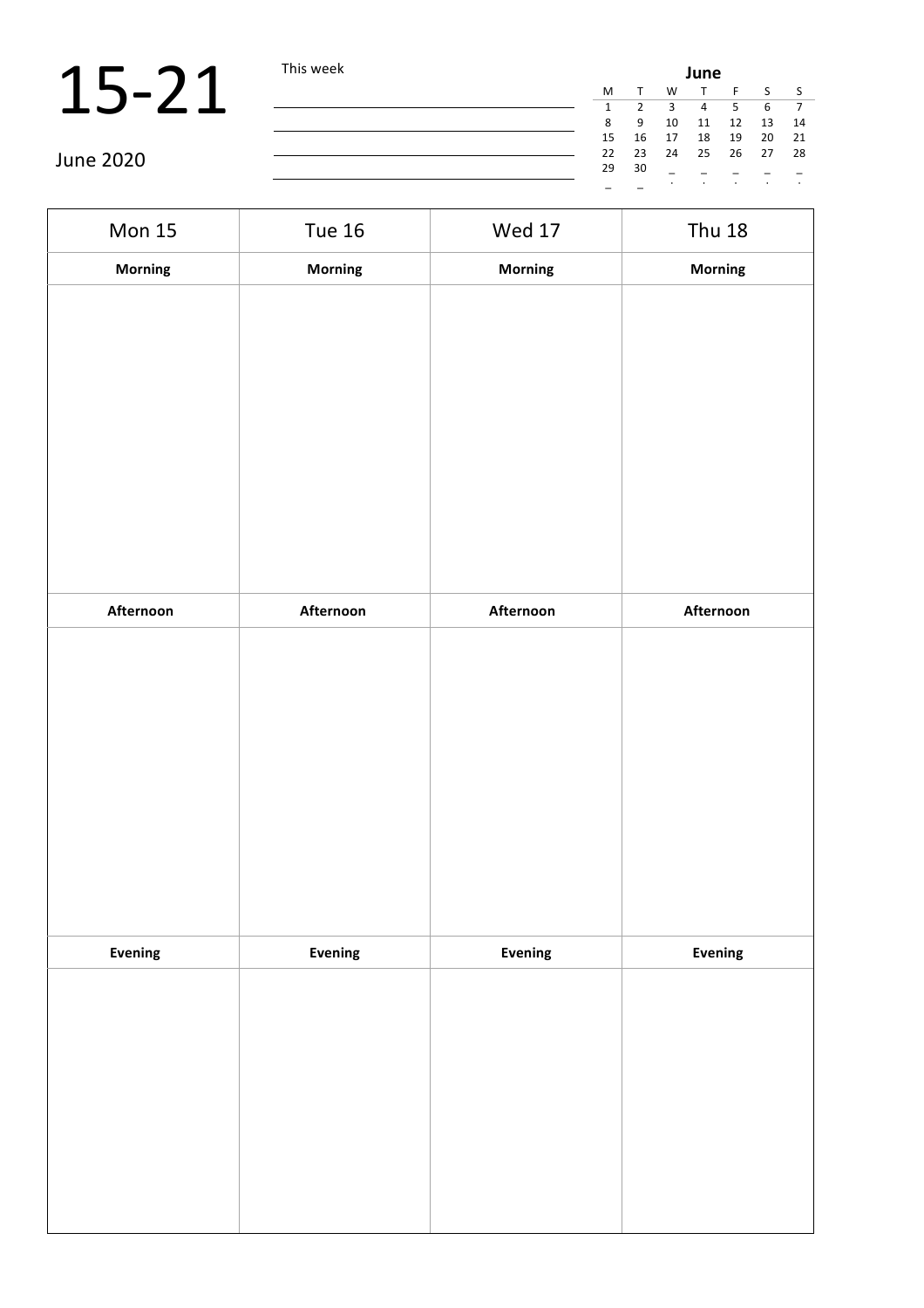# 15-21

June 2020

This week

| June | | | | | | |
|---|---|---|---|---|---|---|
| M | T | W | T | F | S | S |
| 1 | 2 | 3 | 4 | 5 | 6 | 7 |
| 8 | 9 | 10 | 11 | 12 | 13 | 14 |
| 15 | 16 | 17 | 18 | 19 | 20 | 21 |
| 22 | 23 | 24 | 25 | 26 | 27 | 28 |
| 29 | 30 | | | | | |

| Mon 15 | Tue 16 | Wed 17 | Thu 18 |
|---|---|---|---|
| **Morning** | **Morning** | **Morning** | **Morning** |
| | | | |
| **Afternoon** | **Afternoon** | **Afternoon** | **Afternoon** |
| | | | |
| **Evening** | **Evening** | **Evening** | **Evening** |
| | | | |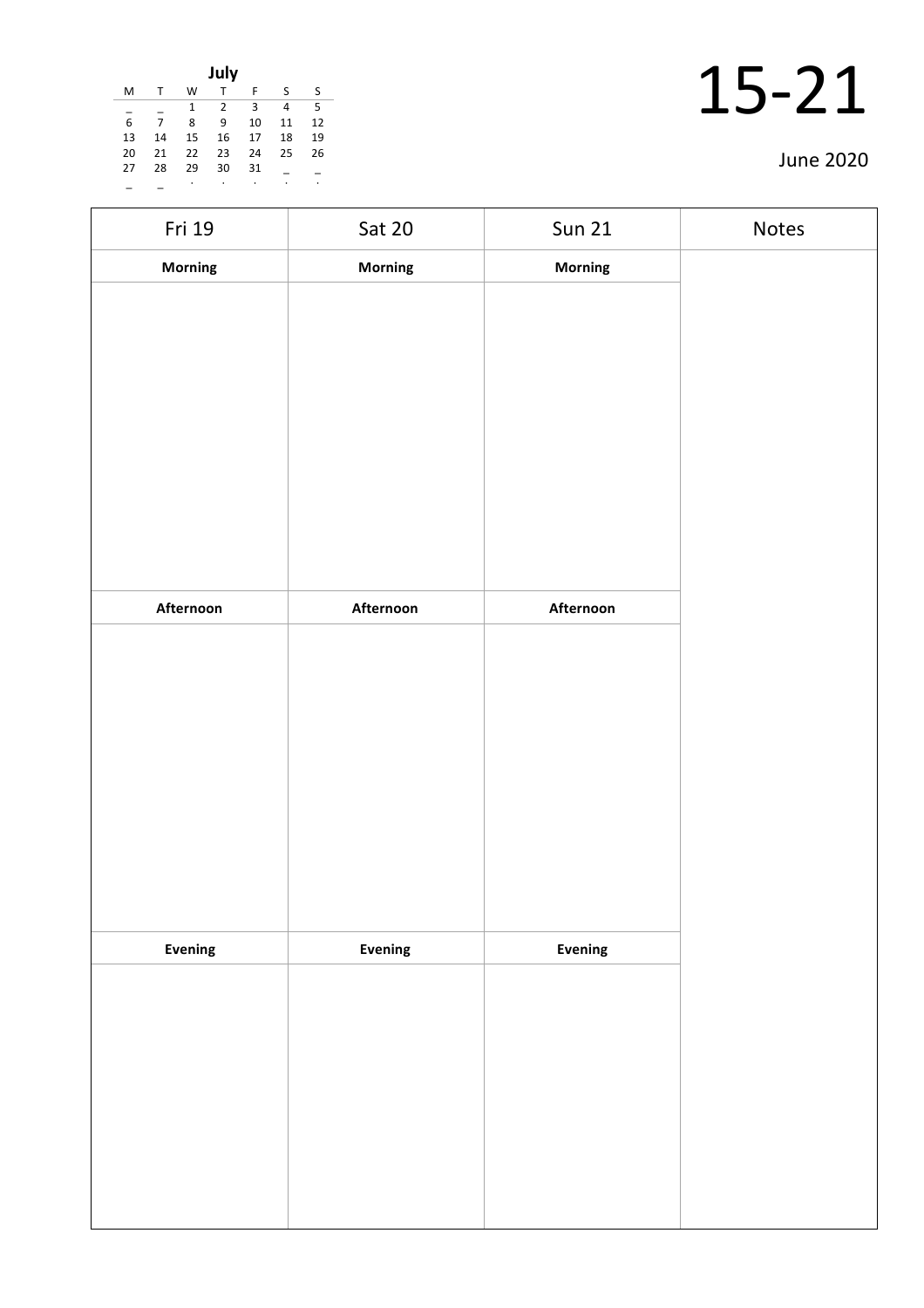**July**

| M | T | W | T | F | S | S |
|---|---|---|---|---|---|---|
| _ | _ | 1 | 2 | 3 | 4 | 5 |
| 6 | 7 | 8 | 9 | 10 | 11 | 12 |
| 13 | 14 | 15 | 16 | 17 | 18 | 19 |
| 20 | 21 | 22 | 23 | 24 | 25 | 26 |
| 27 | 28 | 29 | 30 | 31 | _ | _ |
| _ | _ | . | . | . | . | . |

# 15-21

June 2020

| Fri 19 | Sat 20 | Sun 21 | Notes |
|---|---|---|---|
| **Morning** | **Morning** | **Morning** | |
| | | | |
| **Afternoon** | **Afternoon** | **Afternoon** | |
| | | | |
| **Evening** | **Evening** | **Evening** | |
| | | | |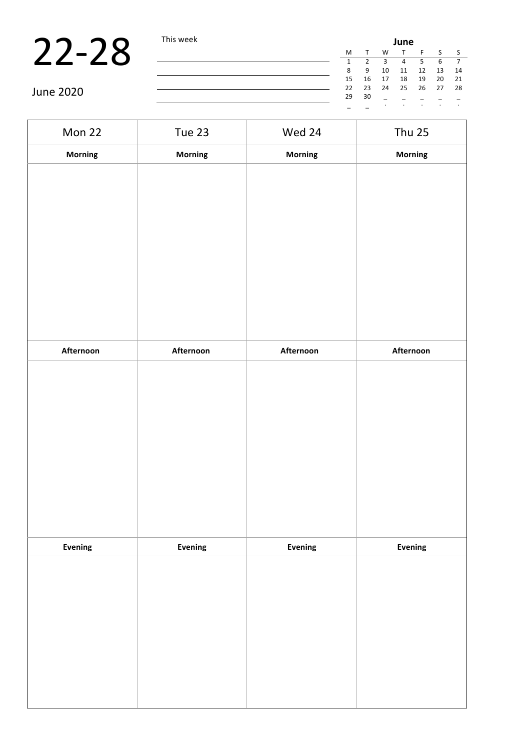# 22-28

June 2020

This week

| June | | | | | | |
|---|---|---|---|---|---|---|
| M | T | W | T | F | S | S |
| 1 | 2 | 3 | 4 | 5 | 6 | 7 |
| 8 | 9 | 10 | 11 | 12 | 13 | 14 |
| 15 | 16 | 17 | 18 | 19 | 20 | 21 |
| 22 | 23 | 24 | 25 | 26 | 27 | 28 |
| 29 | 30 | | | | | |

| Mon 22 | Tue 23 | Wed 24 | Thu 25 |
|---|---|---|---|
| **Morning** | **Morning** | **Morning** | **Morning** |
| | | | |
| **Afternoon** | **Afternoon** | **Afternoon** | **Afternoon** |
| | | | |
| **Evening** | **Evening** | **Evening** | **Evening** |
| | | | |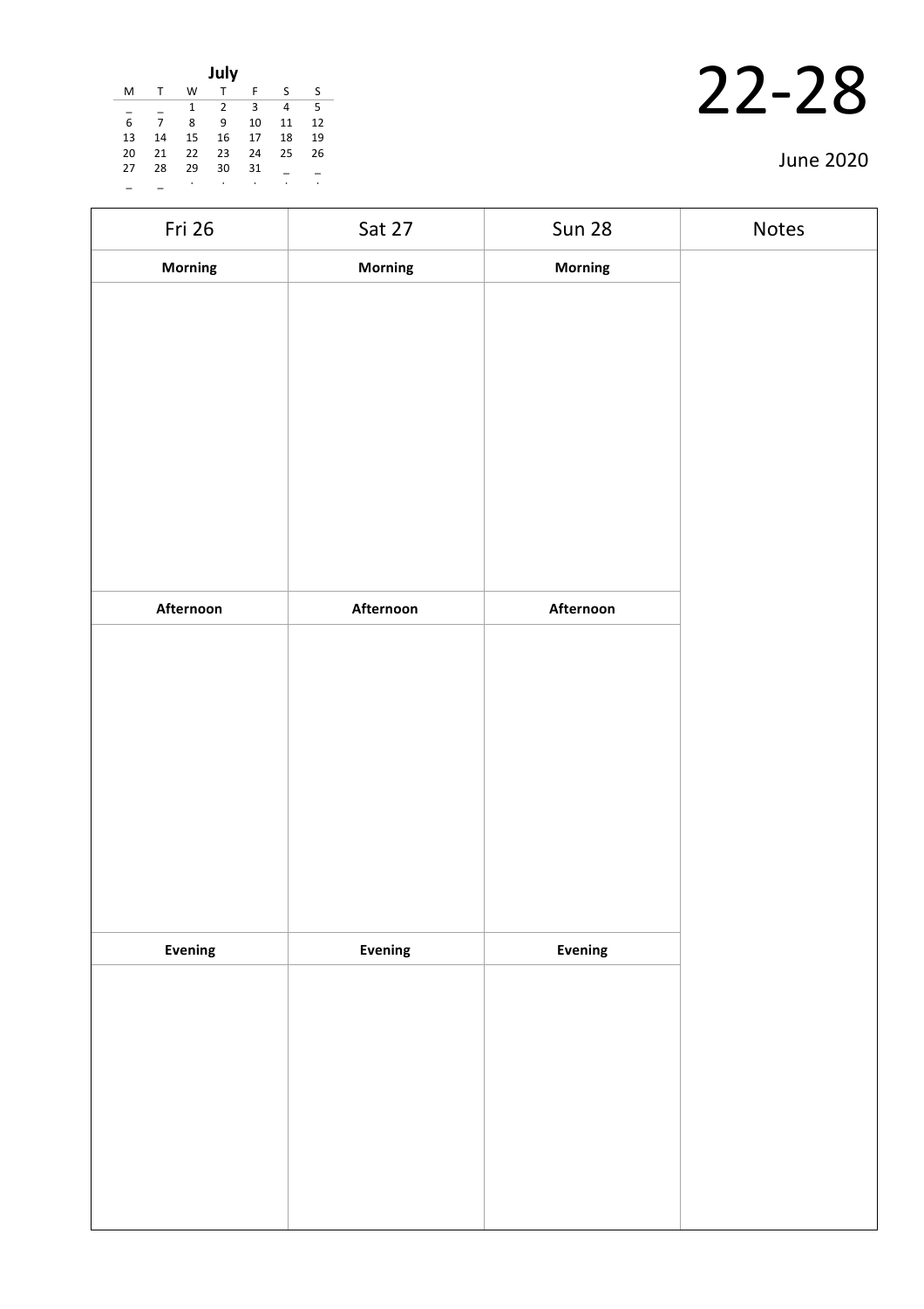**July**

| M | T | W | T | F | S | S |
|---|---|---|---|---|---|---|
| _ | _ | 1 | 2 | 3 | 4 | 5 |
| 6 | 7 | 8 | 9 | 10 | 11 | 12 |
| 13 | 14 | 15 | 16 | 17 | 18 | 19 |
| 20 | 21 | 22 | 23 | 24 | 25 | 26 |
| 27 | 28 | 29 | 30 | 31 | _ | _ |
| _ | _ | . | . | . | . | . |

# 22-28

June 2020

| Fri 26 | Sat 27 | Sun 28 | Notes |
|---|---|---|---|
| **Morning** | **Morning** | **Morning** | |
| | | | |
| **Afternoon** | **Afternoon** | **Afternoon** | |
| | | | |
| **Evening** | **Evening** | **Evening** | |
| | | | |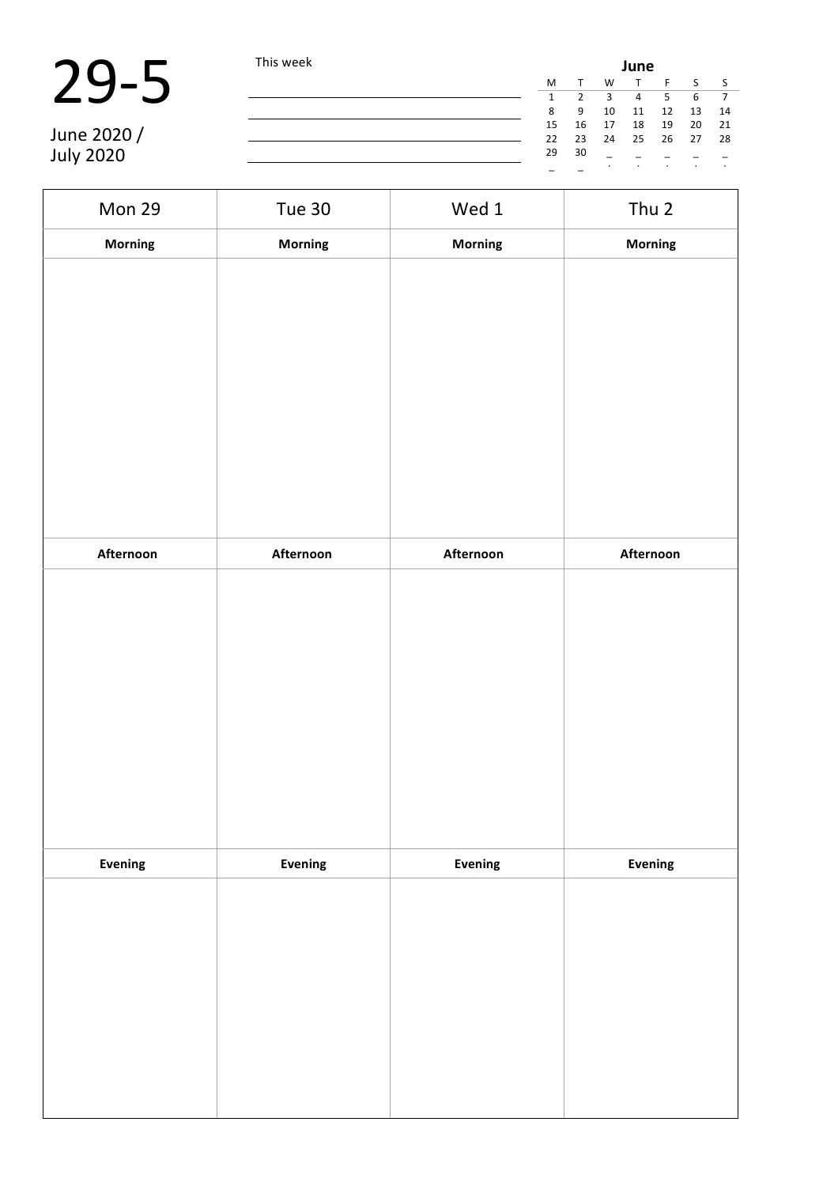# 29-5

June 2020 / July 2020

This week

| **June** | | | | | | |
|---|---|---|---|---|---|---|
| M | T | W | T | F | S | S |
| 1 | 2 | 3 | 4 | 5 | 6 | 7 |
| 8 | 9 | 10 | 11 | 12 | 13 | 14 |
| 15 | 16 | 17 | 18 | 19 | 20 | 21 |
| 22 | 23 | 24 | 25 | 26 | 27 | 28 |
| 29 | 30 | | | | | |

| Mon 29 | Tue 30 | Wed 1 | Thu 2 |
|---|---|---|---|
| **Morning** | **Morning** | **Morning** | **Morning** |
| | | | |
| **Afternoon** | **Afternoon** | **Afternoon** | **Afternoon** |
| | | | |
| **Evening** | **Evening** | **Evening** | **Evening** |
| | | | |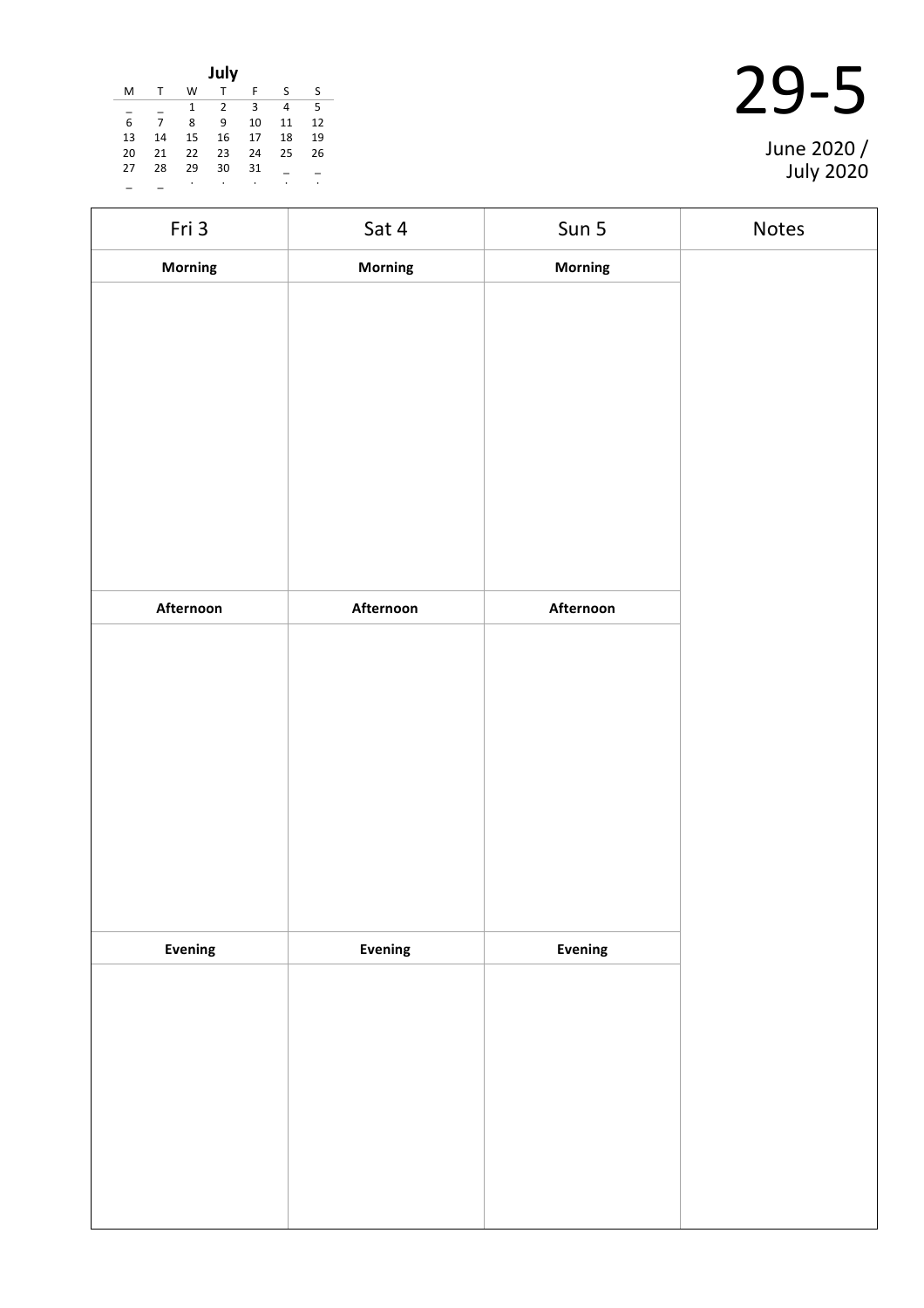**July**

| M | T | W | T | F | S | S |
|---|---|---|---|---|---|---|
| _ | _ | 1 | 2 | 3 | 4 | 5 |
| 6 | 7 | 8 | 9 | 10 | 11 | 12 |
| 13 | 14 | 15 | 16 | 17 | 18 | 19 |
| 20 | 21 | 22 | 23 | 24 | 25 | 26 |
| 27 | 28 | 29 | 30 | 31 | _ | _ |
| _ | _ | . | . | . | . | . |

# 29-5

June 2020 / July 2020

| Fri 3 | Sat 4 | Sun 5 | Notes |
|---|---|---|---|
| **Morning** | **Morning** | **Morning** | |
| | | | |
| **Afternoon** | **Afternoon** | **Afternoon** | |
| | | | |
| **Evening** | **Evening** | **Evening** | |
| | | | |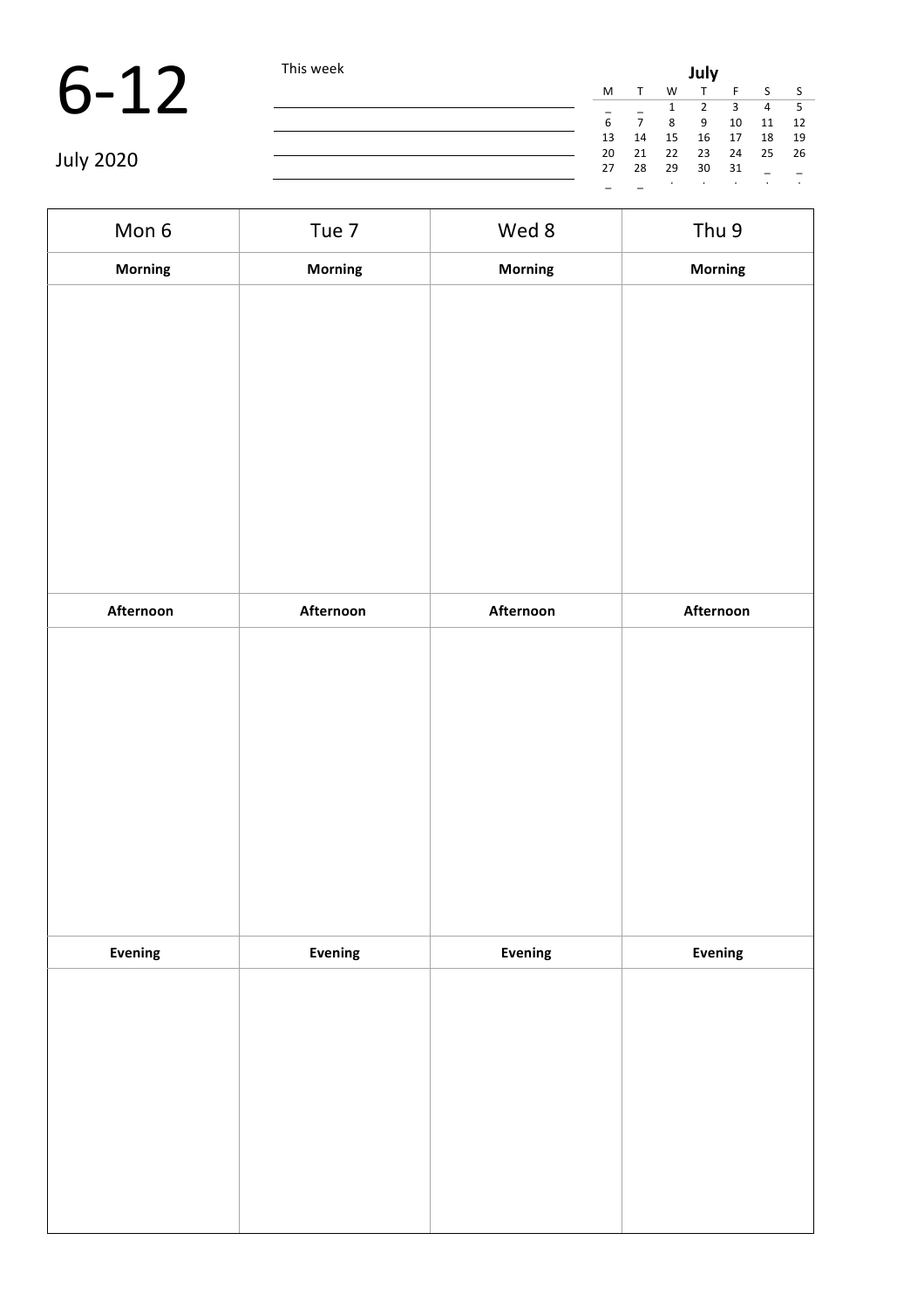# 6-12

July 2020

This week

| July | | | | | | |
|---|---|---|---|---|---|---|
| M | T | W | T | F | S | S |
| _ | _ | 1 | 2 | 3 | 4 | 5 |
| 6 | 7 | 8 | 9 | 10 | 11 | 12 |
| 13 | 14 | 15 | 16 | 17 | 18 | 19 |
| 20 | 21 | 22 | 23 | 24 | 25 | 26 |
| 27 | 28 | 29 | 30 | 31 | _ | _ |
| _ | _ | . | . | . | . | . |

| Mon 6 | Tue 7 | Wed 8 | Thu 9 |
|---|---|---|---|
| **Morning** | **Morning** | **Morning** | **Morning** |
| | | | |
| **Afternoon** | **Afternoon** | **Afternoon** | **Afternoon** |
| | | | |
| **Evening** | **Evening** | **Evening** | **Evening** |
| | | | |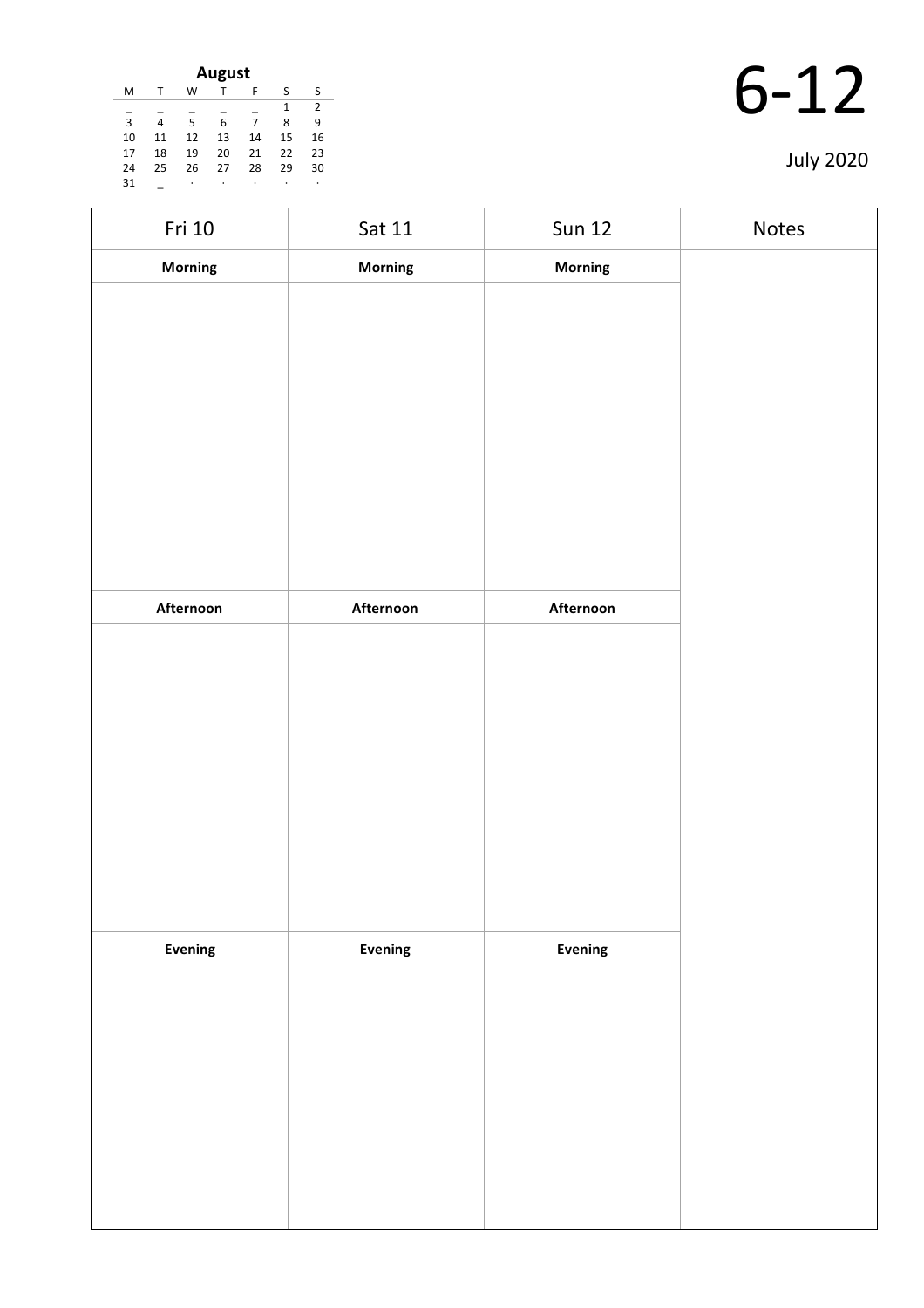| August | | | | | | |
|---|---|---|---|---|---|---|
| M | T | W | T | F | S | S |
| _ | _ | _ | _ | _ | 1 | 2 |
| 3 | 4 | 5 | 6 | 7 | 8 | 9 |
| 10 | 11 | 12 | 13 | 14 | 15 | 16 |
| 17 | 18 | 19 | 20 | 21 | 22 | 23 |
| 24 | 25 | 26 | 27 | 28 | 29 | 30 |
| 31 | _ | · | · | · | · | · |

# 6-12

July 2020

| Fri 10 | Sat 11 | Sun 12 | Notes |
|---|---|---|---|
| **Morning** | **Morning** | **Morning** | |
| | | | |
| **Afternoon** | **Afternoon** | **Afternoon** | |
| | | | |
| **Evening** | **Evening** | **Evening** | |
| | | | |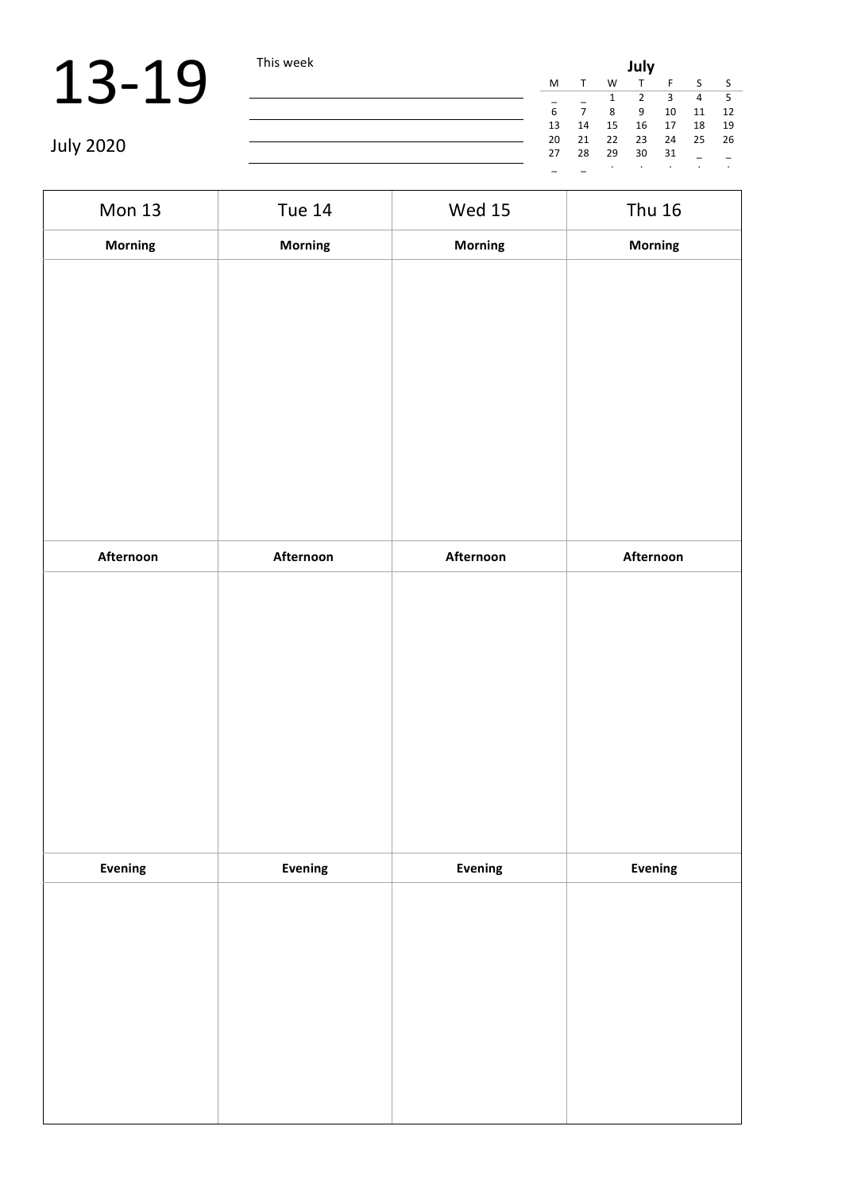# 13-19

July 2020

This week

| July | | | | | | |
|---|---|---|---|---|---|---|
| M | T | W | T | F | S | S |
| _ | _ | 1 | 2 | 3 | 4 | 5 |
| 6 | 7 | 8 | 9 | 10 | 11 | 12 |
| 13 | 14 | 15 | 16 | 17 | 18 | 19 |
| 20 | 21 | 22 | 23 | 24 | 25 | 26 |
| 27 | 28 | 29 | 30 | 31 | _ | _ |
| _ | _ | . | . | . | . | . |

| Mon 13 | Tue 14 | Wed 15 | Thu 16 |
|---|---|---|---|
| **Morning** | **Morning** | **Morning** | **Morning** |
| | | | |
| **Afternoon** | **Afternoon** | **Afternoon** | **Afternoon** |
| | | | |
| **Evening** | **Evening** | **Evening** | **Evening** |
| | | | |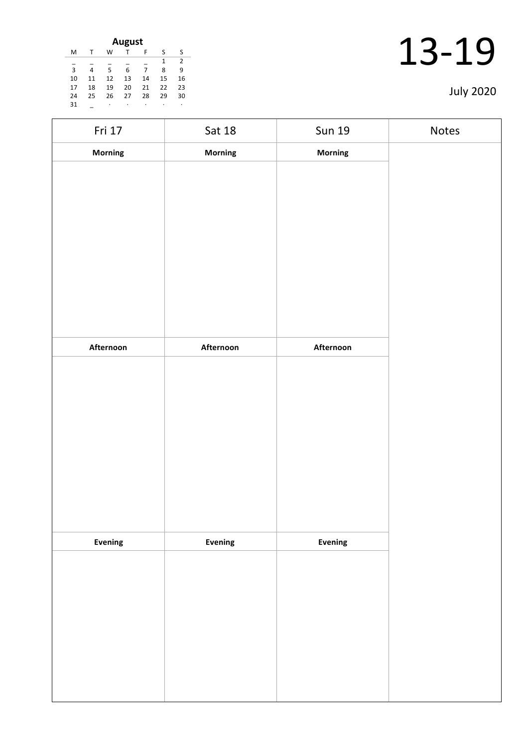**August**

| M | T | W | T | F | S | S |
|---|---|---|---|---|---|---|
| _ | _ | _ | _ | _ | 1 | 2 |
| 3 | 4 | 5 | 6 | 7 | 8 | 9 |
| 10 | 11 | 12 | 13 | 14 | 15 | 16 |
| 17 | 18 | 19 | 20 | 21 | 22 | 23 |
| 24 | 25 | 26 | 27 | 28 | 29 | 30 |
| 31 | _ | · | · | · | · | · |

# 13-19

July 2020

| Fri 17 | Sat 18 | Sun 19 | Notes |
|---|---|---|---|
| **Morning** | **Morning** | **Morning** | |
| | | | |
| **Afternoon** | **Afternoon** | **Afternoon** | |
| | | | |
| **Evening** | **Evening** | **Evening** | |
| | | | |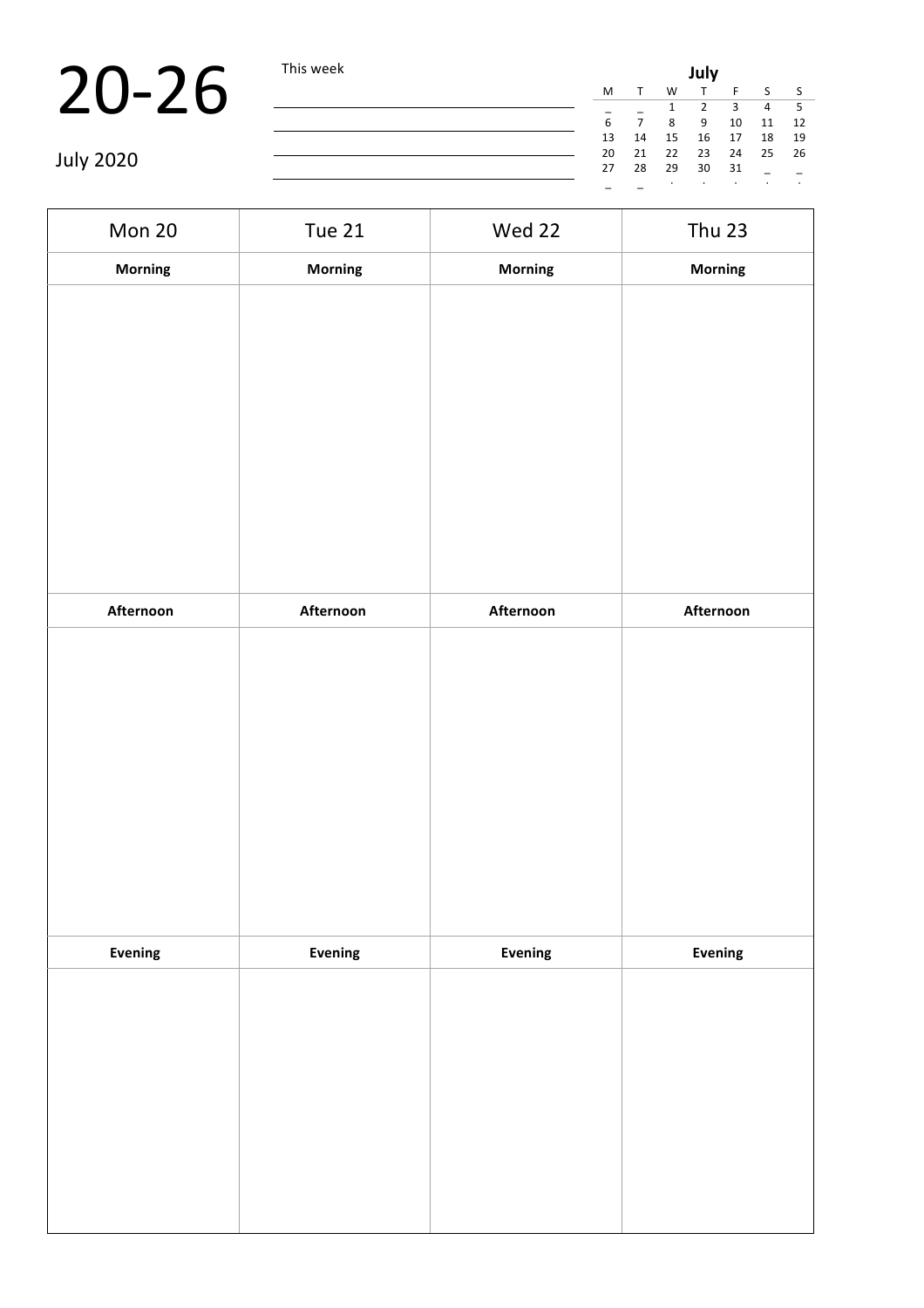# 20-26

July 2020

This week

| July | | | | | | |
|---|---|---|---|---|---|---|
| M | T | W | T | F | S | S |
| _ | _ | 1 | 2 | 3 | 4 | 5 |
| 6 | 7 | 8 | 9 | 10 | 11 | 12 |
| 13 | 14 | 15 | 16 | 17 | 18 | 19 |
| 20 | 21 | 22 | 23 | 24 | 25 | 26 |
| 27 | 28 | 29 | 30 | 31 | _ | _ |
| _ | _ | . | . | . | . | . |

| Mon 20 | Tue 21 | Wed 22 | Thu 23 |
|---|---|---|---|
| **Morning** | **Morning** | **Morning** | **Morning** |
| | | | |
| **Afternoon** | **Afternoon** | **Afternoon** | **Afternoon** |
| | | | |
| **Evening** | **Evening** | **Evening** | **Evening** |
| | | | |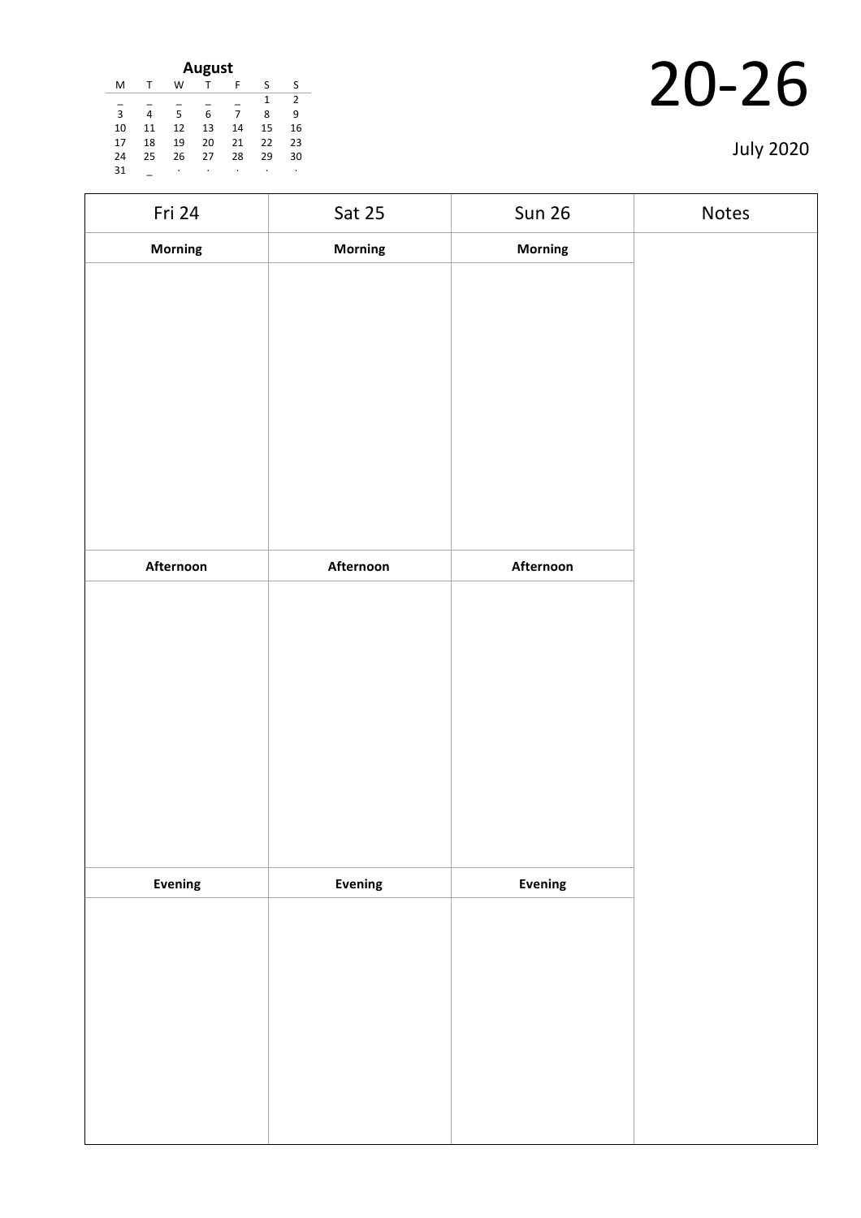| | | | August | | | |
|---|---|---|---|---|---|---|
| M | T | W | T | F | S | S |
| _ | _ | _ | _ | _ | 1 | 2 |
| 3 | 4 | 5 | 6 | 7 | 8 | 9 |
| 10 | 11 | 12 | 13 | 14 | 15 | 16 |
| 17 | 18 | 19 | 20 | 21 | 22 | 23 |
| 24 | 25 | 26 | 27 | 28 | 29 | 30 |
| 31 | _ | · | · | · | · | · |

# 20-26

July 2020

| Fri 24 | Sat 25 | Sun 26 | Notes |
|---|---|---|---|
| **Morning** | **Morning** | **Morning** | |
| | | | |
| **Afternoon** | **Afternoon** | **Afternoon** | |
| | | | |
| **Evening** | **Evening** | **Evening** | |
| | | | |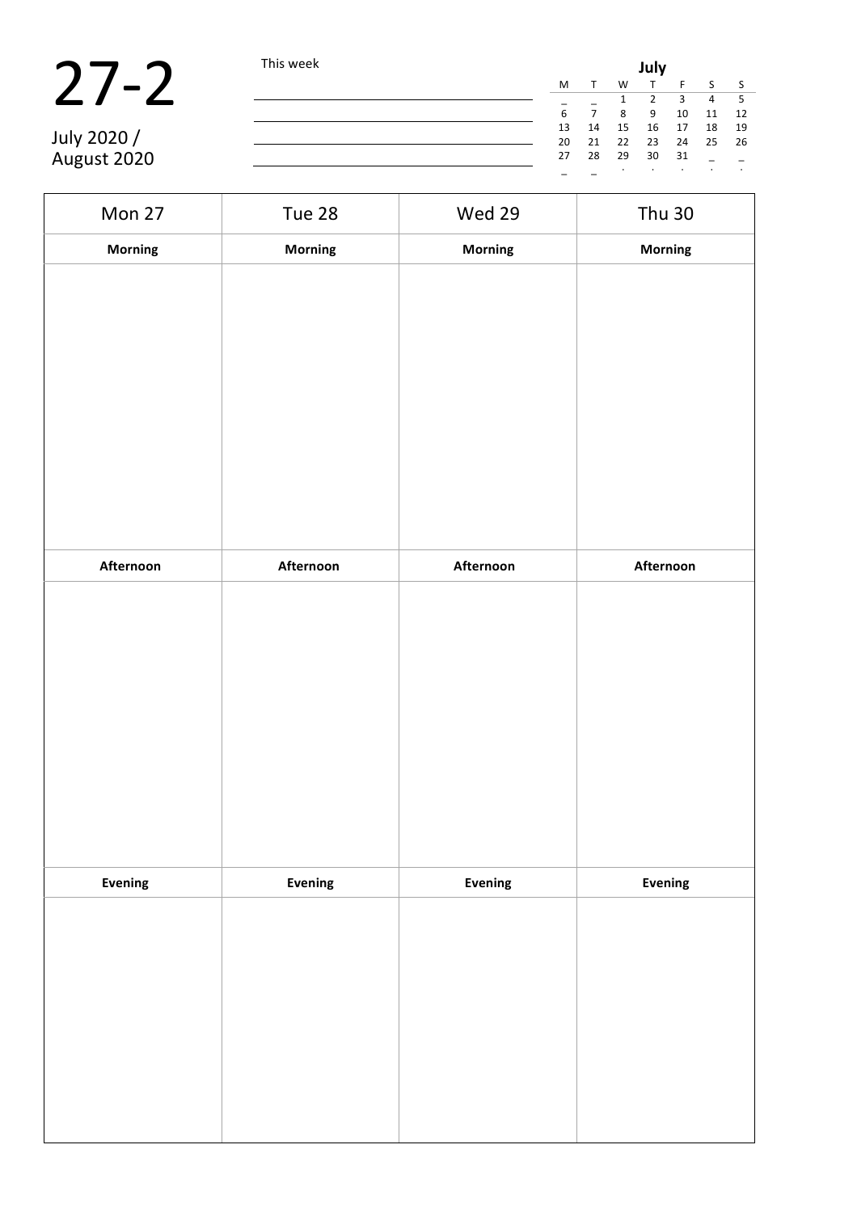# 27-2

July 2020 /
August 2020

This week

______________________________

______________________________

______________________________

______________________________

**July**

| M | T | W | T | F | S | S |
|---|---|---|---|---|---|---|
| _ | _ | 1 | 2 | 3 | 4 | 5 |
| 6 | 7 | 8 | 9 | 10 | 11 | 12 |
| 13 | 14 | 15 | 16 | 17 | 18 | 19 |
| 20 | 21 | 22 | 23 | 24 | 25 | 26 |
| 27 | 28 | 29 | 30 | 31 | _ | _ |
| _ | _ | . | . | . | . | . |

| Mon 27 | Tue 28 | Wed 29 | Thu 30 |
|---|---|---|---|
| **Morning** | **Morning** | **Morning** | **Morning** |
| | | | |
| **Afternoon** | **Afternoon** | **Afternoon** | **Afternoon** |
| | | | |
| **Evening** | **Evening** | **Evening** | **Evening** |
| | | | |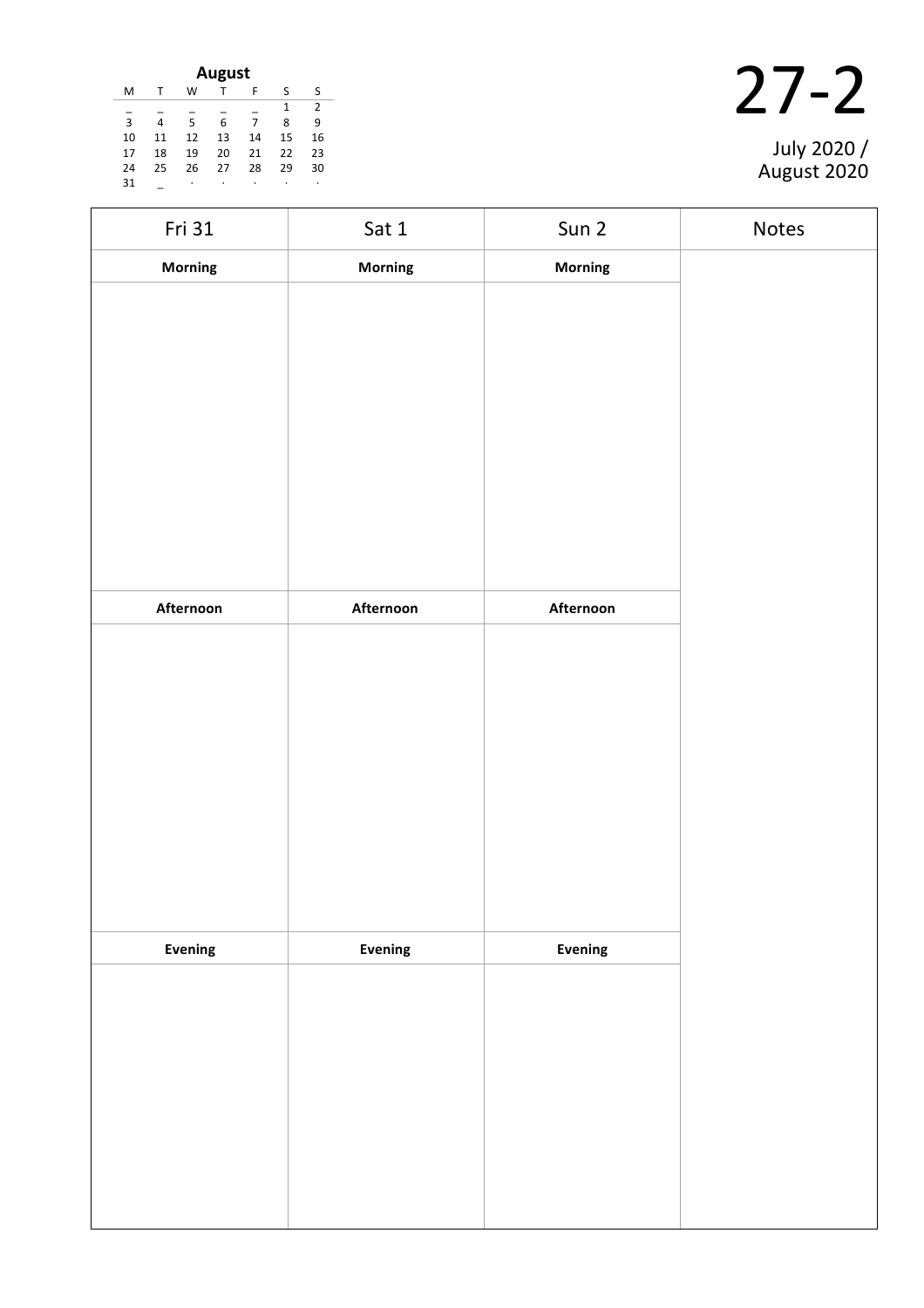**August**

| M | T | W | T | F | S | S |
|---|---|---|---|---|---|---|
| _ | _ | _ | _ | _ | 1 | 2 |
| 3 | 4 | 5 | 6 | 7 | 8 | 9 |
| 10 | 11 | 12 | 13 | 14 | 15 | 16 |
| 17 | 18 | 19 | 20 | 21 | 22 | 23 |
| 24 | 25 | 26 | 27 | 28 | 29 | 30 |
| 31 | _ | · | · | · | · | · |

# 27-2

July 2020 / August 2020

| Fri 31 | Sat 1 | Sun 2 | Notes |
|---|---|---|---|
| **Morning** | **Morning** | **Morning** | |
| | | | |
| **Afternoon** | **Afternoon** | **Afternoon** | |
| | | | |
| **Evening** | **Evening** | **Evening** | |
| | | | |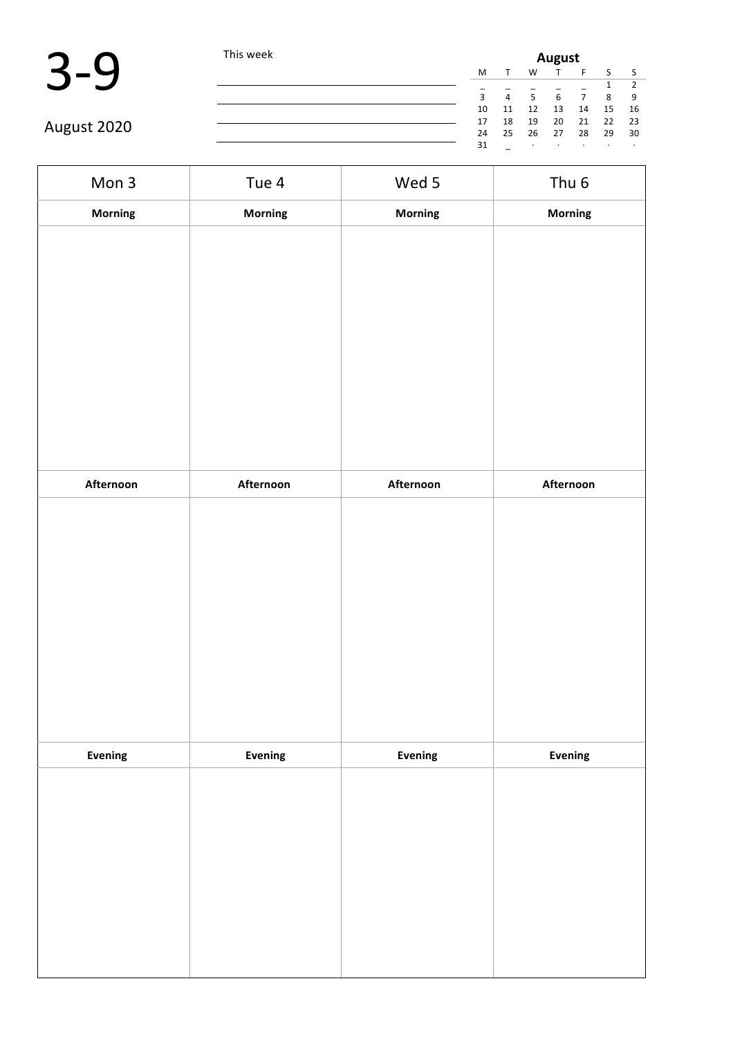# 3-9

August 2020

This week

| August | | | | | | |
|---|---|---|---|---|---|---|
| M | T | W | T | F | S | S |
| _ | _ | _ | _ | _ | 1 | 2 |
| 3 | 4 | 5 | 6 | 7 | 8 | 9 |
| 10 | 11 | 12 | 13 | 14 | 15 | 16 |
| 17 | 18 | 19 | 20 | 21 | 22 | 23 |
| 24 | 25 | 26 | 27 | 28 | 29 | 30 |
| 31 | _ | · | · | · | · | · |

| Mon 3 | Tue 4 | Wed 5 | Thu 6 |
|---|---|---|---|
| **Morning** | **Morning** | **Morning** | **Morning** |
| | | | |
| **Afternoon** | **Afternoon** | **Afternoon** | **Afternoon** |
| | | | |
| **Evening** | **Evening** | **Evening** | **Evening** |
| | | | |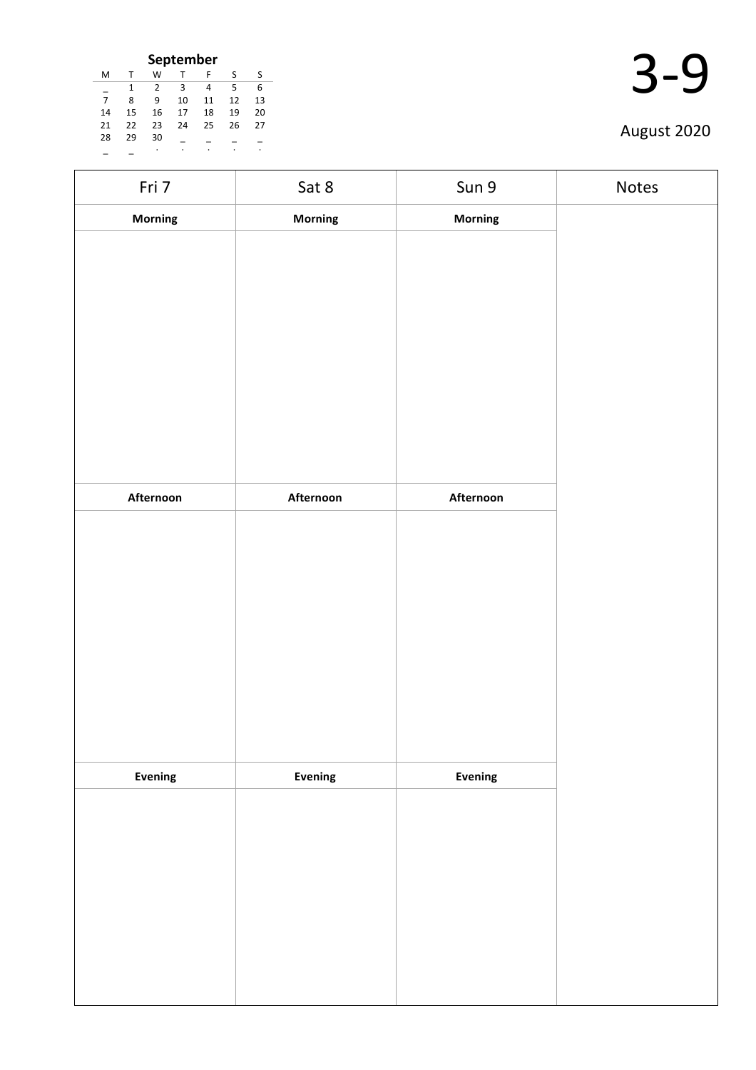**September**

| M | T | W | T | F | S | S |
|---|---|---|---|---|---|---|
| _ | 1 | 2 | 3 | 4 | 5 | 6 |
| 7 | 8 | 9 | 10 | 11 | 12 | 13 |
| 14 | 15 | 16 | 17 | 18 | 19 | 20 |
| 21 | 22 | 23 | 24 | 25 | 26 | 27 |
| 28 | 29 | 30 | _ | _ | _ | _ |
| _ | _ | . | . | . | . | . |

# 3-9

August 2020

| Fri 7 | Sat 8 | Sun 9 | Notes |
|---|---|---|---|
| **Morning** | **Morning** | **Morning** | |
| | | | |
| **Afternoon** | **Afternoon** | **Afternoon** | |
| | | | |
| **Evening** | **Evening** | **Evening** | |
| | | | |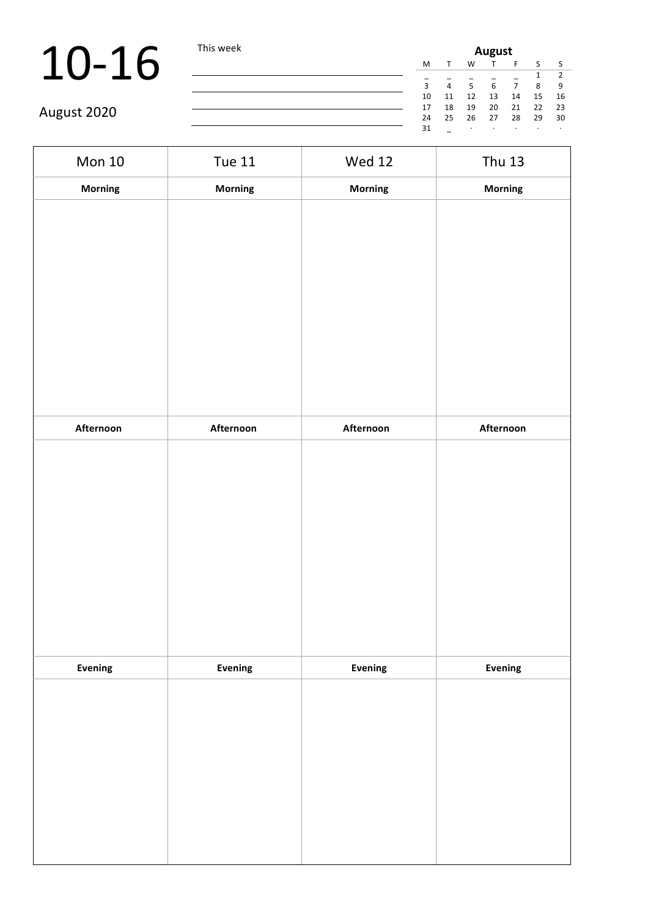# 10-16

August 2020

This week

| August | | | | | | |
|---|---|---|---|---|---|---|
| M | T | W | T | F | S | S |
| _ | _ | _ | _ | _ | 1 | 2 |
| 3 | 4 | 5 | 6 | 7 | 8 | 9 |
| 10 | 11 | 12 | 13 | 14 | 15 | 16 |
| 17 | 18 | 19 | 20 | 21 | 22 | 23 |
| 24 | 25 | 26 | 27 | 28 | 29 | 30 |
| 31 | _ | · | · | · | · | · |

| Mon 10 | Tue 11 | Wed 12 | Thu 13 |
|---|---|---|---|
| **Morning** | **Morning** | **Morning** | **Morning** |
| | | | |
| **Afternoon** | **Afternoon** | **Afternoon** | **Afternoon** |
| | | | |
| **Evening** | **Evening** | **Evening** | **Evening** |
| | | | |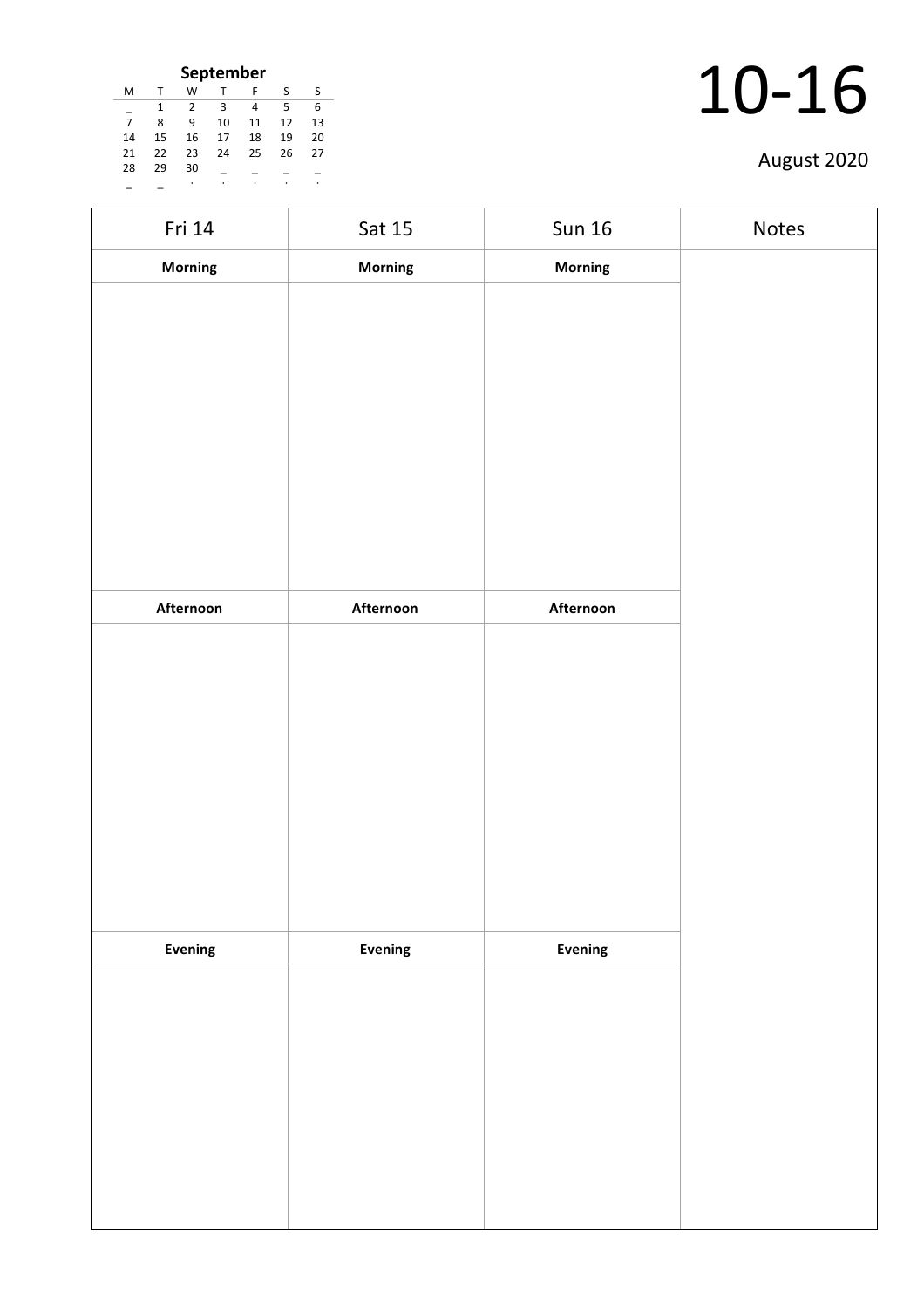**September**

| M | T | W | T | F | S | S |
|---|---|---|---|---|---|---|
| _ | 1 | 2 | 3 | 4 | 5 | 6 |
| 7 | 8 | 9 | 10 | 11 | 12 | 13 |
| 14 | 15 | 16 | 17 | 18 | 19 | 20 |
| 21 | 22 | 23 | 24 | 25 | 26 | 27 |
| 28 | 29 | 30 | _ | _ | _ | _ |
| _ | _ | . | . | . | . | . |

# 10-16

August 2020

| Fri 14 | Sat 15 | Sun 16 | Notes |
|---|---|---|---|
| **Morning** | **Morning** | **Morning** | |
| | | | |
| **Afternoon** | **Afternoon** | **Afternoon** | |
| | | | |
| **Evening** | **Evening** | **Evening** | |
| | | | |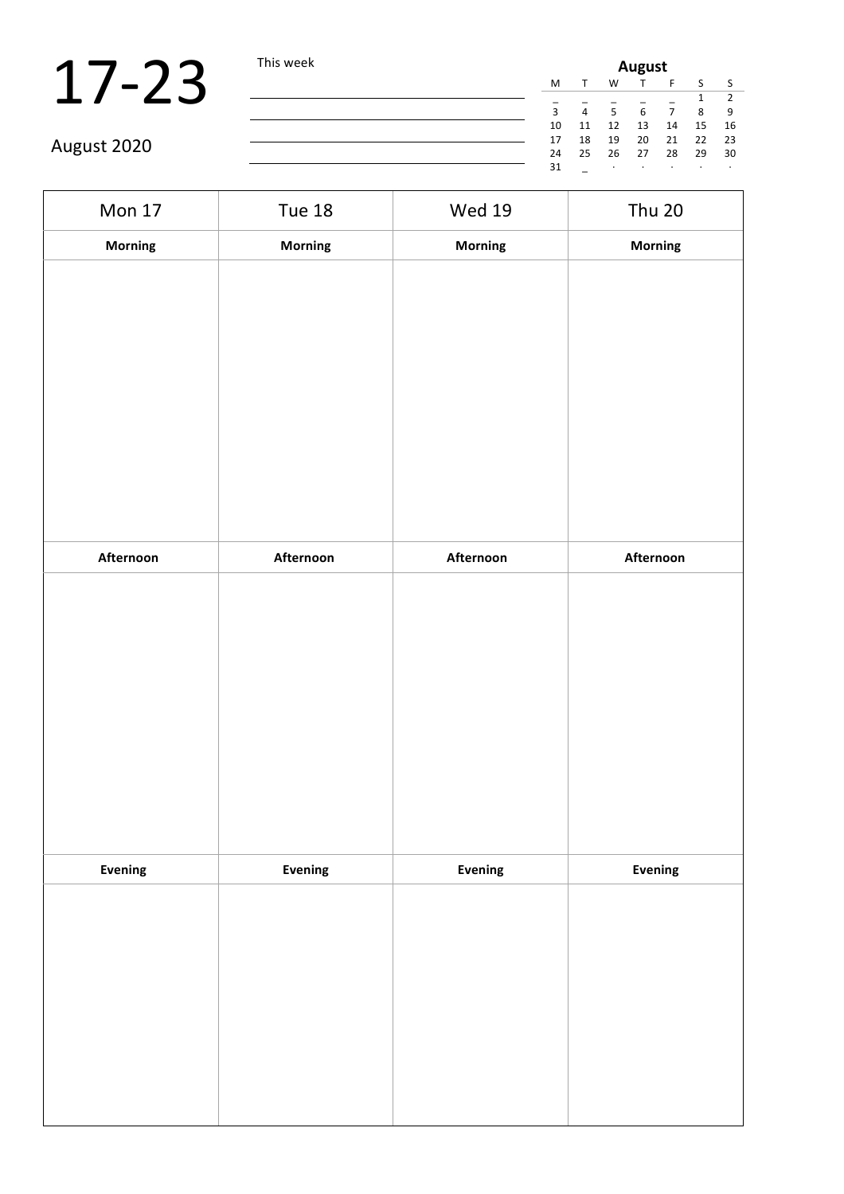# 17-23

August 2020

This week

| **August** | | | | | | |
|---|---|---|---|---|---|---|
| M | T | W | T | F | S | S |
| _ | _ | _ | _ | _ | 1 | 2 |
| 3 | 4 | 5 | 6 | 7 | 8 | 9 |
| 10 | 11 | 12 | 13 | 14 | 15 | 16 |
| 17 | 18 | 19 | 20 | 21 | 22 | 23 |
| 24 | 25 | 26 | 27 | 28 | 29 | 30 |
| 31 | _ | · | · | · | · | · |

| Mon 17 | Tue 18 | Wed 19 | Thu 20 |
|---|---|---|---|
| **Morning** | **Morning** | **Morning** | **Morning** |
| | | | |
| **Afternoon** | **Afternoon** | **Afternoon** | **Afternoon** |
| | | | |
| **Evening** | **Evening** | **Evening** | **Evening** |
| | | | |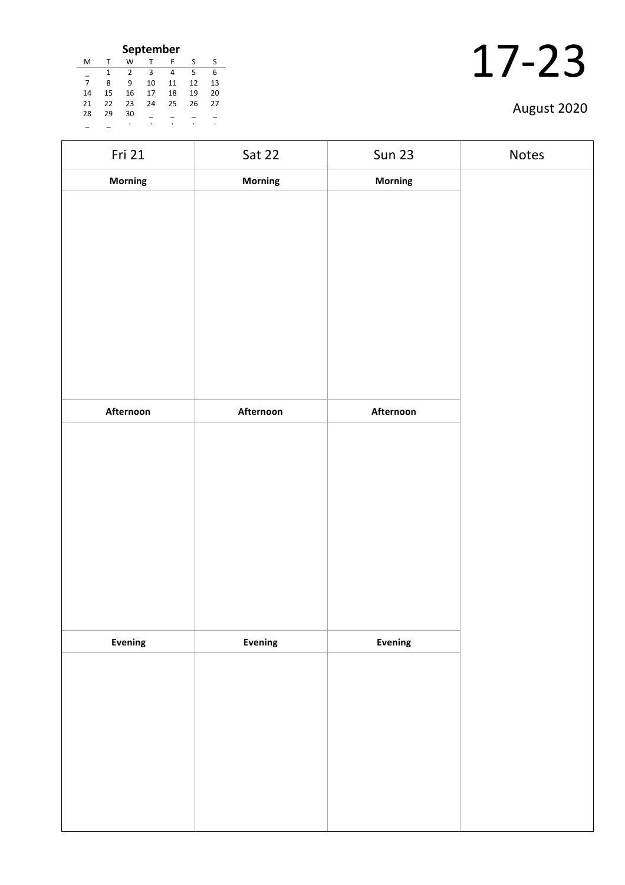**September**

| M | T | W | T | F | S | S |
|---|---|---|---|---|---|---|
| _ | 1 | 2 | 3 | 4 | 5 | 6 |
| 7 | 8 | 9 | 10 | 11 | 12 | 13 |
| 14 | 15 | 16 | 17 | 18 | 19 | 20 |
| 21 | 22 | 23 | 24 | 25 | 26 | 27 |
| 28 | 29 | 30 | _ | _ | _ | _ |
| _ | _ | . | . | . | . | . |

# 17-23

August 2020

| Fri 21 | Sat 22 | Sun 23 | Notes |
|---|---|---|---|
| **Morning** | **Morning** | **Morning** | |
| | | | |
| **Afternoon** | **Afternoon** | **Afternoon** | |
| | | | |
| **Evening** | **Evening** | **Evening** | |
| | | | |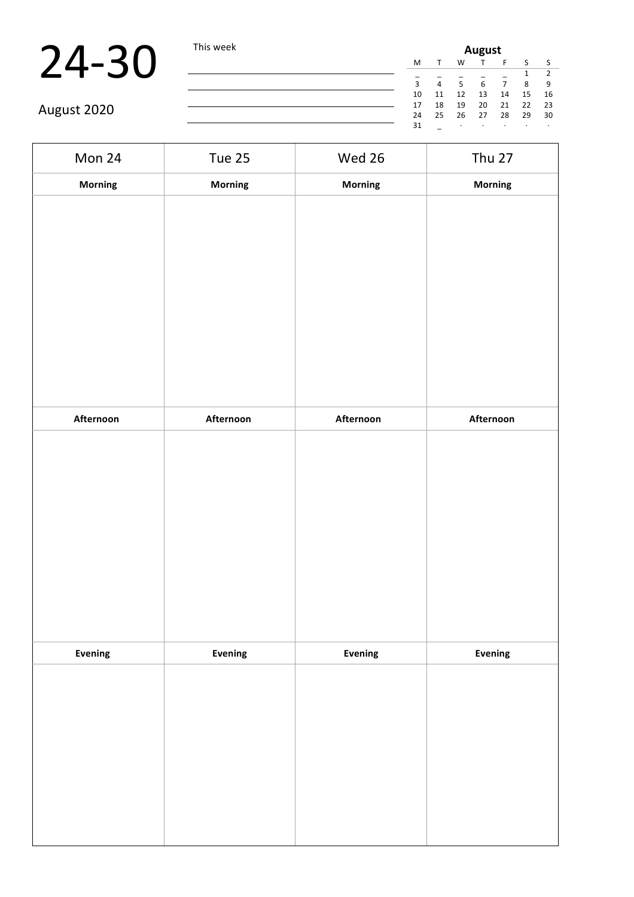# 24-30

August 2020

This week

| | | | | | | |
|---|---|---|---|---|---|---|
| **August** | | | | | | |
| M | T | W | T | F | S | S |
| _ | _ | _ | _ | _ | 1 | 2 |
| 3 | 4 | 5 | 6 | 7 | 8 | 9 |
| 10 | 11 | 12 | 13 | 14 | 15 | 16 |
| 17 | 18 | 19 | 20 | 21 | 22 | 23 |
| 24 | 25 | 26 | 27 | 28 | 29 | 30 |
| 31 | _ | · | · | · | · | · |

| Mon 24 | Tue 25 | Wed 26 | Thu 27 |
|---|---|---|---|
| **Morning** | **Morning** | **Morning** | **Morning** |
| | | | |
| **Afternoon** | **Afternoon** | **Afternoon** | **Afternoon** |
| | | | |
| **Evening** | **Evening** | **Evening** | **Evening** |
| | | | |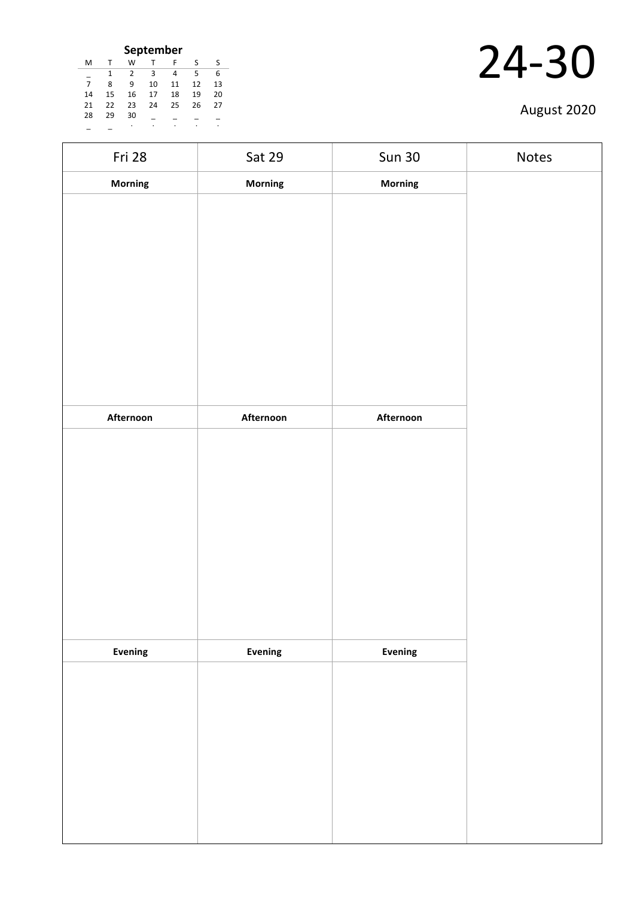**September**

| M | T | W | T | F | S | S |
|---|---|---|---|---|---|---|
| _ | 1 | 2 | 3 | 4 | 5 | 6 |
| 7 | 8 | 9 | 10 | 11 | 12 | 13 |
| 14 | 15 | 16 | 17 | 18 | 19 | 20 |
| 21 | 22 | 23 | 24 | 25 | 26 | 27 |
| 28 | 29 | 30 | _ | _ | _ | _ |
| _ | _ | . | . | . | . | . |

# 24-30

August 2020

| Fri 28 | Sat 29 | Sun 30 | Notes |
|---|---|---|---|
| **Morning** | **Morning** | **Morning** | |
| | | | |
| **Afternoon** | **Afternoon** | **Afternoon** | |
| | | | |
| **Evening** | **Evening** | **Evening** | |
| | | | |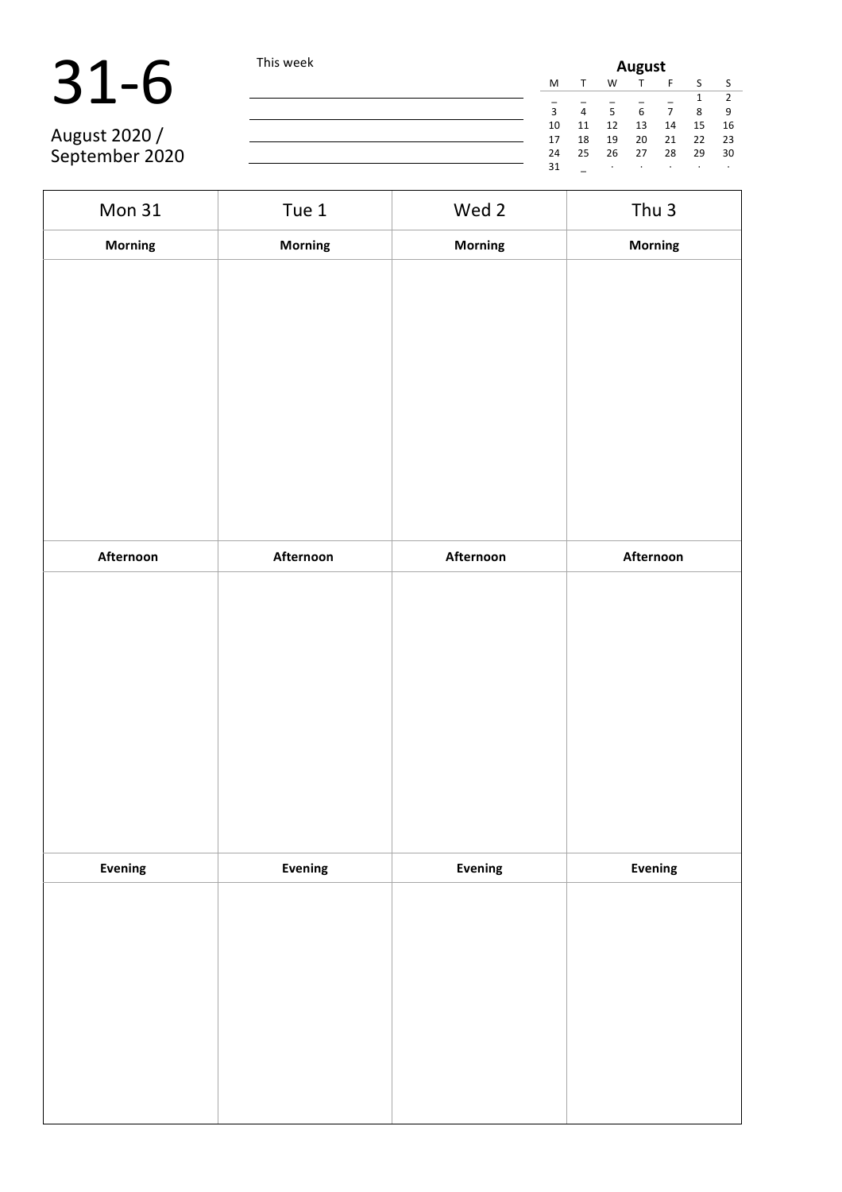# 31-6

August 2020 / September 2020

This week

______________________________

______________________________

______________________________

______________________________

**August**

| M | T | W | T | F | S | S |
|---|---|---|---|---|---|---|
| _ | _ | _ | _ | _ | 1 | 2 |
| 3 | 4 | 5 | 6 | 7 | 8 | 9 |
| 10 | 11 | 12 | 13 | 14 | 15 | 16 |
| 17 | 18 | 19 | 20 | 21 | 22 | 23 |
| 24 | 25 | 26 | 27 | 28 | 29 | 30 |
| 31 | _ | · | · | · | · | · |

| Mon 31 | Tue 1 | Wed 2 | Thu 3 |
|---|---|---|---|
| **Morning** | **Morning** | **Morning** | **Morning** |
| | | | |
| **Afternoon** | **Afternoon** | **Afternoon** | **Afternoon** |
| | | | |
| **Evening** | **Evening** | **Evening** | **Evening** |
| | | | |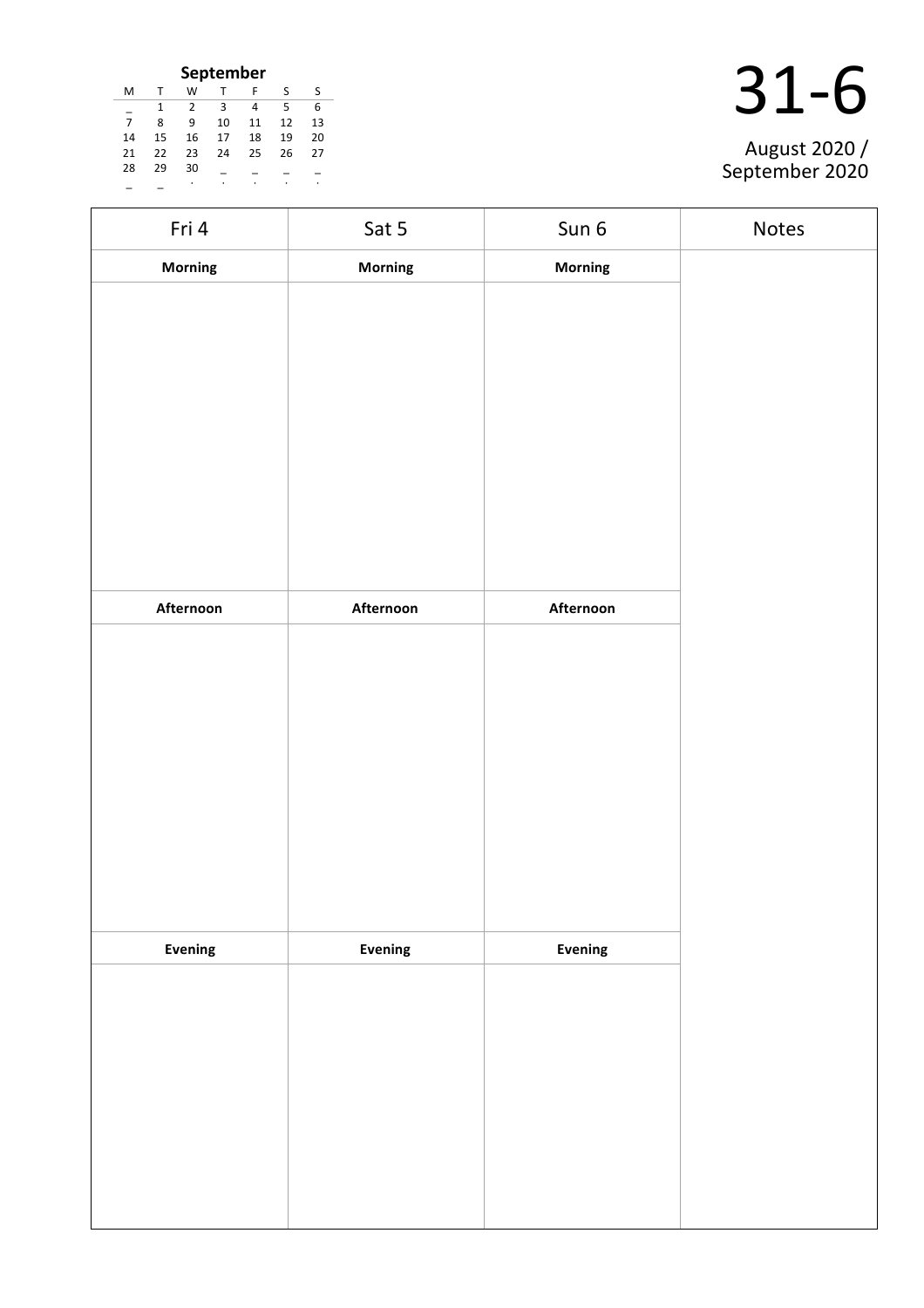**September**

| M | T | W | T | F | S | S |
|---|---|---|---|---|---|---|
| _ | 1 | 2 | 3 | 4 | 5 | 6 |
| 7 | 8 | 9 | 10 | 11 | 12 | 13 |
| 14 | 15 | 16 | 17 | 18 | 19 | 20 |
| 21 | 22 | 23 | 24 | 25 | 26 | 27 |
| 28 | 29 | 30 | _ | _ | _ | _ |
| _ | _ | . | . | . | . | . |

# 31-6

August 2020 / September 2020

| Fri 4 | Sat 5 | Sun 6 | Notes |
|---|---|---|---|
| **Morning** | **Morning** | **Morning** | |
| | | | |
| **Afternoon** | **Afternoon** | **Afternoon** | |
| | | | |
| **Evening** | **Evening** | **Evening** | |
| | | | |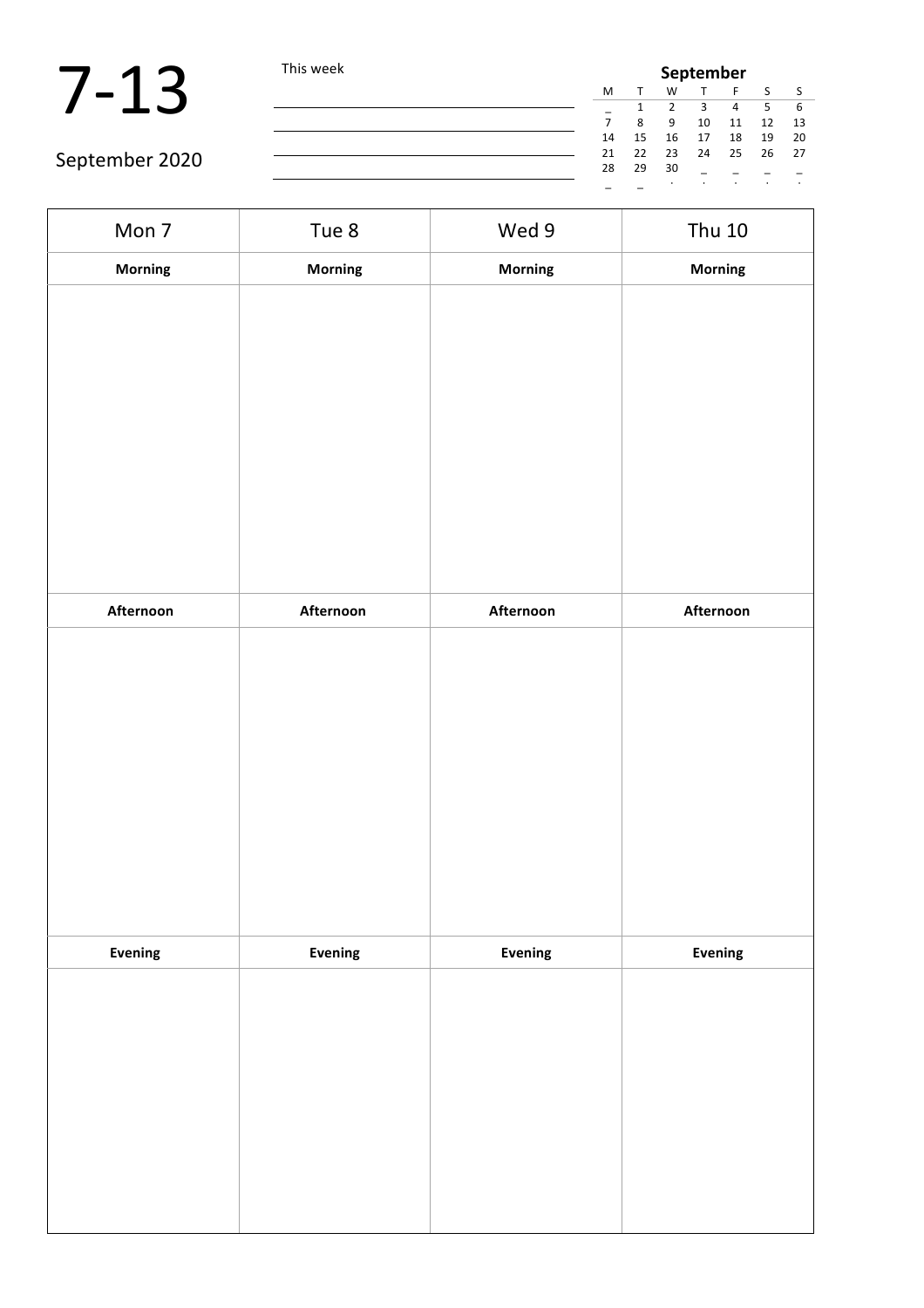# 7-13

September 2020

This week

| **September** | | | | | | |
|---|---|---|---|---|---|---|
| M | T | W | T | F | S | S |
| _ | 1 | 2 | 3 | 4 | 5 | 6 |
| 7 | 8 | 9 | 10 | 11 | 12 | 13 |
| 14 | 15 | 16 | 17 | 18 | 19 | 20 |
| 21 | 22 | 23 | 24 | 25 | 26 | 27 |
| 28 | 29 | 30 | _ | _ | _ | _ |
| _ | _ | . | . | . | . | . |

| Mon 7 | Tue 8 | Wed 9 | Thu 10 |
|---|---|---|---|
| **Morning** | **Morning** | **Morning** | **Morning** |
| | | | |
| **Afternoon** | **Afternoon** | **Afternoon** | **Afternoon** |
| | | | |
| **Evening** | **Evening** | **Evening** | **Evening** |
| | | | |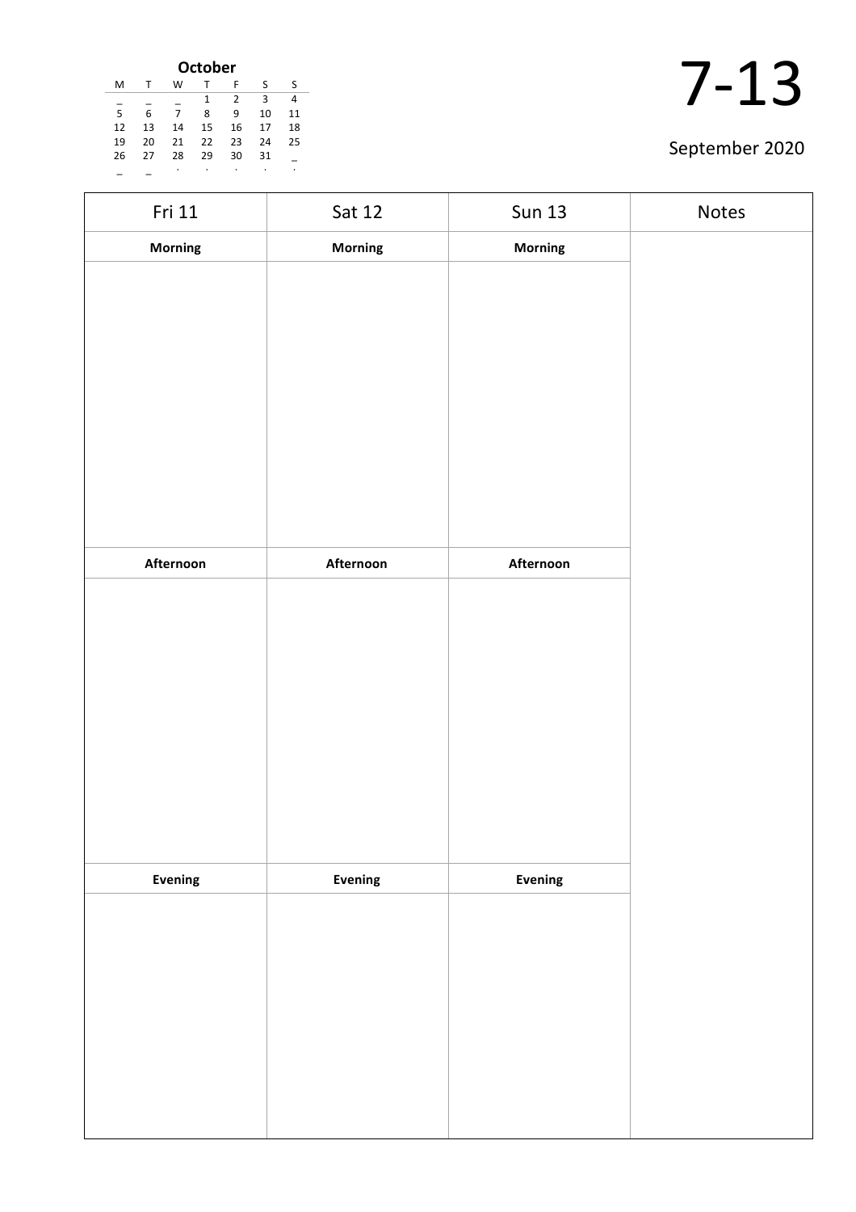**October**

| M | T | W | T | F | S | S |
|---|---|---|---|---|---|---|
| _ | _ | _ | 1 | 2 | 3 | 4 |
| 5 | 6 | 7 | 8 | 9 | 10 | 11 |
| 12 | 13 | 14 | 15 | 16 | 17 | 18 |
| 19 | 20 | 21 | 22 | 23 | 24 | 25 |
| 26 | 27 | 28 | 29 | 30 | 31 | _ |
| _ | _ | . | . | . | . | . |

# 7-13

September 2020

| Fri 11 | Sat 12 | Sun 13 | Notes |
|---|---|---|---|
| **Morning** | **Morning** | **Morning** | |
| | | | |
| **Afternoon** | **Afternoon** | **Afternoon** | |
| | | | |
| **Evening** | **Evening** | **Evening** | |
| | | | |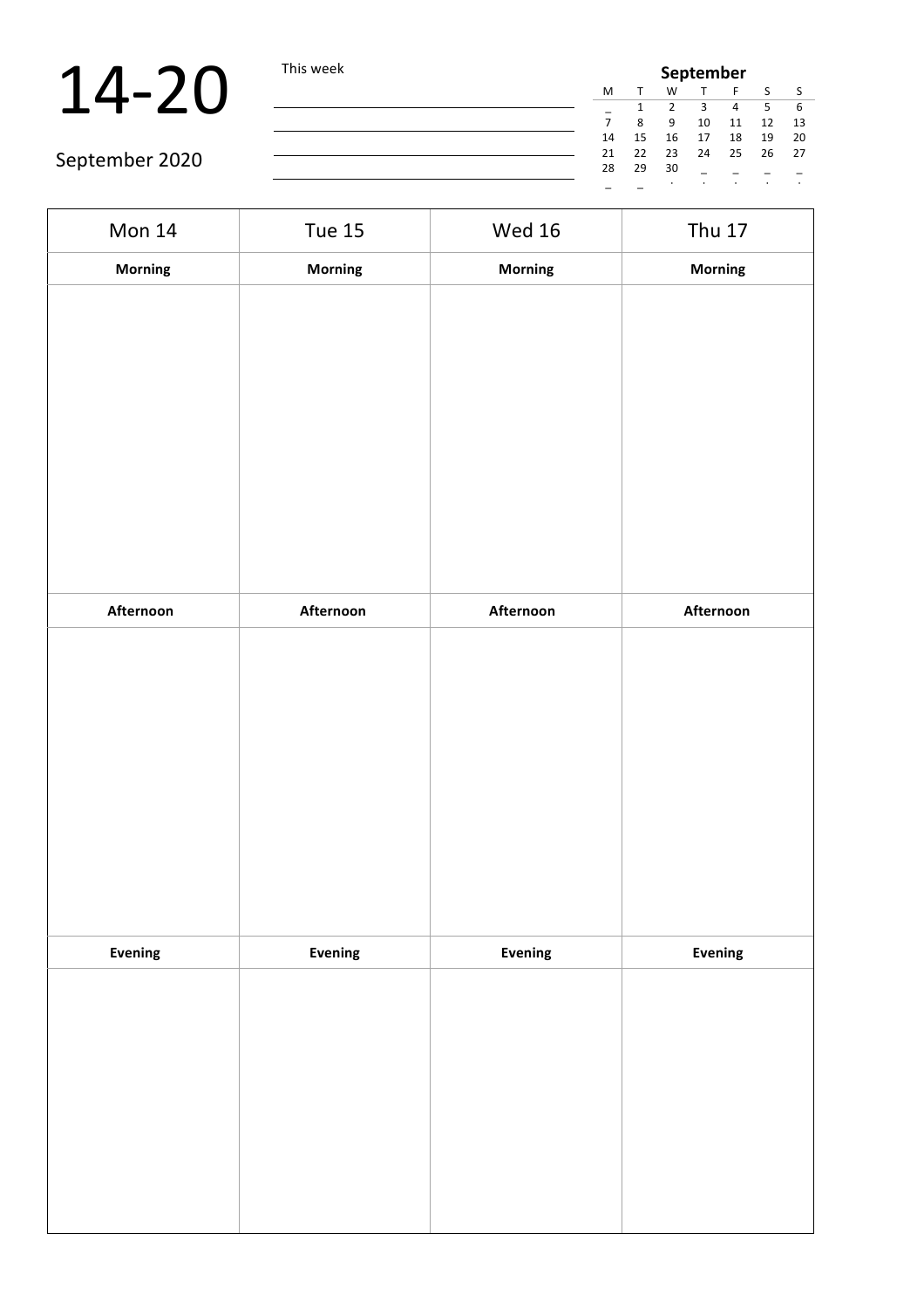# 14-20

September 2020

This week

| September | | | | | | |
|---|---|---|---|---|---|---|
| M | T | W | T | F | S | S |
| _ | 1 | 2 | 3 | 4 | 5 | 6 |
| 7 | 8 | 9 | 10 | 11 | 12 | 13 |
| 14 | 15 | 16 | 17 | 18 | 19 | 20 |
| 21 | 22 | 23 | 24 | 25 | 26 | 27 |
| 28 | 29 | 30 | _ | _ | _ | _ |
| _ | _ | . | . | . | . | . |

| Mon 14 | Tue 15 | Wed 16 | Thu 17 |
|---|---|---|---|
| **Morning** | **Morning** | **Morning** | **Morning** |
| | | | |
| **Afternoon** | **Afternoon** | **Afternoon** | **Afternoon** |
| | | | |
| **Evening** | **Evening** | **Evening** | **Evening** |
| | | | |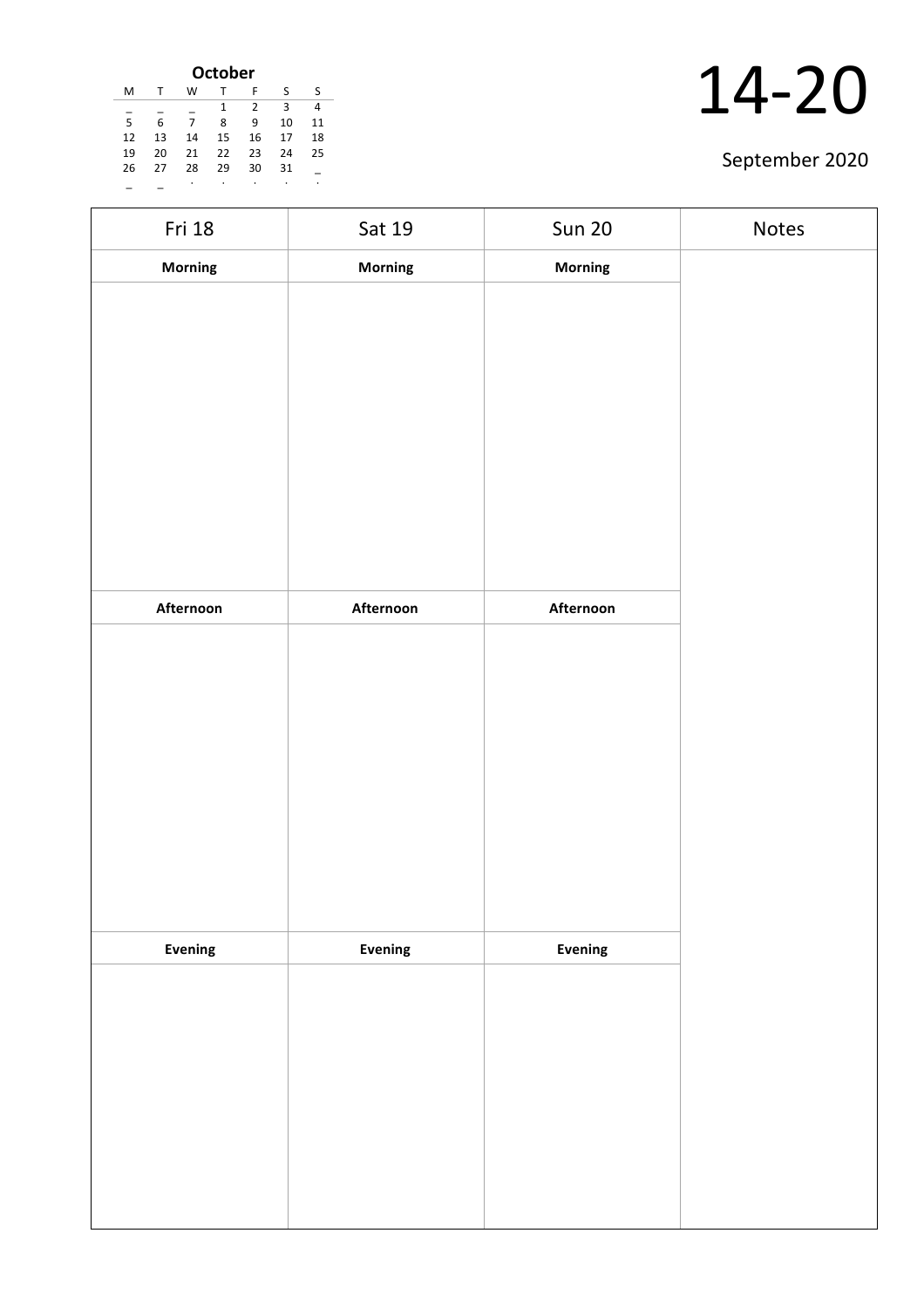**October**

| M | T | W | T | F | S | S |
|---|---|---|---|---|---|---|
| _ | _ | _ | 1 | 2 | 3 | 4 |
| 5 | 6 | 7 | 8 | 9 | 10 | 11 |
| 12 | 13 | 14 | 15 | 16 | 17 | 18 |
| 19 | 20 | 21 | 22 | 23 | 24 | 25 |
| 26 | 27 | 28 | 29 | 30 | 31 | _ |
| _ | _ | . | . | . | . | . |

# 14-20

September 2020

| Fri 18 | Sat 19 | Sun 20 | Notes |
|---|---|---|---|
| **Morning** | **Morning** | **Morning** | |
| | | | |
| **Afternoon** | **Afternoon** | **Afternoon** | |
| | | | |
| **Evening** | **Evening** | **Evening** | |
| | | | |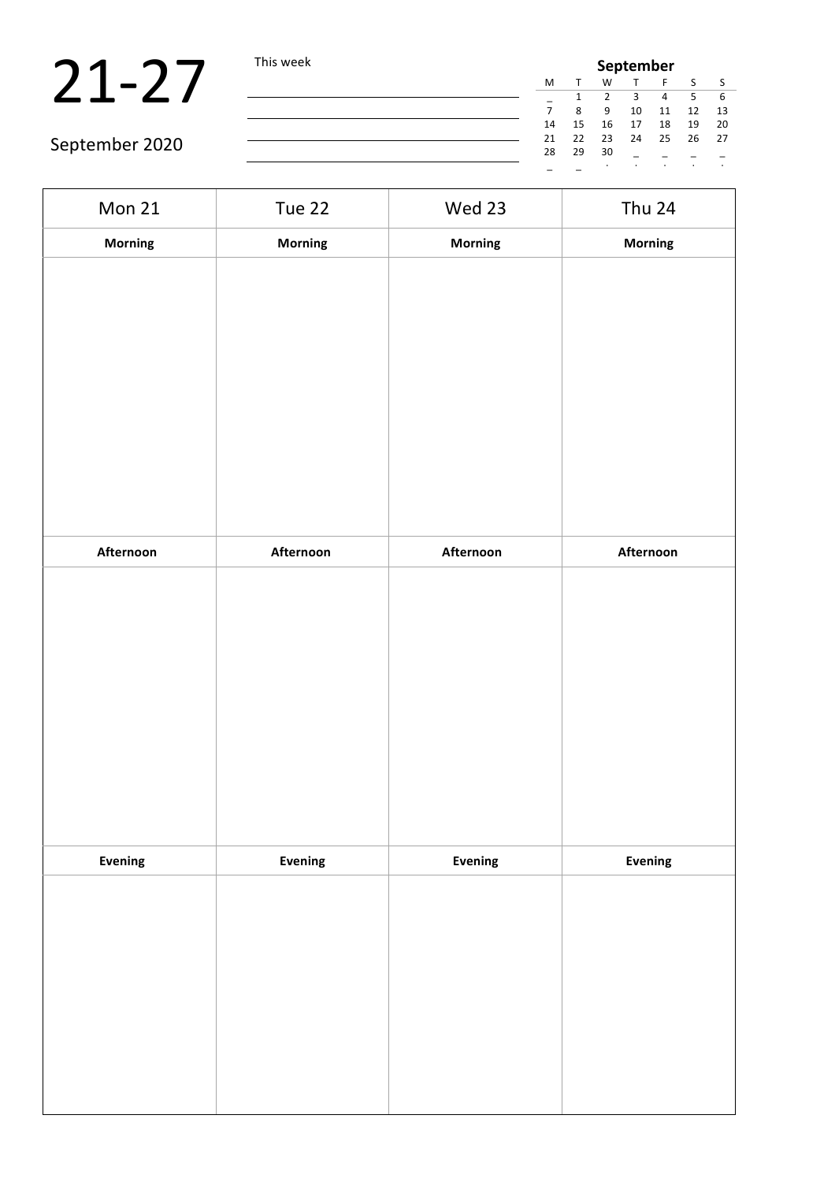# 21-27

September 2020

This week

| September | | | | | | |
|---|---|---|---|---|---|---|
| M | T | W | T | F | S | S |
| _ | 1 | 2 | 3 | 4 | 5 | 6 |
| 7 | 8 | 9 | 10 | 11 | 12 | 13 |
| 14 | 15 | 16 | 17 | 18 | 19 | 20 |
| 21 | 22 | 23 | 24 | 25 | 26 | 27 |
| 28 | 29 | 30 | _ | _ | _ | _ |
| _ | _ | . | . | . | . | . |

| Mon 21 | Tue 22 | Wed 23 | Thu 24 |
|---|---|---|---|
| **Morning** | **Morning** | **Morning** | **Morning** |
| | | | |
| **Afternoon** | **Afternoon** | **Afternoon** | **Afternoon** |
| | | | |
| **Evening** | **Evening** | **Evening** | **Evening** |
| | | | |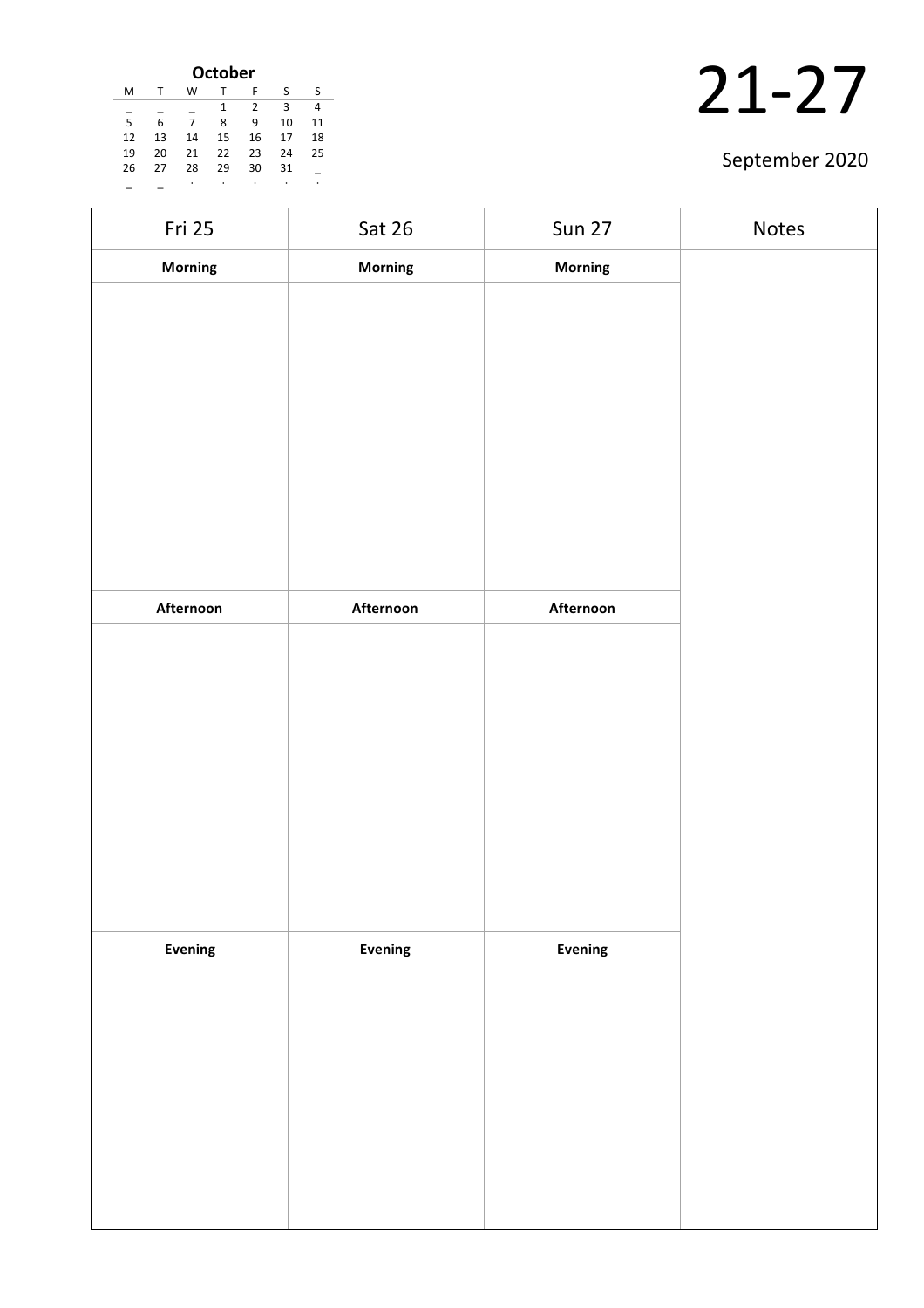**October**

| M | T | W | T | F | S | S |
|---|---|---|---|---|---|---|
| _ | _ | _ | 1 | 2 | 3 | 4 |
| 5 | 6 | 7 | 8 | 9 | 10 | 11 |
| 12 | 13 | 14 | 15 | 16 | 17 | 18 |
| 19 | 20 | 21 | 22 | 23 | 24 | 25 |
| 26 | 27 | 28 | 29 | 30 | 31 | _ |
| _ | _ | . | . | . | . | . |

# 21-27

September 2020

| Fri 25 | Sat 26 | Sun 27 | Notes |
|---|---|---|---|
| **Morning** | **Morning** | **Morning** | |
| | | | |
| **Afternoon** | **Afternoon** | **Afternoon** | |
| | | | |
| **Evening** | **Evening** | **Evening** | |
| | | | |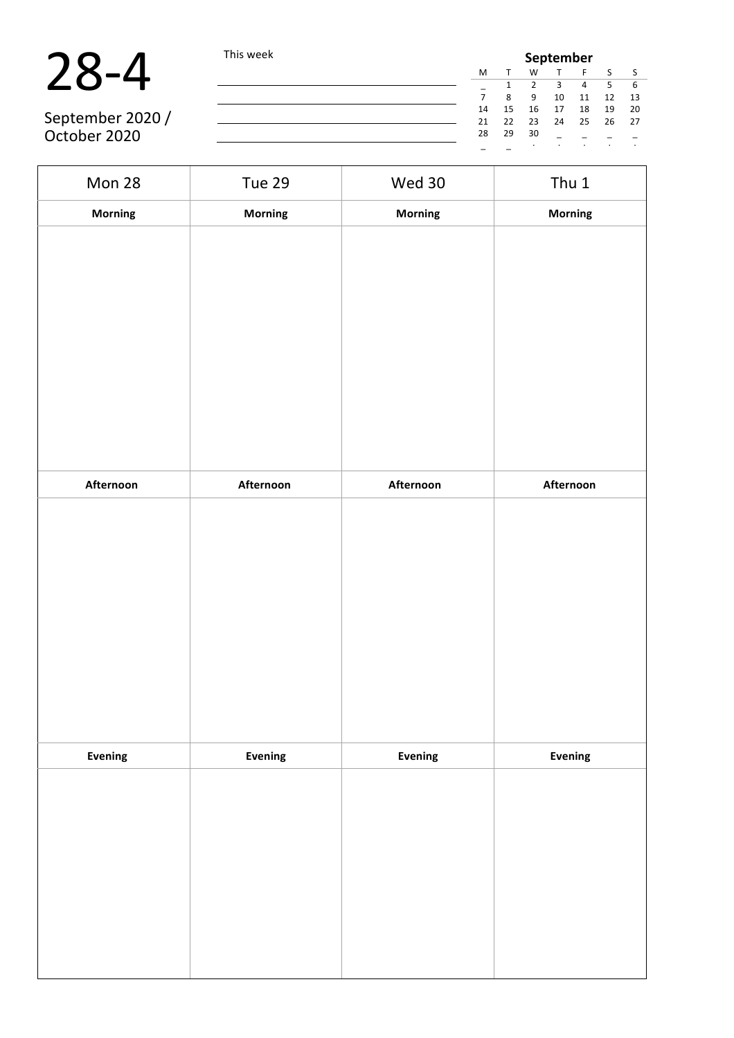# 28-4

September 2020 / October 2020

This week

______________________________

______________________________

______________________________

______________________________

**September**

| M | T | W | T | F | S | S |
|---|---|---|---|---|---|---|
| _ | 1 | 2 | 3 | 4 | 5 | 6 |
| 7 | 8 | 9 | 10 | 11 | 12 | 13 |
| 14 | 15 | 16 | 17 | 18 | 19 | 20 |
| 21 | 22 | 23 | 24 | 25 | 26 | 27 |
| 28 | 29 | 30 | _ | _ | _ | _ |
| _ | _ | . | . | . | . | . |

| Mon 28 | Tue 29 | Wed 30 | Thu 1 |
|---|---|---|---|
| **Morning** | **Morning** | **Morning** | **Morning** |
| | | | |
| **Afternoon** | **Afternoon** | **Afternoon** | **Afternoon** |
| | | | |
| **Evening** | **Evening** | **Evening** | **Evening** |
| | | | |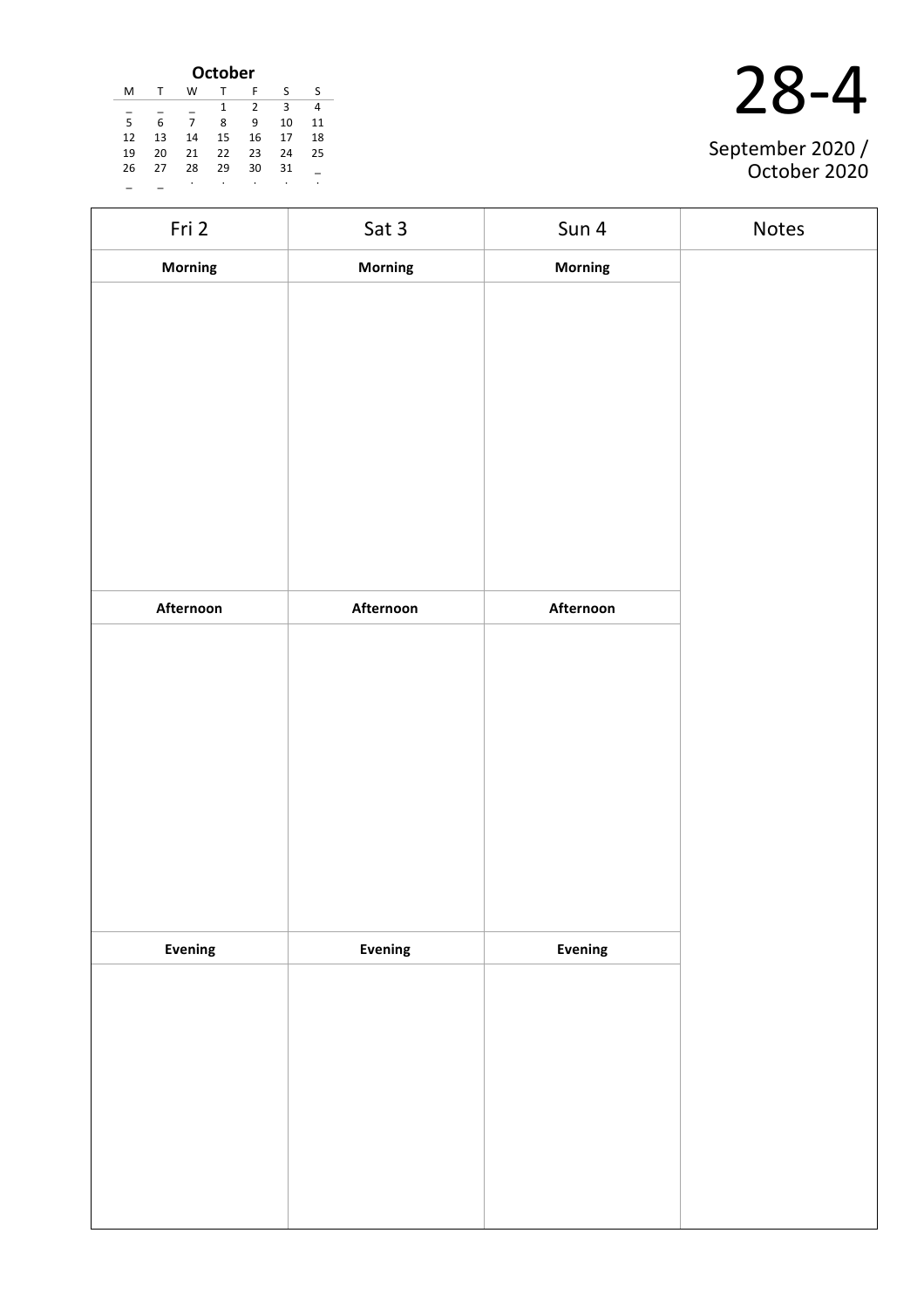**October**

| M | T | W | T | F | S | S |
|---|---|---|---|---|---|---|
| _ | _ | _ | 1 | 2 | 3 | 4 |
| 5 | 6 | 7 | 8 | 9 | 10 | 11 |
| 12 | 13 | 14 | 15 | 16 | 17 | 18 |
| 19 | 20 | 21 | 22 | 23 | 24 | 25 |
| 26 | 27 | 28 | 29 | 30 | 31 | _ |
| _ | _ | . | . | . | . | . |

# 28-4

September 2020 / October 2020

| Fri 2 | Sat 3 | Sun 4 | Notes |
|---|---|---|---|
| **Morning** | **Morning** | **Morning** | |
| | | | |
| **Afternoon** | **Afternoon** | **Afternoon** | |
| | | | |
| **Evening** | **Evening** | **Evening** | |
| | | | |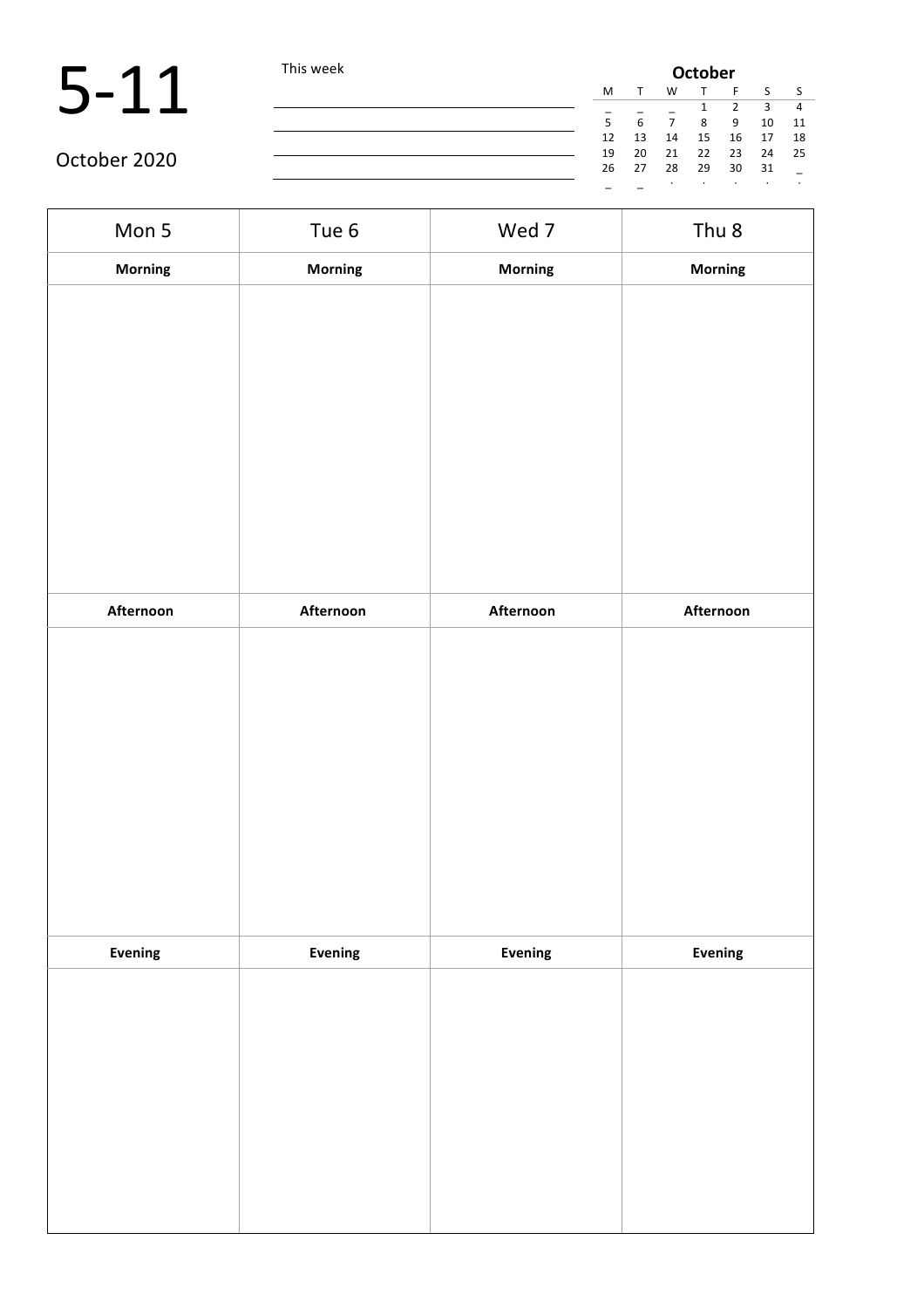# 5-11

October 2020

This week

| October | | | | | | |
|---|---|---|---|---|---|---|
| M | T | W | T | F | S | S |
| _ | _ | _ | 1 | 2 | 3 | 4 |
| 5 | 6 | 7 | 8 | 9 | 10 | 11 |
| 12 | 13 | 14 | 15 | 16 | 17 | 18 |
| 19 | 20 | 21 | 22 | 23 | 24 | 25 |
| 26 | 27 | 28 | 29 | 30 | 31 | _ |
| _ | _ | . | . | . | . | . |

| Mon 5 | Tue 6 | Wed 7 | Thu 8 |
|---|---|---|---|
| **Morning** | **Morning** | **Morning** | **Morning** |
| | | | |
| **Afternoon** | **Afternoon** | **Afternoon** | **Afternoon** |
| | | | |
| **Evening** | **Evening** | **Evening** | **Evening** |
| | | | |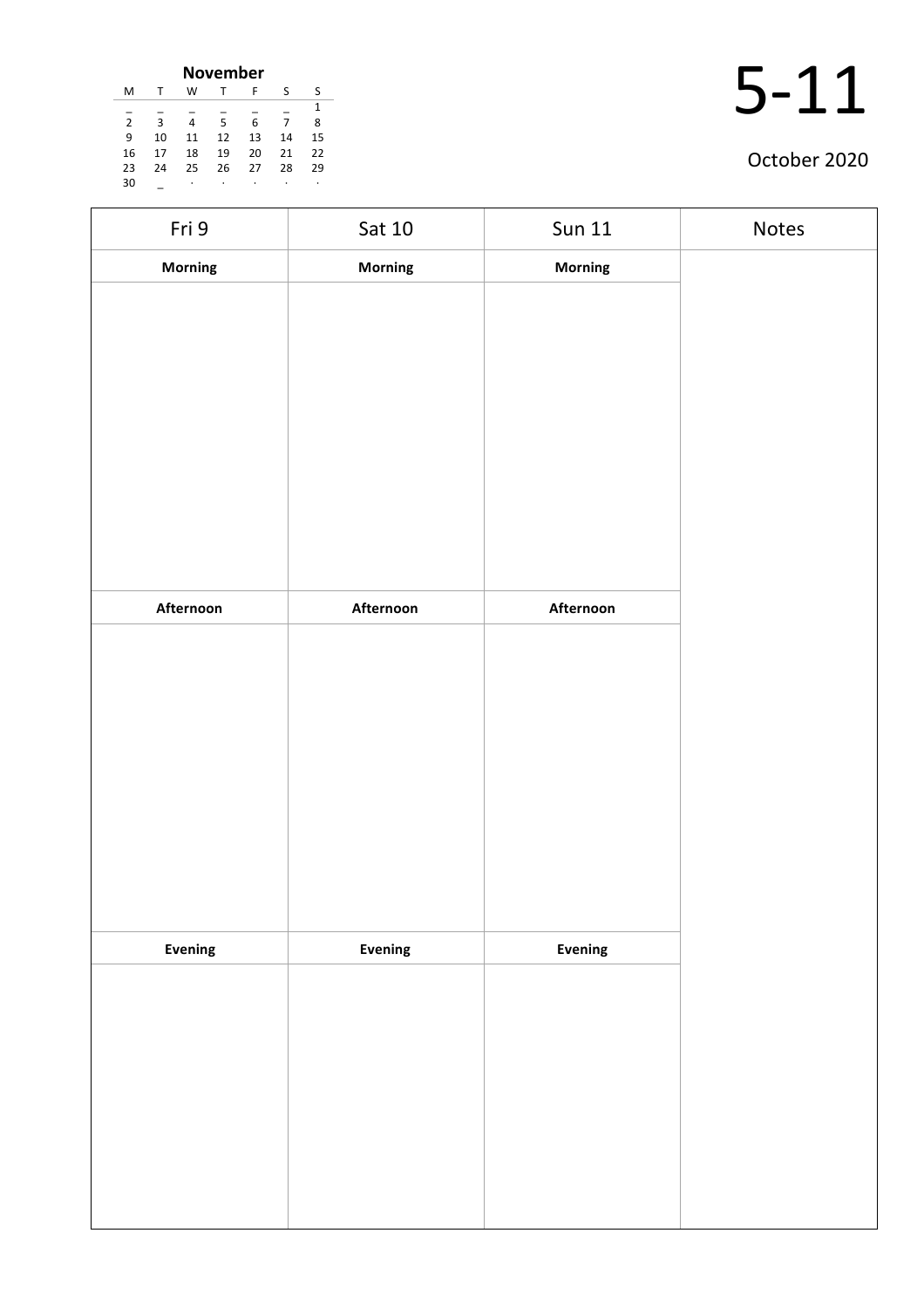**November**

| M | T | W | T | F | S | S |
|---|---|---|---|---|---|---|
| _ | _ | _ | _ | _ | _ | 1 |
| 2 | 3 | 4 | 5 | 6 | 7 | 8 |
| 9 | 10 | 11 | 12 | 13 | 14 | 15 |
| 16 | 17 | 18 | 19 | 20 | 21 | 22 |
| 23 | 24 | 25 | 26 | 27 | 28 | 29 |
| 30 | _ | · | · | · | · | · |

# 5-11

October 2020

| Fri 9 | Sat 10 | Sun 11 | Notes |
|---|---|---|---|
| **Morning** | **Morning** | **Morning** | |
| | | | |
| **Afternoon** | **Afternoon** | **Afternoon** | |
| | | | |
| **Evening** | **Evening** | **Evening** | |
| | | | |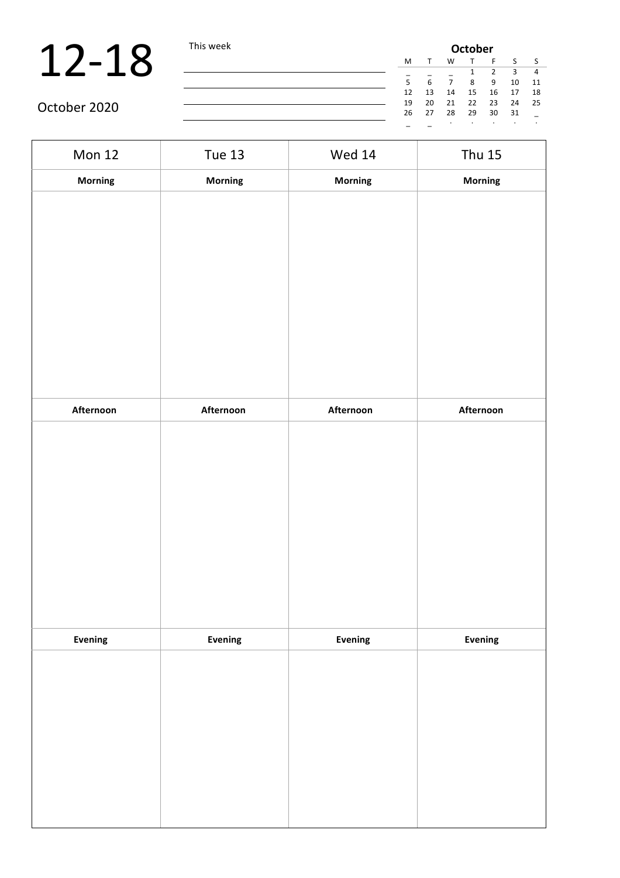# 12-18

October 2020

This week

| October | | | | | | |
|---|---|---|---|---|---|---|
| M | T | W | T | F | S | S |
| _ | _ | _ | 1 | 2 | 3 | 4 |
| 5 | 6 | 7 | 8 | 9 | 10 | 11 |
| 12 | 13 | 14 | 15 | 16 | 17 | 18 |
| 19 | 20 | 21 | 22 | 23 | 24 | 25 |
| 26 | 27 | 28 | 29 | 30 | 31 | _ |
| _ | _ | . | . | . | . | . |

| Mon 12 | Tue 13 | Wed 14 | Thu 15 |
|---|---|---|---|
| **Morning** | **Morning** | **Morning** | **Morning** |
| | | | |
| **Afternoon** | **Afternoon** | **Afternoon** | **Afternoon** |
| | | | |
| **Evening** | **Evening** | **Evening** | **Evening** |
| | | | |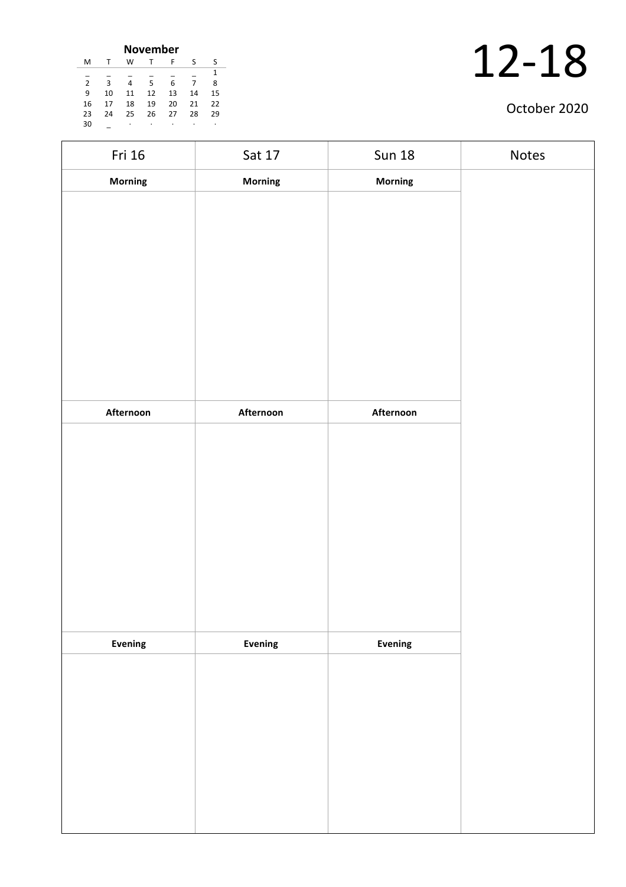**November**

| M | T | W | T | F | S | S |
|---|---|---|---|---|---|---|
| _ | _ | _ | _ | _ | _ | 1 |
| 2 | 3 | 4 | 5 | 6 | 7 | 8 |
| 9 | 10 | 11 | 12 | 13 | 14 | 15 |
| 16 | 17 | 18 | 19 | 20 | 21 | 22 |
| 23 | 24 | 25 | 26 | 27 | 28 | 29 |
| 30 | _ | · | · | · | · | · |

# 12-18

October 2020

| Fri 16 | Sat 17 | Sun 18 | Notes |
|---|---|---|---|
| **Morning** | **Morning** | **Morning** | |
| | | | |
| **Afternoon** | **Afternoon** | **Afternoon** | |
| | | | |
| **Evening** | **Evening** | **Evening** | |
| | | | |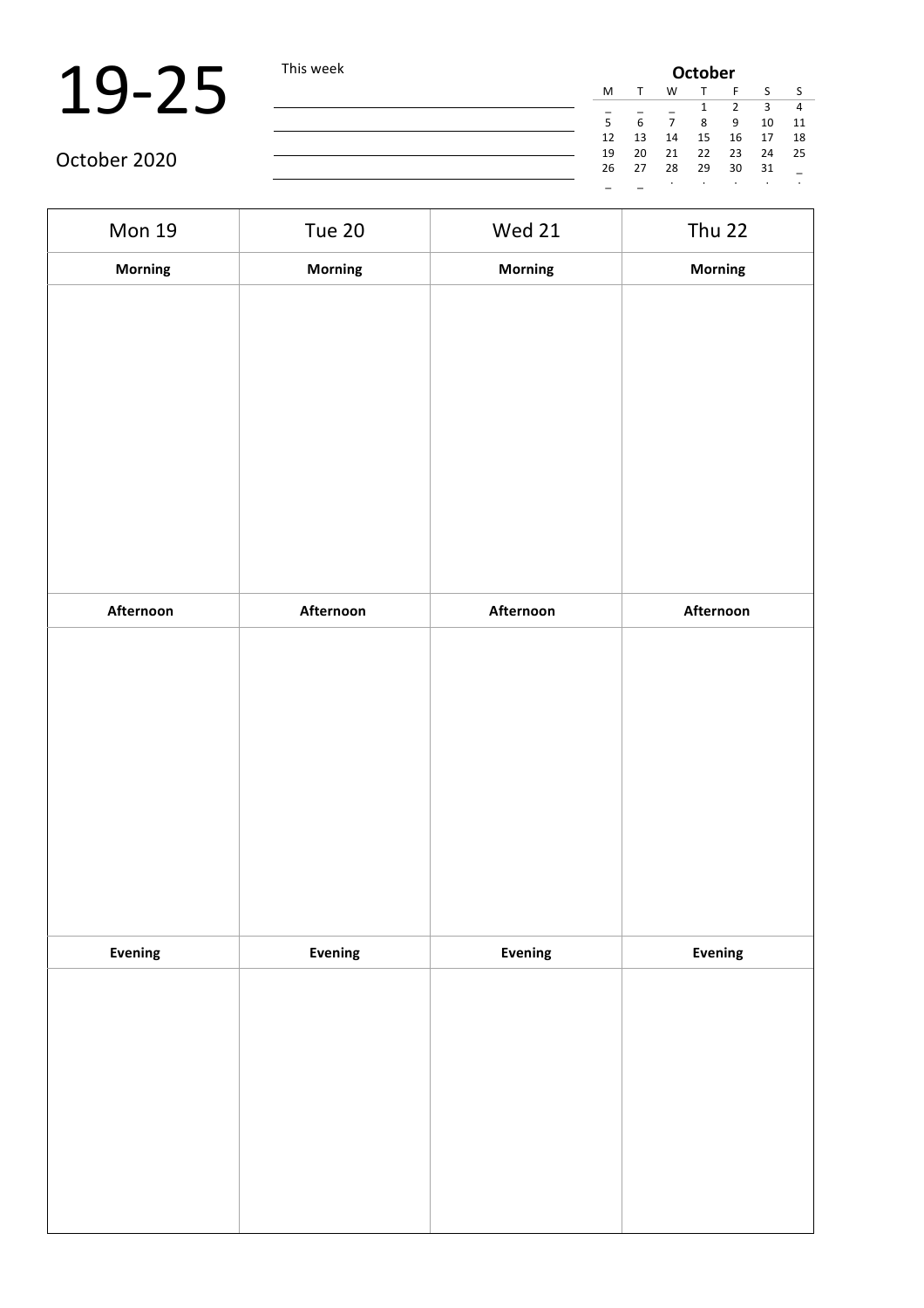# 19-25

October 2020

This week

| October | | | | | | |
|---|---|---|---|---|---|---|
| M | T | W | T | F | S | S |
| _ | _ | _ | 1 | 2 | 3 | 4 |
| 5 | 6 | 7 | 8 | 9 | 10 | 11 |
| 12 | 13 | 14 | 15 | 16 | 17 | 18 |
| 19 | 20 | 21 | 22 | 23 | 24 | 25 |
| 26 | 27 | 28 | 29 | 30 | 31 | _ |
| _ | _ | . | . | . | . | . |

| Mon 19 | Tue 20 | Wed 21 | Thu 22 |
|---|---|---|---|
| **Morning** | **Morning** | **Morning** | **Morning** |
| | | | |
| **Afternoon** | **Afternoon** | **Afternoon** | **Afternoon** |
| | | | |
| **Evening** | **Evening** | **Evening** | **Evening** |
| | | | |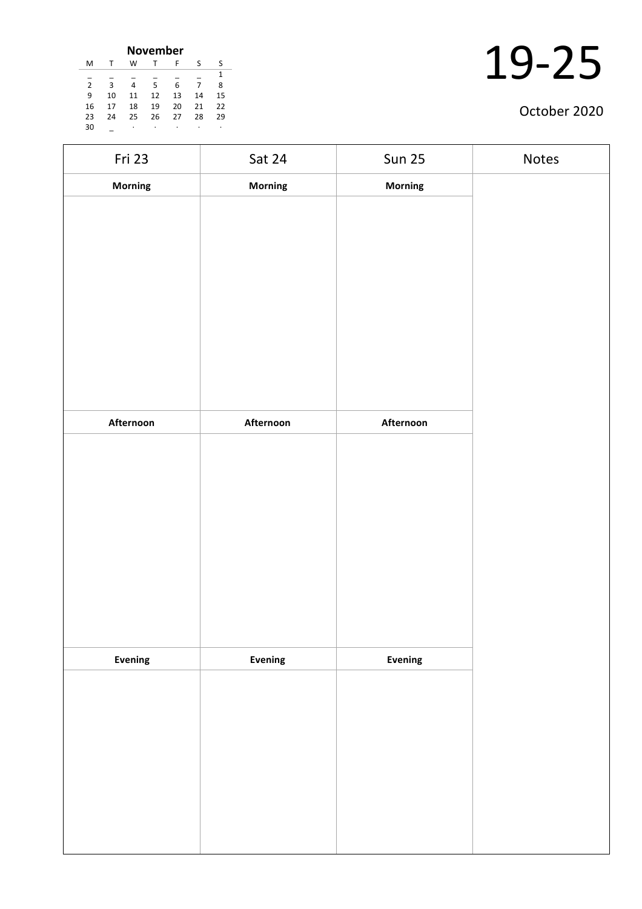**November**

| M | T | W | T | F | S | S |
|---|---|---|---|---|---|---|
| _ | _ | _ | _ | _ | _ | 1 |
| 2 | 3 | 4 | 5 | 6 | 7 | 8 |
| 9 | 10 | 11 | 12 | 13 | 14 | 15 |
| 16 | 17 | 18 | 19 | 20 | 21 | 22 |
| 23 | 24 | 25 | 26 | 27 | 28 | 29 |
| 30 | _ | · | · | · | · | · |

# 19-25

October 2020

| Fri 23 | Sat 24 | Sun 25 | Notes |
|---|---|---|---|
| **Morning** | **Morning** | **Morning** | |
| | | | |
| **Afternoon** | **Afternoon** | **Afternoon** | |
| | | | |
| **Evening** | **Evening** | **Evening** | |
| | | | |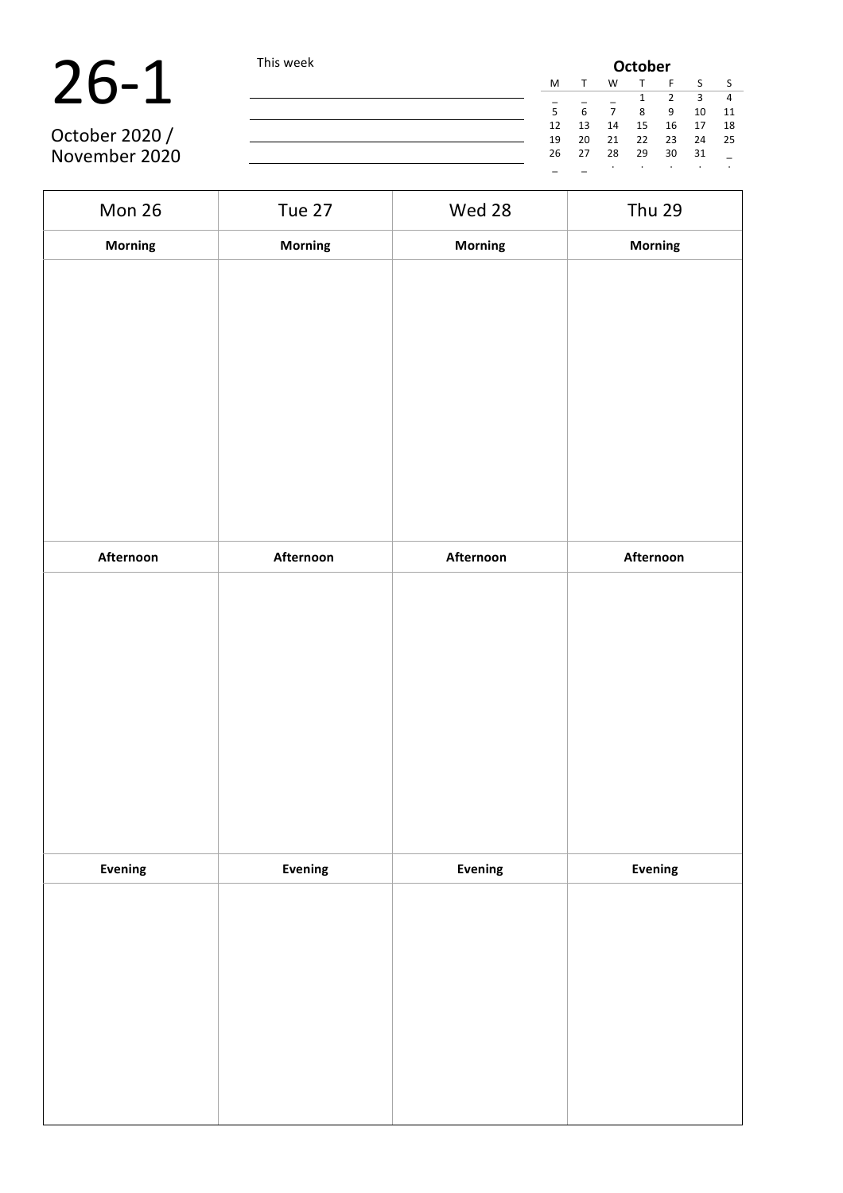# 26-1

October 2020 / November 2020

This week

**October**

| M | T | W | T | F | S | S |
|---|---|---|---|---|---|---|
| _ | _ | _ | 1 | 2 | 3 | 4 |
| 5 | 6 | 7 | 8 | 9 | 10 | 11 |
| 12 | 13 | 14 | 15 | 16 | 17 | 18 |
| 19 | 20 | 21 | 22 | 23 | 24 | 25 |
| 26 | 27 | 28 | 29 | 30 | 31 | _ |
| _ | _ | . | . | . | . | . |

| Mon 26 | Tue 27 | Wed 28 | Thu 29 |
|---|---|---|---|
| **Morning** | **Morning** | **Morning** | **Morning** |
| | | | |
| **Afternoon** | **Afternoon** | **Afternoon** | **Afternoon** |
| | | | |
| **Evening** | **Evening** | **Evening** | **Evening** |
| | | | |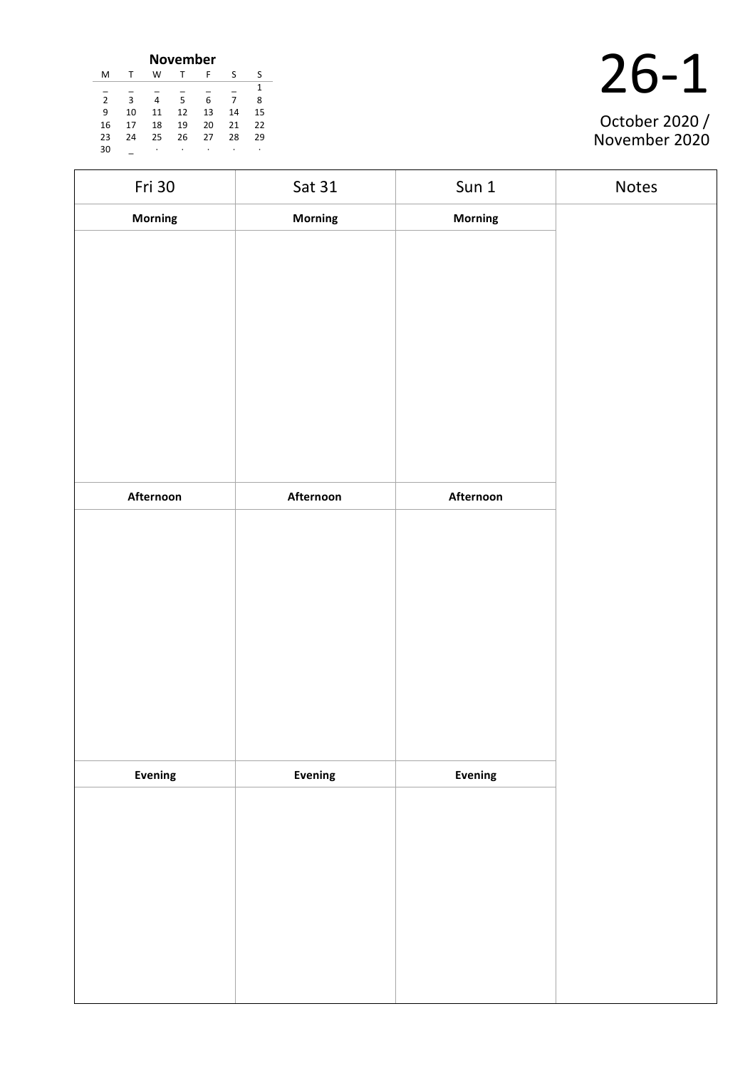**November**

| M | T | W | T | F | S | S |
|---|---|---|---|---|---|---|
| _ | _ | _ | _ | _ | _ | 1 |
| 2 | 3 | 4 | 5 | 6 | 7 | 8 |
| 9 | 10 | 11 | 12 | 13 | 14 | 15 |
| 16 | 17 | 18 | 19 | 20 | 21 | 22 |
| 23 | 24 | 25 | 26 | 27 | 28 | 29 |
| 30 | _ | · | · | · | · | · |

# 26-1

October 2020 /
November 2020

| Fri 30 | Sat 31 | Sun 1 | Notes |
|---|---|---|---|
| **Morning** | **Morning** | **Morning** | |
| | | | |
| **Afternoon** | **Afternoon** | **Afternoon** | |
| | | | |
| **Evening** | **Evening** | **Evening** | |
| | | | |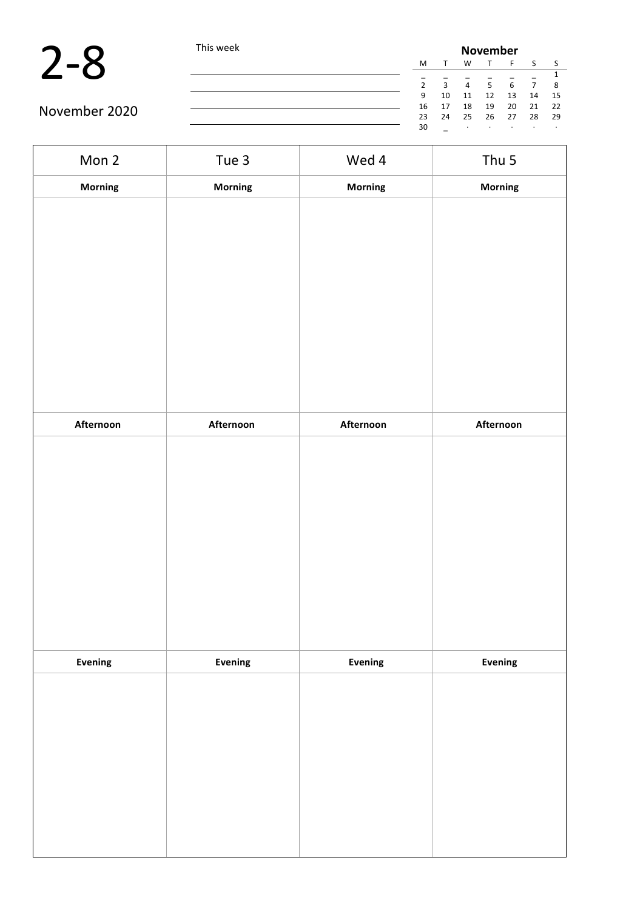# 2-8

November 2020

This week

| November | | | | | | |
|---|---|---|---|---|---|---|
| M | T | W | T | F | S | S |
| _ | _ | _ | _ | _ | _ | 1 |
| 2 | 3 | 4 | 5 | 6 | 7 | 8 |
| 9 | 10 | 11 | 12 | 13 | 14 | 15 |
| 16 | 17 | 18 | 19 | 20 | 21 | 22 |
| 23 | 24 | 25 | 26 | 27 | 28 | 29 |
| 30 | _ | · | · | · | · | · |

| Mon 2 | Tue 3 | Wed 4 | Thu 5 |
|---|---|---|---|
| **Morning** | **Morning** | **Morning** | **Morning** |
| | | | |
| **Afternoon** | **Afternoon** | **Afternoon** | **Afternoon** |
| | | | |
| **Evening** | **Evening** | **Evening** | **Evening** |
| | | | |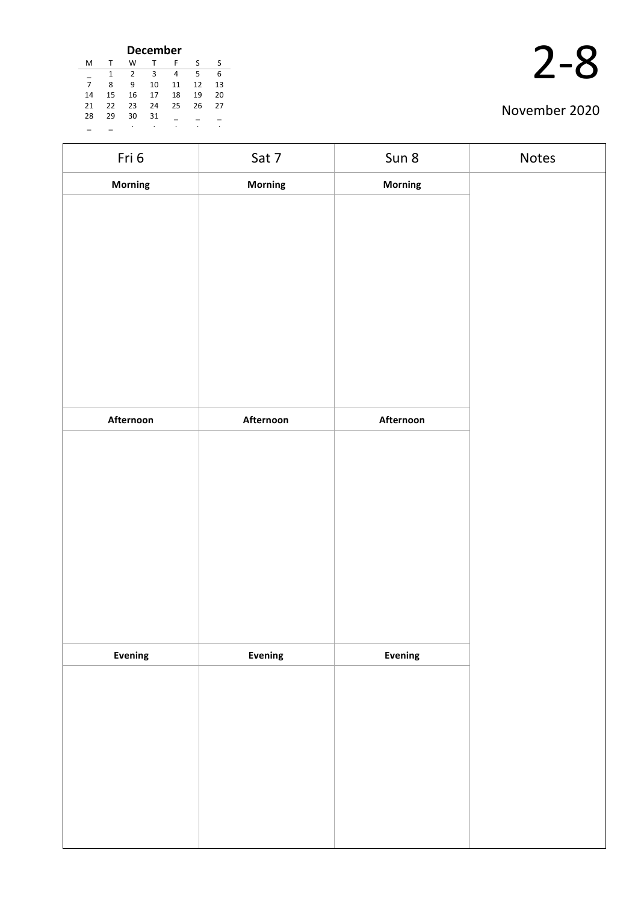**December**

| M | T | W | T | F | S | S |
|---|---|---|---|---|---|---|
| _ | 1 | 2 | 3 | 4 | 5 | 6 |
| 7 | 8 | 9 | 10 | 11 | 12 | 13 |
| 14 | 15 | 16 | 17 | 18 | 19 | 20 |
| 21 | 22 | 23 | 24 | 25 | 26 | 27 |
| 28 | 29 | 30 | 31 | _ | _ | _ |
| _ | _ | . | . | . | . | . |

# 2-8

November 2020

| Fri 6 | Sat 7 | Sun 8 | Notes |
|---|---|---|---|
| **Morning** | **Morning** | **Morning** | |
| | | | |
| **Afternoon** | **Afternoon** | **Afternoon** | |
| | | | |
| **Evening** | **Evening** | **Evening** | |
| | | | |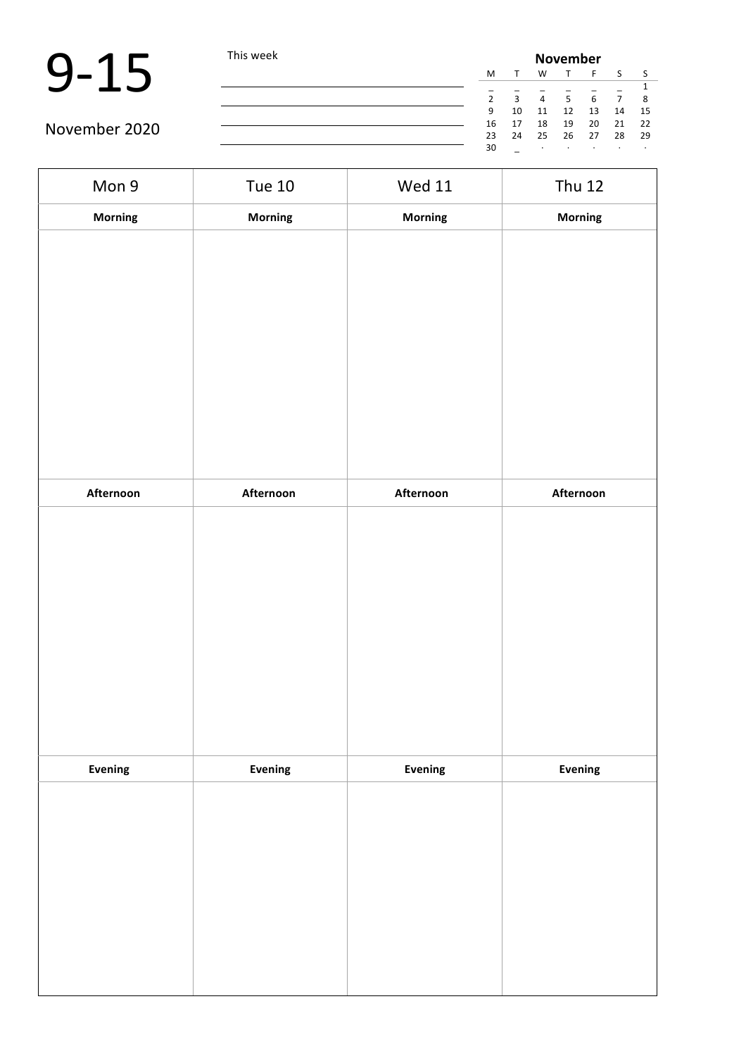# 9-15

November 2020

This week

| November | | | | | | |
|---|---|---|---|---|---|---|
| M | T | W | T | F | S | S |
| _ | _ | _ | _ | _ | _ | 1 |
| 2 | 3 | 4 | 5 | 6 | 7 | 8 |
| 9 | 10 | 11 | 12 | 13 | 14 | 15 |
| 16 | 17 | 18 | 19 | 20 | 21 | 22 |
| 23 | 24 | 25 | 26 | 27 | 28 | 29 |
| 30 | _ | · | · | · | · | · |

| Mon 9 | Tue 10 | Wed 11 | Thu 12 |
|---|---|---|---|
| **Morning** | **Morning** | **Morning** | **Morning** |
| | | | |
| **Afternoon** | **Afternoon** | **Afternoon** | **Afternoon** |
| | | | |
| **Evening** | **Evening** | **Evening** | **Evening** |
| | | | |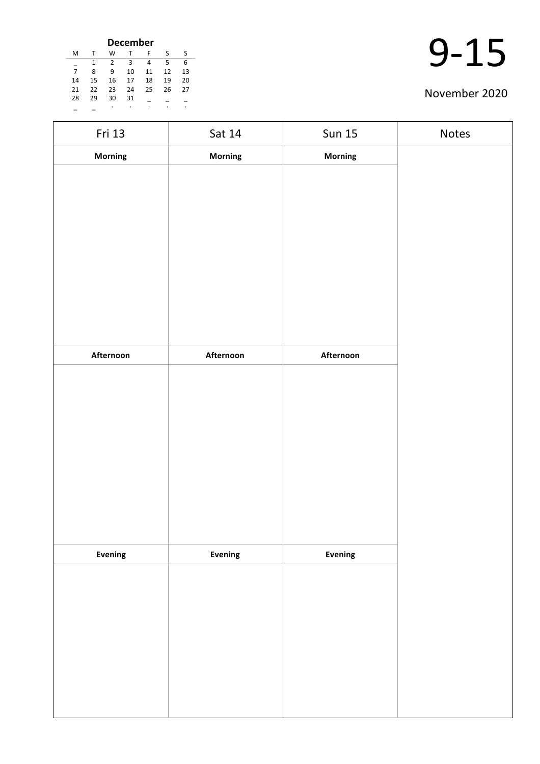**December**

| M | T | W | T | F | S | S |
|---|---|---|---|---|---|---|
| _ | 1 | 2 | 3 | 4 | 5 | 6 |
| 7 | 8 | 9 | 10 | 11 | 12 | 13 |
| 14 | 15 | 16 | 17 | 18 | 19 | 20 |
| 21 | 22 | 23 | 24 | 25 | 26 | 27 |
| 28 | 29 | 30 | 31 | _ | _ | _ |
| _ | _ | . | . | . | . | . |

# 9-15

November 2020

| Fri 13 | Sat 14 | Sun 15 | Notes |
|---|---|---|---|
| **Morning** | **Morning** | **Morning** | |
| | | | |
| **Afternoon** | **Afternoon** | **Afternoon** | |
| | | | |
| **Evening** | **Evening** | **Evening** | |
| | | | |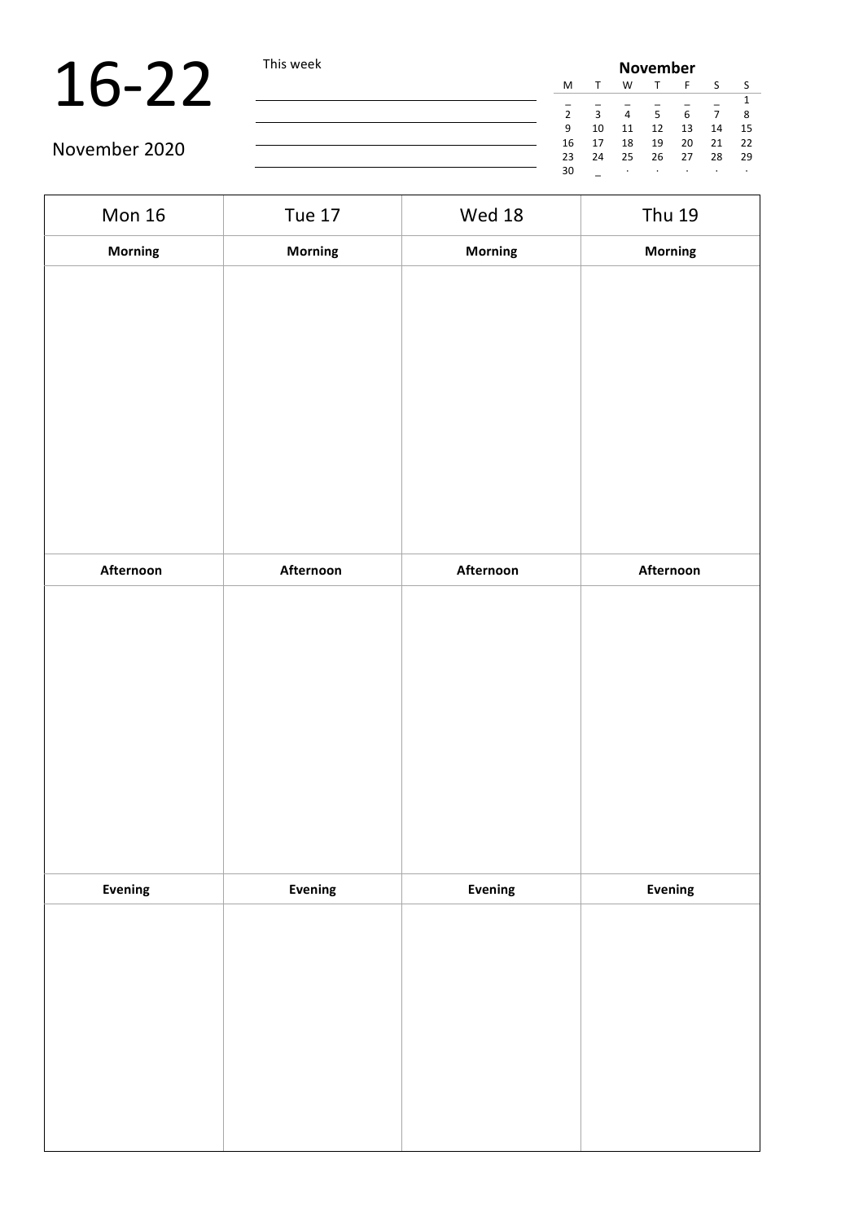# 16-22

November 2020

This week

| November | | | | | | |
|---|---|---|---|---|---|---|
| M | T | W | T | F | S | S |
| _ | _ | _ | _ | _ | _ | 1 |
| 2 | 3 | 4 | 5 | 6 | 7 | 8 |
| 9 | 10 | 11 | 12 | 13 | 14 | 15 |
| 16 | 17 | 18 | 19 | 20 | 21 | 22 |
| 23 | 24 | 25 | 26 | 27 | 28 | 29 |
| 30 | _ | · | · | · | · | · |

| Mon 16 | Tue 17 | Wed 18 | Thu 19 |
|---|---|---|---|
| **Morning** | **Morning** | **Morning** | **Morning** |
| | | | |
| **Afternoon** | **Afternoon** | **Afternoon** | **Afternoon** |
| | | | |
| **Evening** | **Evening** | **Evening** | **Evening** |
| | | | |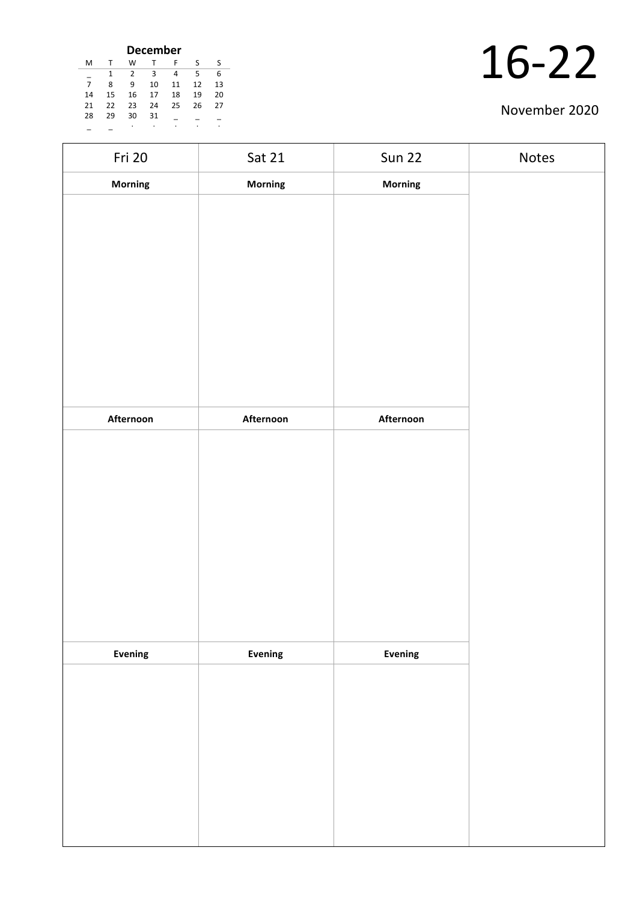**December**

| M | T | W | T | F | S | S |
|---|---|---|---|---|---|---|
| _ | 1 | 2 | 3 | 4 | 5 | 6 |
| 7 | 8 | 9 | 10 | 11 | 12 | 13 |
| 14 | 15 | 16 | 17 | 18 | 19 | 20 |
| 21 | 22 | 23 | 24 | 25 | 26 | 27 |
| 28 | 29 | 30 | 31 | _ | _ | _ |
| _ | _ | . | . | . | . | . |

# 16-22

November 2020

| Fri 20 | Sat 21 | Sun 22 | Notes |
|---|---|---|---|
| **Morning** | **Morning** | **Morning** | |
| | | | |
| **Afternoon** | **Afternoon** | **Afternoon** | |
| | | | |
| **Evening** | **Evening** | **Evening** | |
| | | | |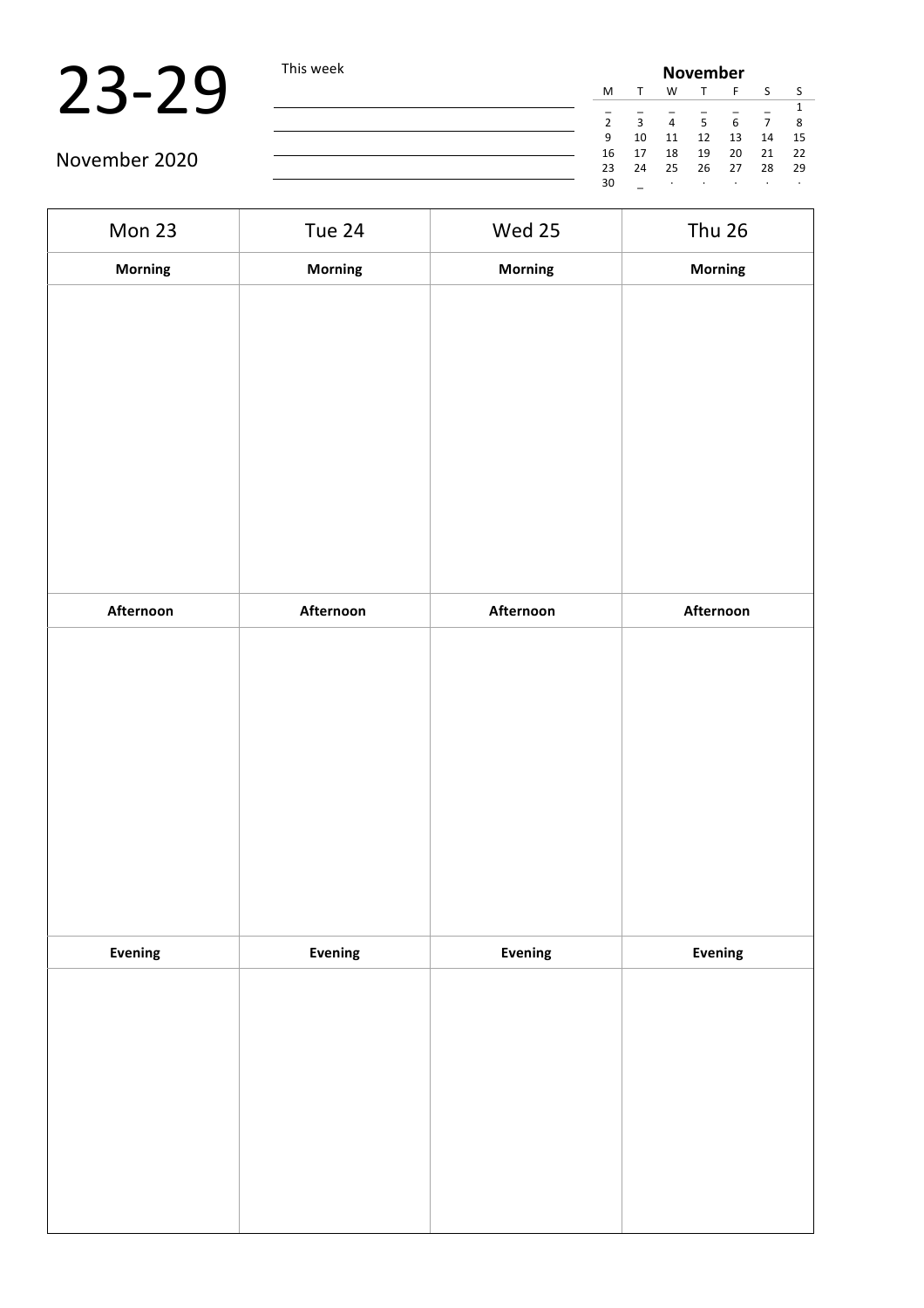# 23-29

November 2020

This week

| **November** | | | | | | |
|---|---|---|---|---|---|---|
| M | T | W | T | F | S | S |
| _ | _ | _ | _ | _ | _ | 1 |
| 2 | 3 | 4 | 5 | 6 | 7 | 8 |
| 9 | 10 | 11 | 12 | 13 | 14 | 15 |
| 16 | 17 | 18 | 19 | 20 | 21 | 22 |
| 23 | 24 | 25 | 26 | 27 | 28 | 29 |
| 30 | _ | · | · | · | · | · |

| Mon 23 | Tue 24 | Wed 25 | Thu 26 |
|---|---|---|---|
| **Morning** | **Morning** | **Morning** | **Morning** |
| | | | |
| **Afternoon** | **Afternoon** | **Afternoon** | **Afternoon** |
| | | | |
| **Evening** | **Evening** | **Evening** | **Evening** |
| | | | |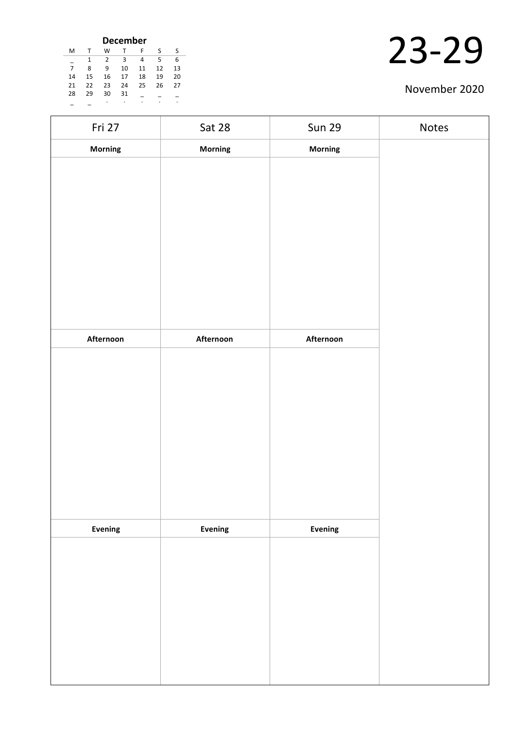**December**

| M | T | W | T | F | S | S |
|---|---|---|---|---|---|---|
| _ | 1 | 2 | 3 | 4 | 5 | 6 |
| 7 | 8 | 9 | 10 | 11 | 12 | 13 |
| 14 | 15 | 16 | 17 | 18 | 19 | 20 |
| 21 | 22 | 23 | 24 | 25 | 26 | 27 |
| 28 | 29 | 30 | 31 | _ | _ | _ |
| _ | _ | . | . | . | . | . |

# 23-29

November 2020

| Fri 27 | Sat 28 | Sun 29 | Notes |
|---|---|---|---|
| **Morning** | **Morning** | **Morning** | |
| | | | |
| **Afternoon** | **Afternoon** | **Afternoon** | |
| | | | |
| **Evening** | **Evening** | **Evening** | |
| | | | |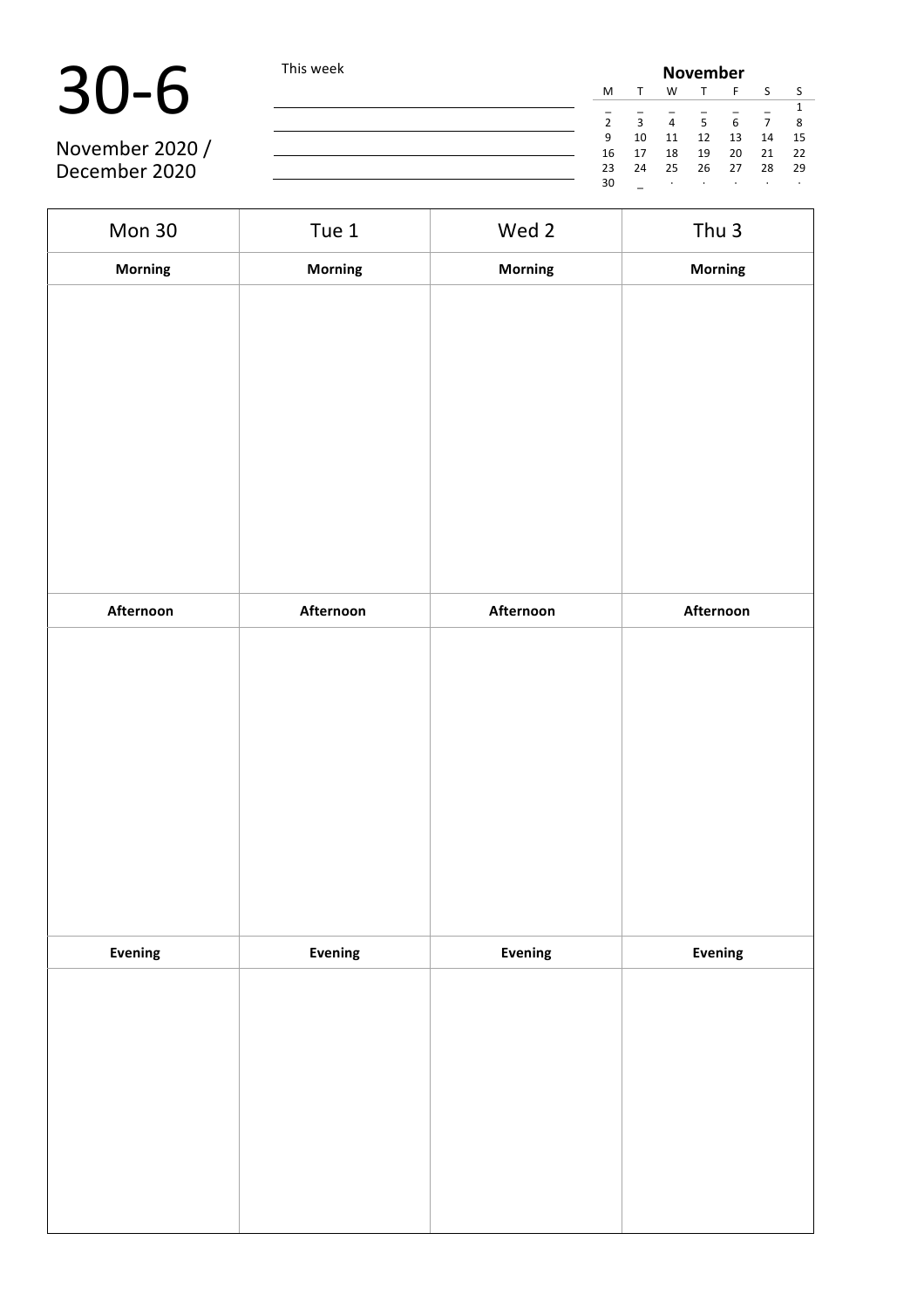# 30-6

November 2020 / December 2020

This week

| November | | | | | | |
|---|---|---|---|---|---|---|
| M | T | W | T | F | S | S |
| _ | _ | _ | _ | _ | _ | 1 |
| 2 | 3 | 4 | 5 | 6 | 7 | 8 |
| 9 | 10 | 11 | 12 | 13 | 14 | 15 |
| 16 | 17 | 18 | 19 | 20 | 21 | 22 |
| 23 | 24 | 25 | 26 | 27 | 28 | 29 |
| 30 | _ | · | · | · | · | · |

| Mon 30 | Tue 1 | Wed 2 | Thu 3 |
|---|---|---|---|
| **Morning** | **Morning** | **Morning** | **Morning** |
| | | | |
| **Afternoon** | **Afternoon** | **Afternoon** | **Afternoon** |
| | | | |
| **Evening** | **Evening** | **Evening** | **Evening** |
| | | | |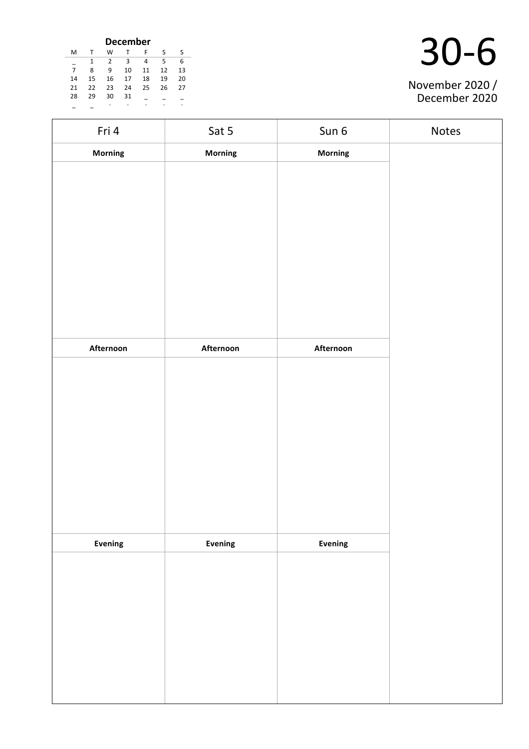**December**

| M | T | W | T | F | S | S |
|---|---|---|---|---|---|---|
| _ | 1 | 2 | 3 | 4 | 5 | 6 |
| 7 | 8 | 9 | 10 | 11 | 12 | 13 |
| 14 | 15 | 16 | 17 | 18 | 19 | 20 |
| 21 | 22 | 23 | 24 | 25 | 26 | 27 |
| 28 | 29 | 30 | 31 | _ | _ | _ |
| _ | _ | . | . | . | . | . |

# 30-6

November 2020 / December 2020

| Fri 4 | Sat 5 | Sun 6 | Notes |
|---|---|---|---|
| **Morning** | **Morning** | **Morning** | |
| | | | |
| **Afternoon** | **Afternoon** | **Afternoon** | |
| | | | |
| **Evening** | **Evening** | **Evening** | |
| | | | |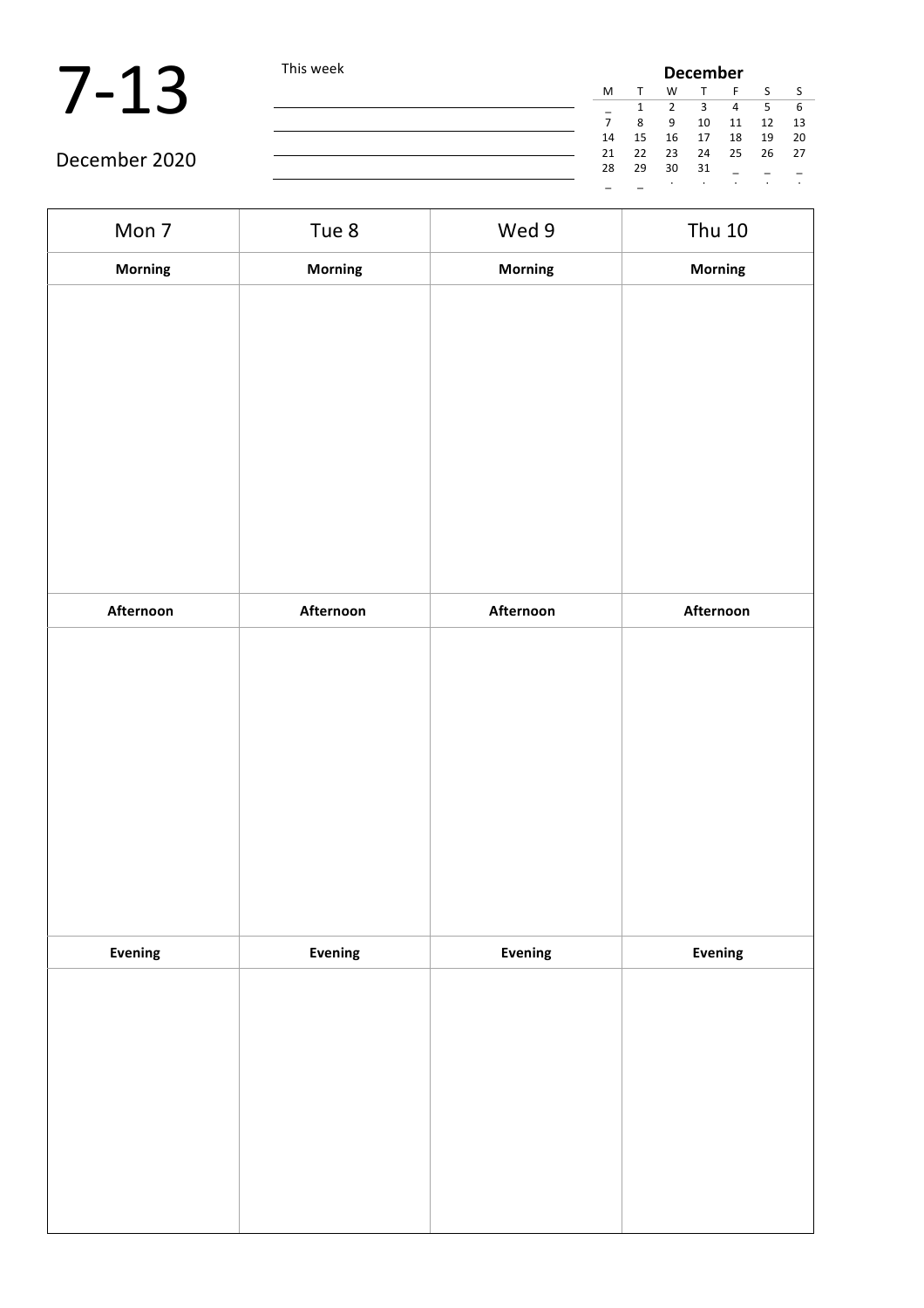# 7-13

December 2020

This week

| December | | | | | | |
|---|---|---|---|---|---|---|
| M | T | W | T | F | S | S |
| _ | 1 | 2 | 3 | 4 | 5 | 6 |
| 7 | 8 | 9 | 10 | 11 | 12 | 13 |
| 14 | 15 | 16 | 17 | 18 | 19 | 20 |
| 21 | 22 | 23 | 24 | 25 | 26 | 27 |
| 28 | 29 | 30 | 31 | _ | _ | _ |
| _ | _ | . | . | . | . | . |

| Mon 7 | Tue 8 | Wed 9 | Thu 10 |
|---|---|---|---|
| **Morning** | **Morning** | **Morning** | **Morning** |
| | | | |
| **Afternoon** | **Afternoon** | **Afternoon** | **Afternoon** |
| | | | |
| **Evening** | **Evening** | **Evening** | **Evening** |
| | | | |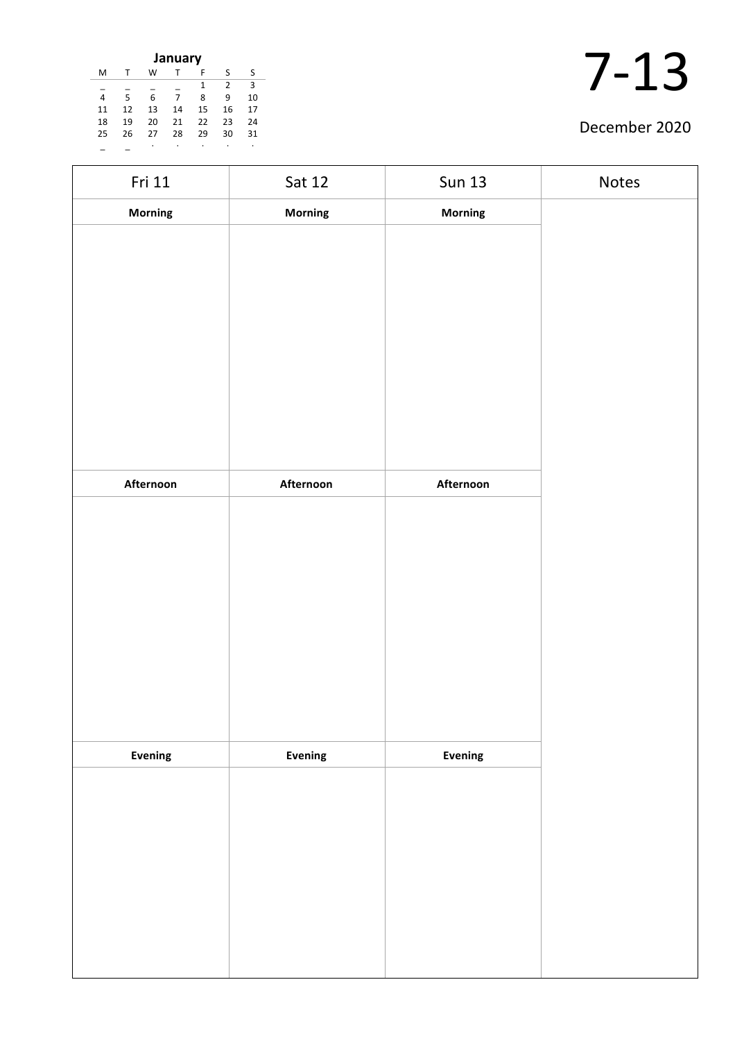**January**

| M | T | W | T | F | S | S |
|---|---|---|---|---|---|---|
| _ | _ | _ | _ | 1 | 2 | 3 |
| 4 | 5 | 6 | 7 | 8 | 9 | 10 |
| 11 | 12 | 13 | 14 | 15 | 16 | 17 |
| 18 | 19 | 20 | 21 | 22 | 23 | 24 |
| 25 | 26 | 27 | 28 | 29 | 30 | 31 |
| _ | _ | . | . | . | . | . |

# 7-13

December 2020

| Fri 11 | Sat 12 | Sun 13 | Notes |
|---|---|---|---|
| **Morning** | **Morning** | **Morning** | |
| | | | |
| **Afternoon** | **Afternoon** | **Afternoon** | |
| | | | |
| **Evening** | **Evening** | **Evening** | |
| | | | |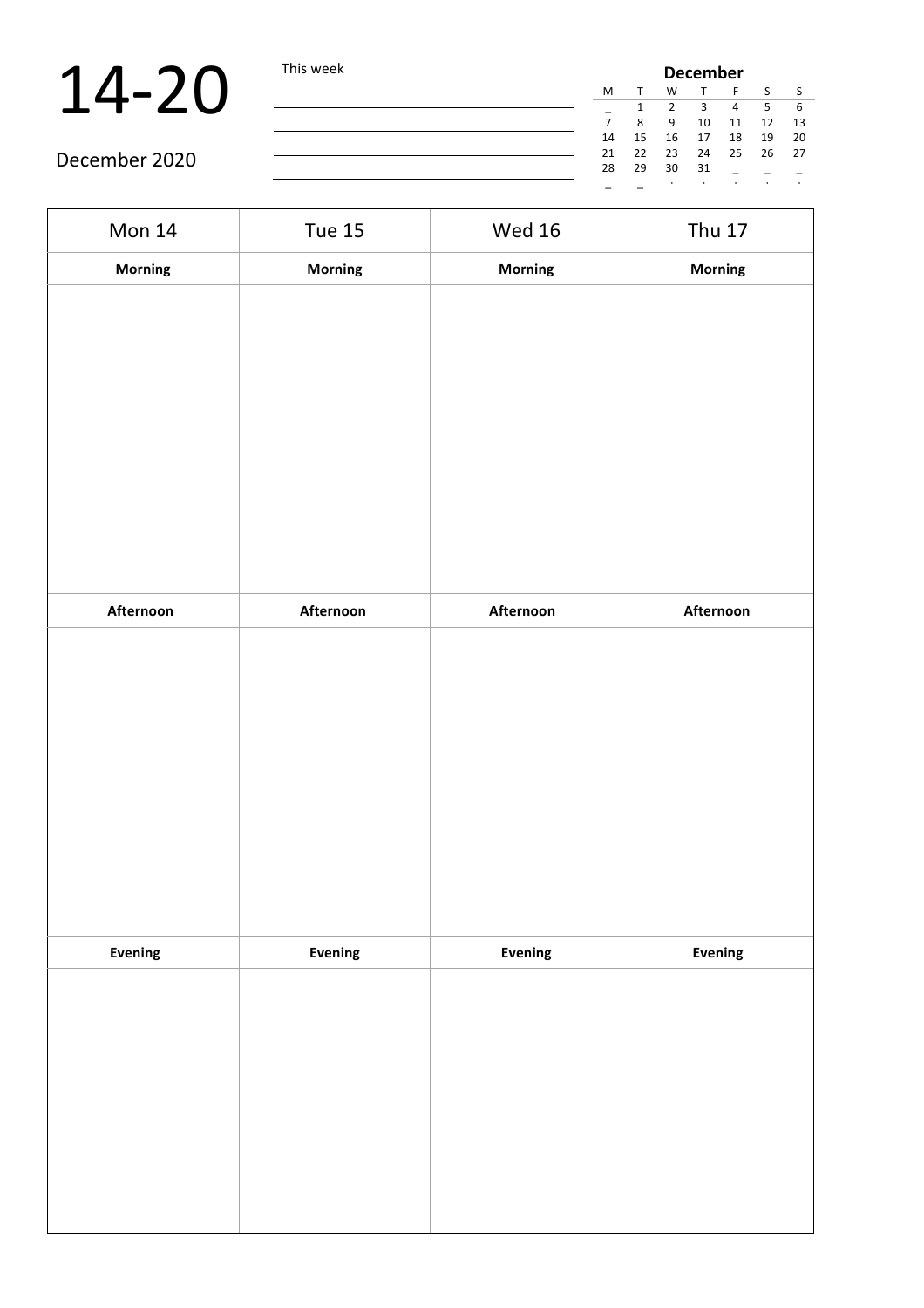# 14-20

December 2020

This week

| December | | | | | | |
|---|---|---|---|---|---|---|
| M | T | W | T | F | S | S |
| _ | 1 | 2 | 3 | 4 | 5 | 6 |
| 7 | 8 | 9 | 10 | 11 | 12 | 13 |
| 14 | 15 | 16 | 17 | 18 | 19 | 20 |
| 21 | 22 | 23 | 24 | 25 | 26 | 27 |
| 28 | 29 | 30 | 31 | _ | _ | _ |
| _ | _ | . | . | . | . | . |

| Mon 14 | Tue 15 | Wed 16 | Thu 17 |
|---|---|---|---|
| **Morning** | **Morning** | **Morning** | **Morning** |
| | | | |
| **Afternoon** | **Afternoon** | **Afternoon** | **Afternoon** |
| | | | |
| **Evening** | **Evening** | **Evening** | **Evening** |
| | | | |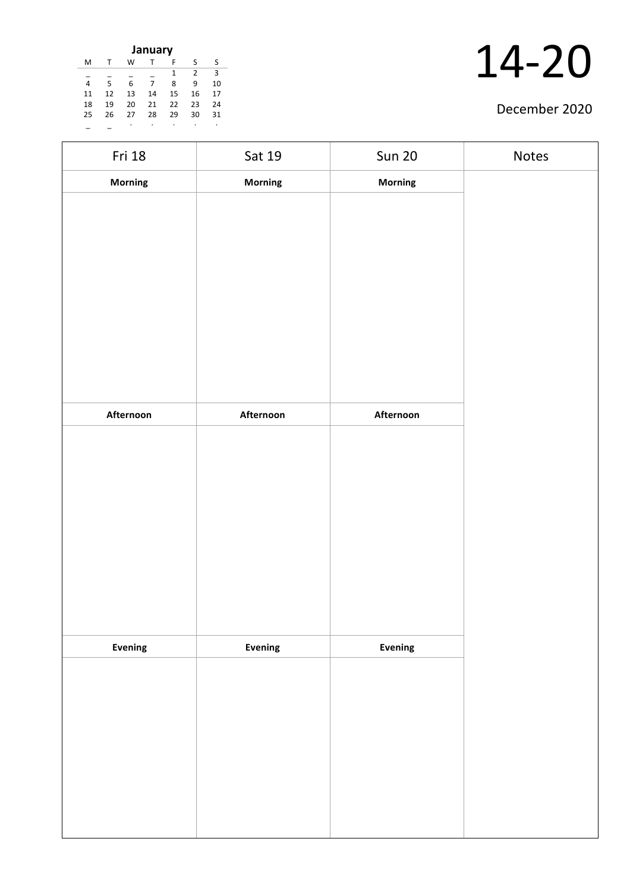**January**

| M | T | W | T | F | S | S |
|---|---|---|---|---|---|---|
| _ | _ | _ | _ | 1 | 2 | 3 |
| 4 | 5 | 6 | 7 | 8 | 9 | 10 |
| 11 | 12 | 13 | 14 | 15 | 16 | 17 |
| 18 | 19 | 20 | 21 | 22 | 23 | 24 |
| 25 | 26 | 27 | 28 | 29 | 30 | 31 |
| _ | _ | . | . | . | . | . |

# 14-20

December 2020

| Fri 18 | Sat 19 | Sun 20 | Notes |
|---|---|---|---|
| **Morning** | **Morning** | **Morning** | |
| | | | |
| **Afternoon** | **Afternoon** | **Afternoon** | |
| | | | |
| **Evening** | **Evening** | **Evening** | |
| | | | |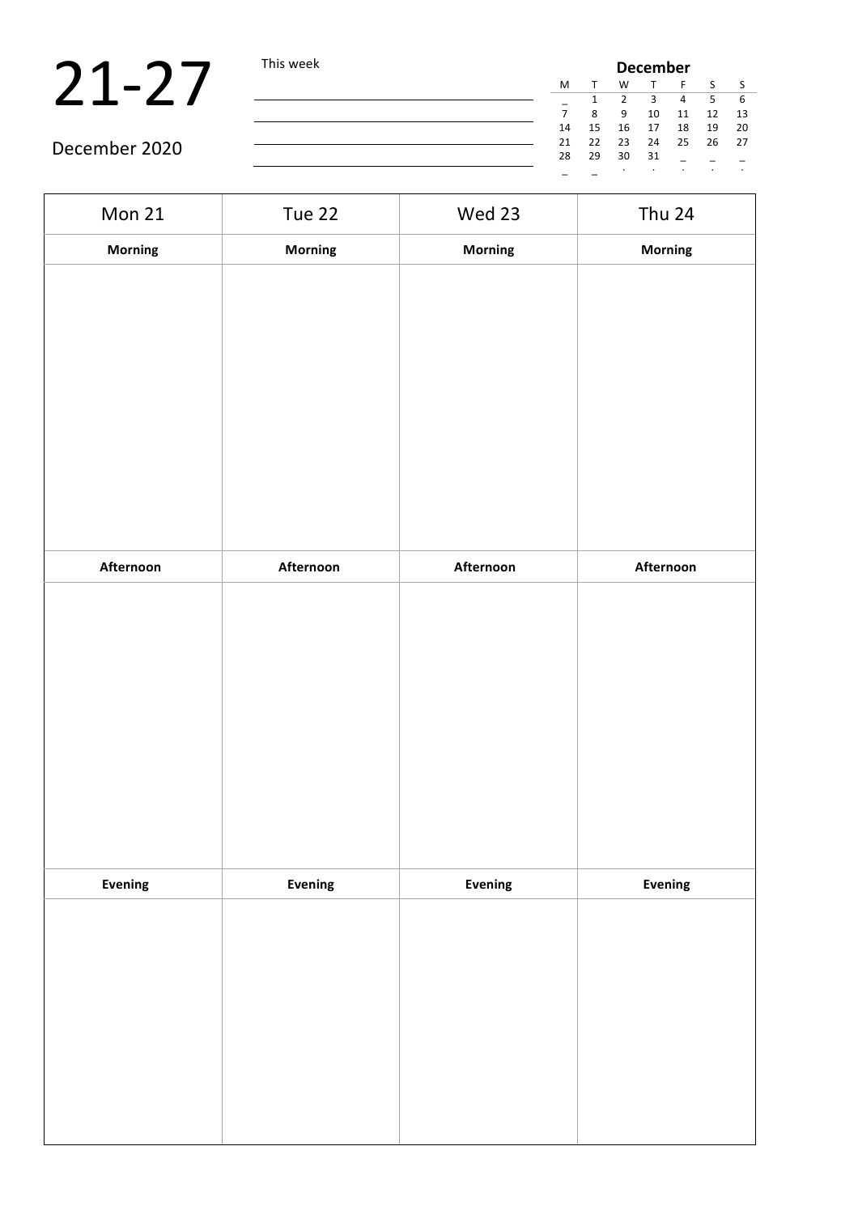# 21-27

December 2020

This week

| December | | | | | | |
|---|---|---|---|---|---|---|
| M | T | W | T | F | S | S |
| _ | 1 | 2 | 3 | 4 | 5 | 6 |
| 7 | 8 | 9 | 10 | 11 | 12 | 13 |
| 14 | 15 | 16 | 17 | 18 | 19 | 20 |
| 21 | 22 | 23 | 24 | 25 | 26 | 27 |
| 28 | 29 | 30 | 31 | _ | _ | _ |
| _ | _ | . | . | . | . | . |

| Mon 21 | Tue 22 | Wed 23 | Thu 24 |
|---|---|---|---|
| **Morning** | **Morning** | **Morning** | **Morning** |
| | | | |
| **Afternoon** | **Afternoon** | **Afternoon** | **Afternoon** |
| | | | |
| **Evening** | **Evening** | **Evening** | **Evening** |
| | | | |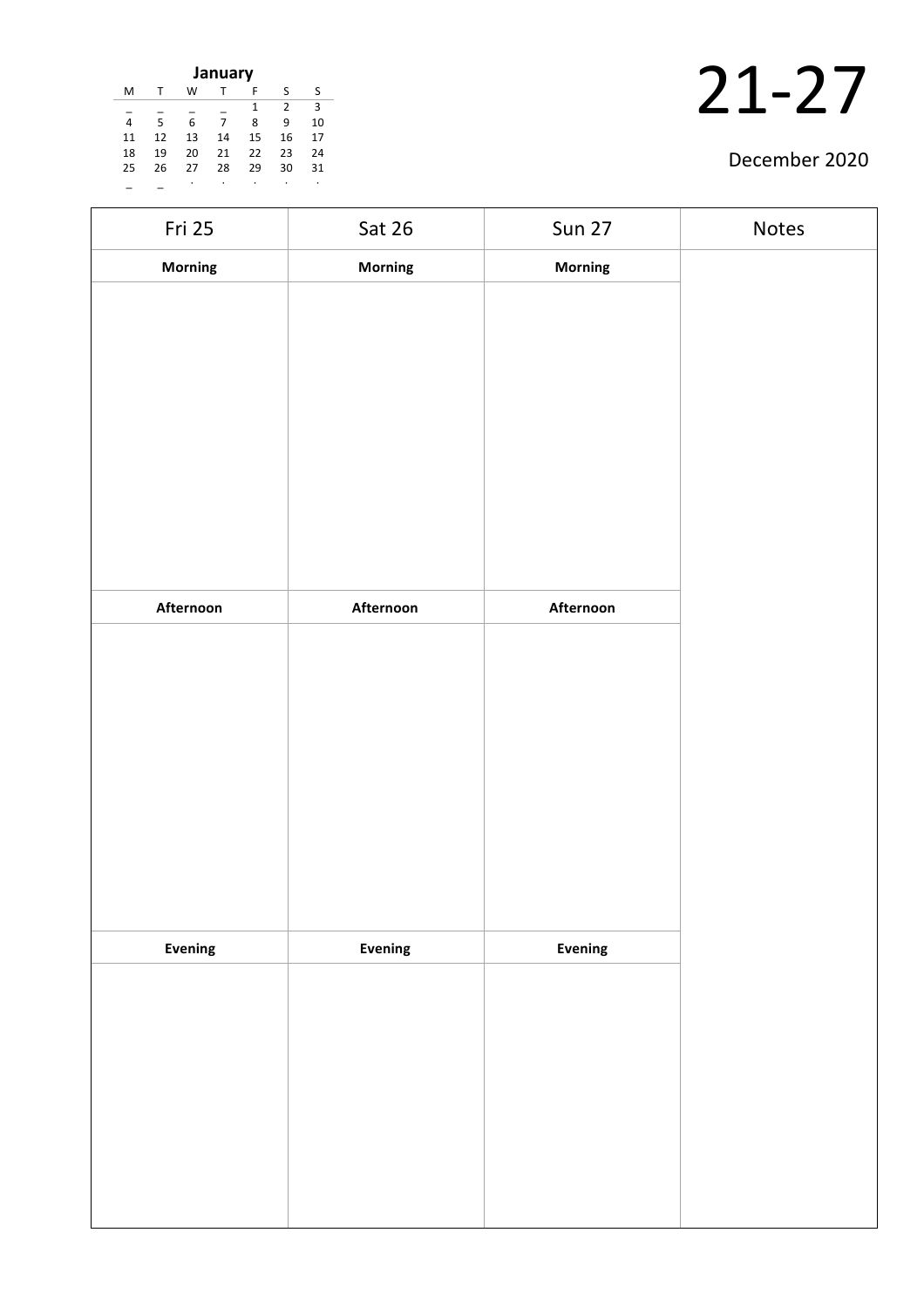**January**

| M | T | W | T | F | S | S |
|---|---|---|---|---|---|---|
| _ | _ | _ | _ | 1 | 2 | 3 |
| 4 | 5 | 6 | 7 | 8 | 9 | 10 |
| 11 | 12 | 13 | 14 | 15 | 16 | 17 |
| 18 | 19 | 20 | 21 | 22 | 23 | 24 |
| 25 | 26 | 27 | 28 | 29 | 30 | 31 |
| _ | _ | . | . | . | . | . |

# 21-27

December 2020

| Fri 25 | Sat 26 | Sun 27 | Notes |
|---|---|---|---|
| **Morning** | **Morning** | **Morning** | |
| | | | |
| **Afternoon** | **Afternoon** | **Afternoon** | |
| | | | |
| **Evening** | **Evening** | **Evening** | |
| | | | |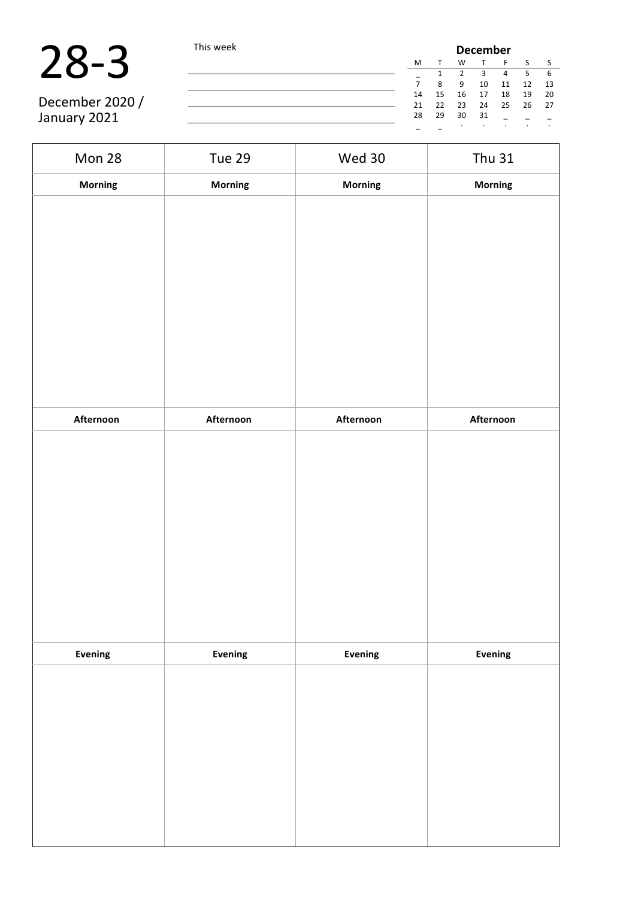# 28-3

December 2020 / January 2021

This week

| December | | | | | | |
|---|---|---|---|---|---|---|
| M | T | W | T | F | S | S |
| _ | 1 | 2 | 3 | 4 | 5 | 6 |
| 7 | 8 | 9 | 10 | 11 | 12 | 13 |
| 14 | 15 | 16 | 17 | 18 | 19 | 20 |
| 21 | 22 | 23 | 24 | 25 | 26 | 27 |
| 28 | 29 | 30 | 31 | _ | _ | _ |
| _ | _ | . | . | . | . | . |

| Mon 28 | Tue 29 | Wed 30 | Thu 31 |
|---|---|---|---|
| **Morning** | **Morning** | **Morning** | **Morning** |
| | | | |
| **Afternoon** | **Afternoon** | **Afternoon** | **Afternoon** |
| | | | |
| **Evening** | **Evening** | **Evening** | **Evening** |
| | | | |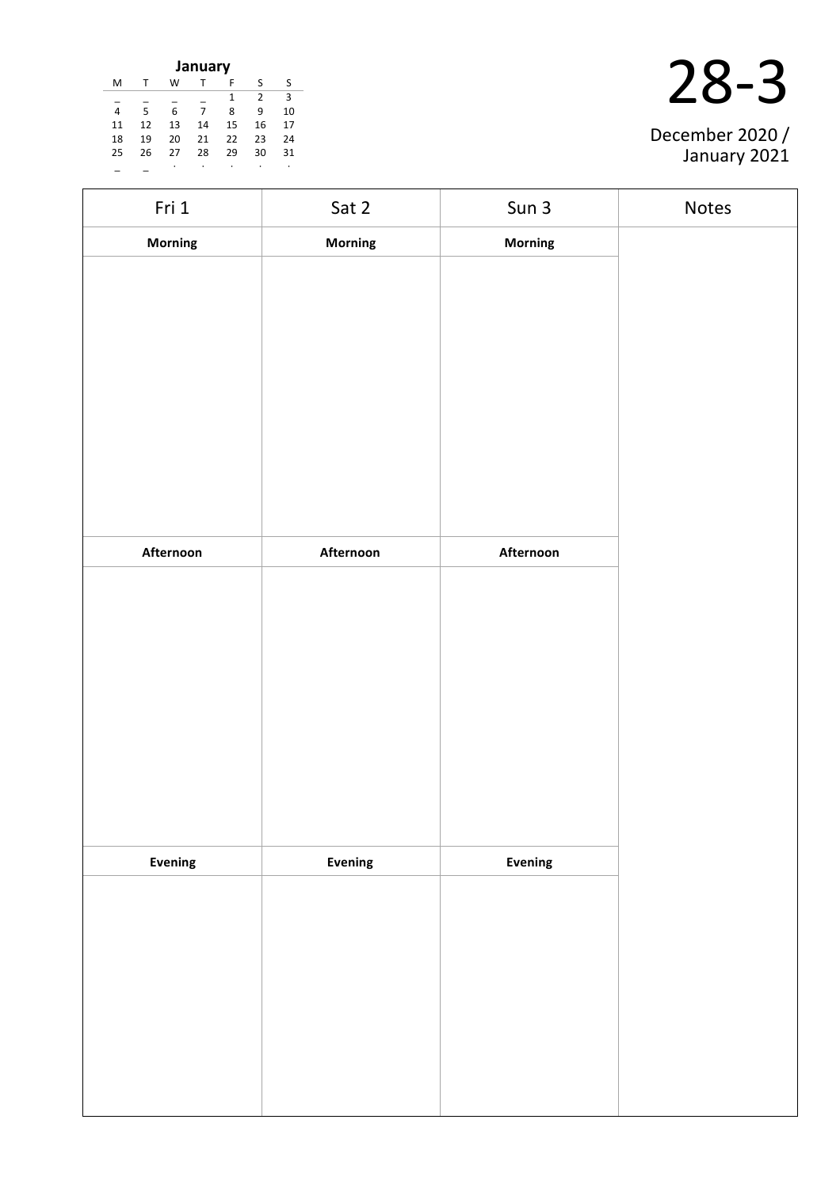**January**

| M | T | W | T | F | S | S |
|---|---|---|---|---|---|---|
| _ | _ | _ | _ | 1 | 2 | 3 |
| 4 | 5 | 6 | 7 | 8 | 9 | 10 |
| 11 | 12 | 13 | 14 | 15 | 16 | 17 |
| 18 | 19 | 20 | 21 | 22 | 23 | 24 |
| 25 | 26 | 27 | 28 | 29 | 30 | 31 |
| _ | _ | . | . | . | . | . |

# 28-3

December 2020 /
January 2021

| Fri 1 | Sat 2 | Sun 3 | Notes |
|---|---|---|---|
| **Morning** | **Morning** | **Morning** | |
| | | | |
| **Afternoon** | **Afternoon** | **Afternoon** | |
| | | | |
| **Evening** | **Evening** | **Evening** | |
| | | | |